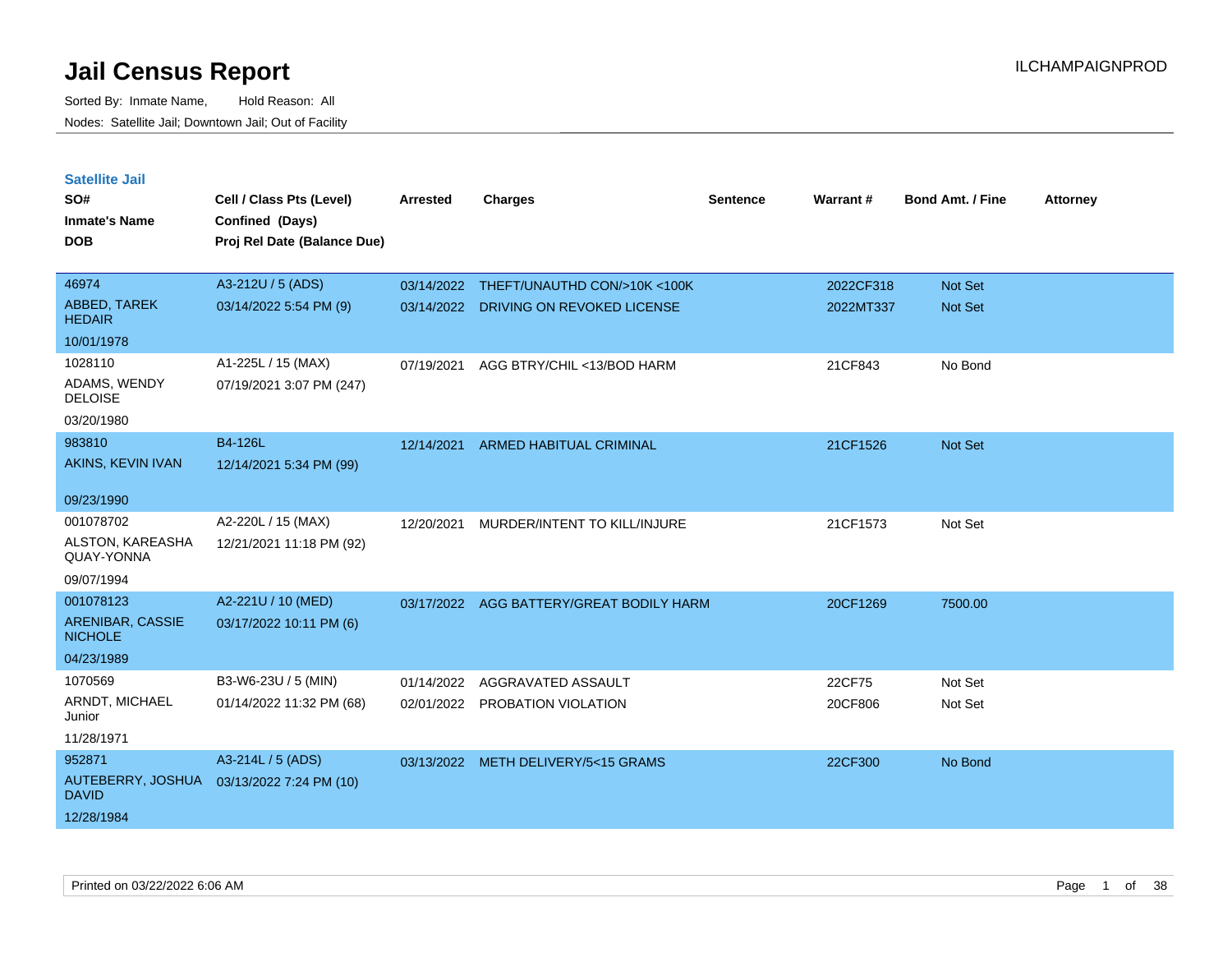# Jail Census Report

Sorted By: Inmate Name, Hold Reason: All

Nodes: Satellite Jail; Downtown Jail; Out of Facility

## Satellite Jail

| SO# / Inmate's Name / DOB | Cell / Class Pts (Level) / Confined (Days) / Proj Rel Date (Balance Due) | Arrested | Charges | Sentence | Warrant # | Bond Amt. / Fine | Attorney |
|---|---|---|---|---|---|---|---|
| 46974<br>ABBED, TAREK HEDAIR<br>10/01/1978 | A3-212U / 5 (ADS)<br>03/14/2022 5:54 PM (9) | 03/14/2022 | THEFT/UNAUTHD CON/>10K <100K | | 2022CF318 | Not Set | |
| | | 03/14/2022 | DRIVING ON REVOKED LICENSE | | 2022MT337 | Not Set | |
| 1028110<br>ADAMS, WENDY DELOISE<br>03/20/1980 | A1-225L / 15 (MAX)<br>07/19/2021 3:07 PM (247) | 07/19/2021 | AGG BTRY/CHIL <13/BOD HARM | | 21CF843 | No Bond | |
| 983810<br>AKINS, KEVIN IVAN<br>09/23/1990 | B4-126L<br>12/14/2021 5:34 PM (99) | 12/14/2021 | ARMED HABITUAL CRIMINAL | | 21CF1526 | Not Set | |
| 001078702<br>ALSTON, KAREASHA QUAY-YONNA<br>09/07/1994 | A2-220L / 15 (MAX)<br>12/21/2021 11:18 PM (92) | 12/20/2021 | MURDER/INTENT TO KILL/INJURE | | 21CF1573 | Not Set | |
| 001078123<br>ARENIBAR, CASSIE NICHOLE<br>04/23/1989 | A2-221U / 10 (MED)<br>03/17/2022 10:11 PM (6) | 03/17/2022 | AGG BATTERY/GREAT BODILY HARM | | 20CF1269 | 7500.00 | |
| 1070569<br>ARNDT, MICHAEL Junior<br>11/28/1971 | B3-W6-23U / 5 (MIN)<br>01/14/2022 11:32 PM (68) | 01/14/2022 | AGGRAVATED ASSAULT | | 22CF75 | Not Set | |
| | | 02/01/2022 | PROBATION VIOLATION | | 20CF806 | Not Set | |
| 952871<br>AUTEBERRY, JOSHUA DAVID<br>12/28/1984 | A3-214L / 5 (ADS)<br>03/13/2022 7:24 PM (10) | 03/13/2022 | METH DELIVERY/5<15 GRAMS | | 22CF300 | No Bond | |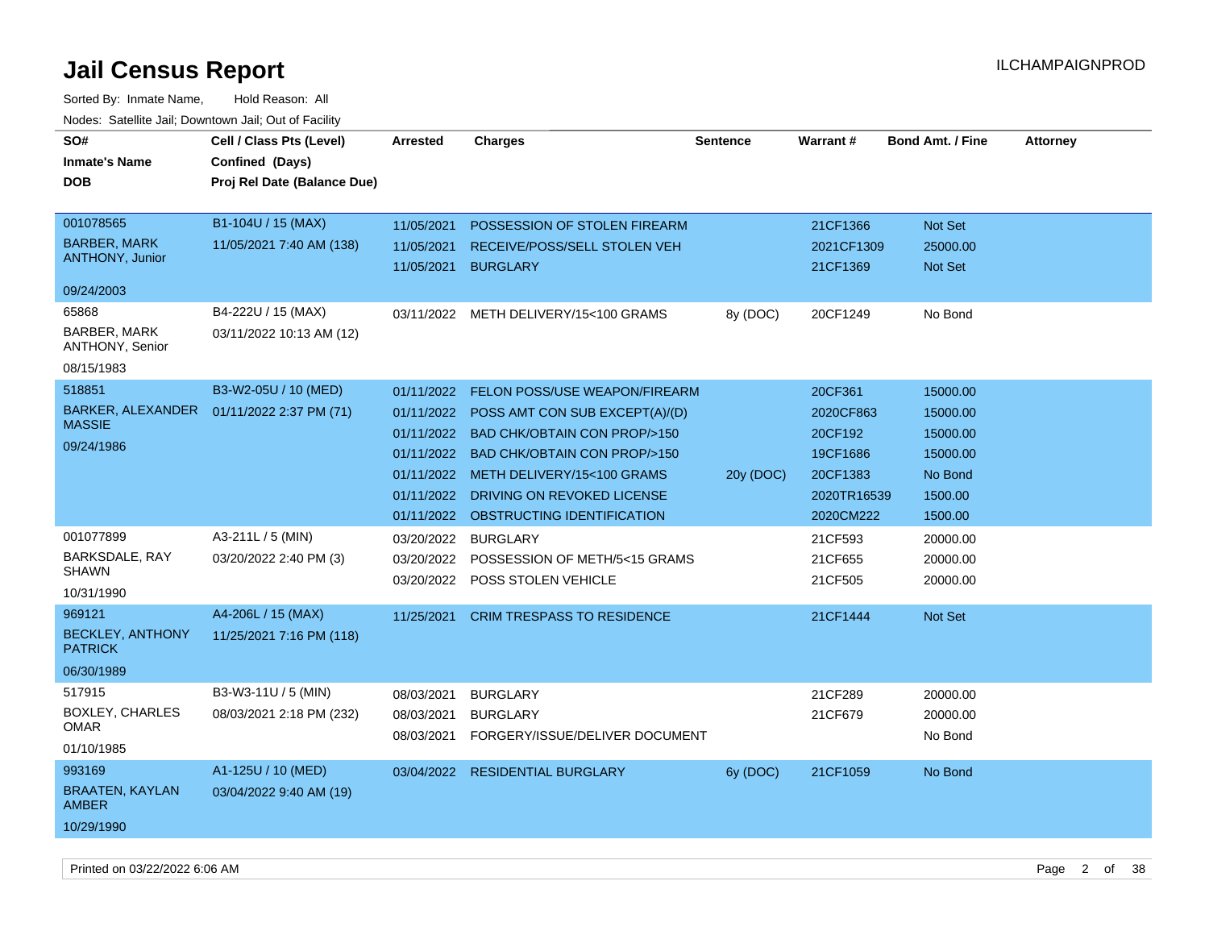# Jail Census Report

ILCHAMPAIGNPROD

Sorted By: Inmate Name, Hold Reason: All

Nodes: Satellite Jail; Downtown Jail; Out of Facility

| SO# / Inmate's Name / DOB | Cell / Class Pts (Level) / Confined (Days) / Proj Rel Date (Balance Due) | Arrested | Charges | Sentence | Warrant # | Bond Amt. / Fine | Attorney |
|---|---|---|---|---|---|---|---|
| 001078565<br>BARBER, MARK ANTHONY, Junior<br>09/24/2003 | B1-104U / 15 (MAX)<br>11/05/2021 7:40 AM (138) | 11/05/2021 | POSSESSION OF STOLEN FIREARM | | 21CF1366 | Not Set | |
| | | 11/05/2021 | RECEIVE/POSS/SELL STOLEN VEH | | 2021CF1309 | 25000.00 | |
| | | 11/05/2021 | BURGLARY | | 21CF1369 | Not Set | |
| 65868<br>BARBER, MARK ANTHONY, Senior<br>08/15/1983 | B4-222U / 15 (MAX)<br>03/11/2022 10:13 AM (12) | 03/11/2022 | METH DELIVERY/15<100 GRAMS | 8y (DOC) | 20CF1249 | No Bond | |
| 518851<br>BARKER, ALEXANDER MASSIE<br>09/24/1986 | B3-W2-05U / 10 (MED)<br>01/11/2022 2:37 PM (71) | 01/11/2022 | FELON POSS/USE WEAPON/FIREARM | | 20CF361 | 15000.00 | |
| | | 01/11/2022 | POSS AMT CON SUB EXCEPT(A)/(D) | | 2020CF863 | 15000.00 | |
| | | 01/11/2022 | BAD CHK/OBTAIN CON PROP/>150 | | 20CF192 | 15000.00 | |
| | | 01/11/2022 | BAD CHK/OBTAIN CON PROP/>150 | | 19CF1686 | 15000.00 | |
| | | 01/11/2022 | METH DELIVERY/15<100 GRAMS | 20y (DOC) | 20CF1383 | No Bond | |
| | | 01/11/2022 | DRIVING ON REVOKED LICENSE | | 2020TR16539 | 1500.00 | |
| | | 01/11/2022 | OBSTRUCTING IDENTIFICATION | | 2020CM222 | 1500.00 | |
| 001077899<br>BARKSDALE, RAY SHAWN<br>10/31/1990 | A3-211L / 5 (MIN)<br>03/20/2022 2:40 PM (3) | 03/20/2022 | BURGLARY | | 21CF593 | 20000.00 | |
| | | 03/20/2022 | POSSESSION OF METH/5<15 GRAMS | | 21CF655 | 20000.00 | |
| | | 03/20/2022 | POSS STOLEN VEHICLE | | 21CF505 | 20000.00 | |
| 969121<br>BECKLEY, ANTHONY PATRICK<br>06/30/1989 | A4-206L / 15 (MAX)<br>11/25/2021 7:16 PM (118) | 11/25/2021 | CRIM TRESPASS TO RESIDENCE | | 21CF1444 | Not Set | |
| 517915<br>BOXLEY, CHARLES OMAR<br>01/10/1985 | B3-W3-11U / 5 (MIN)<br>08/03/2021 2:18 PM (232) | 08/03/2021 | BURGLARY | | 21CF289 | 20000.00 | |
| | | 08/03/2021 | BURGLARY | | 21CF679 | 20000.00 | |
| | | 08/03/2021 | FORGERY/ISSUE/DELIVER DOCUMENT | | | No Bond | |
| 993169<br>BRAATEN, KAYLAN AMBER<br>10/29/1990 | A1-125U / 10 (MED)<br>03/04/2022 9:40 AM (19) | 03/04/2022 | RESIDENTIAL BURGLARY | 6y (DOC) | 21CF1059 | No Bond | |

Printed on 03/22/2022 6:06 AM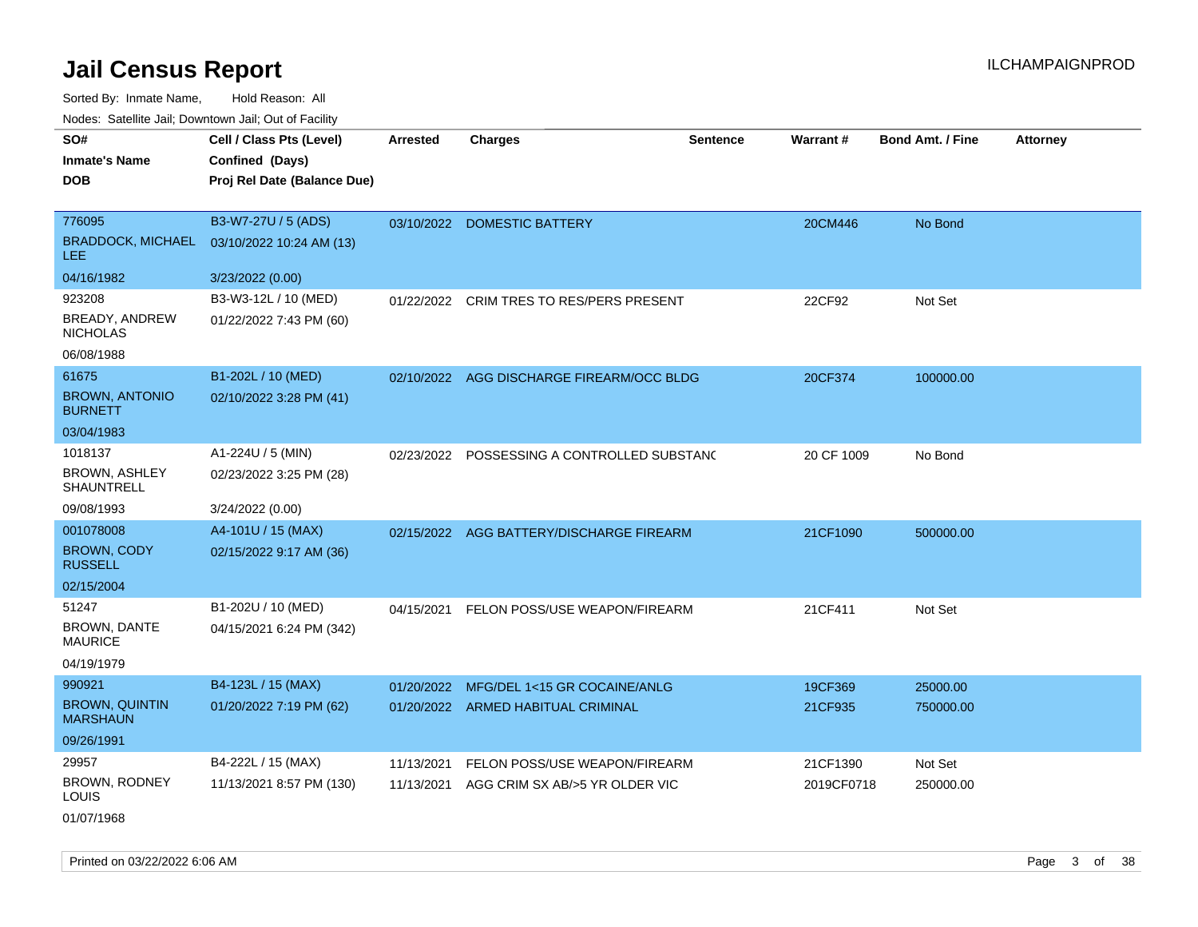# Jail Census Report

ILCHAMPAIGNPROD

Sorted By: Inmate Name, Hold Reason: All

Nodes: Satellite Jail; Downtown Jail; Out of Facility

| SO# / Inmate's Name / DOB | Cell / Class Pts (Level) / Confined (Days) / Proj Rel Date (Balance Due) | Arrested | Charges | Sentence | Warrant # | Bond Amt. / Fine | Attorney |
|---|---|---|---|---|---|---|---|
| 776095<br>BRADDOCK, MICHAEL LEE<br>04/16/1982 | B3-W7-27U / 5 (ADS)<br>03/10/2022 10:24 AM (13)<br>3/23/2022 (0.00) | 03/10/2022 | DOMESTIC BATTERY | | 20CM446 | No Bond | |
| 923208<br>BREADY, ANDREW NICHOLAS<br>06/08/1988 | B3-W3-12L / 10 (MED)<br>01/22/2022 7:43 PM (60) | 01/22/2022 | CRIM TRES TO RES/PERS PRESENT | | 22CF92 | Not Set | |
| 61675<br>BROWN, ANTONIO BURNETT<br>03/04/1983 | B1-202L / 10 (MED)<br>02/10/2022 3:28 PM (41) | 02/10/2022 | AGG DISCHARGE FIREARM/OCC BLDG | | 20CF374 | 100000.00 | |
| 1018137<br>BROWN, ASHLEY SHAUNTRELL<br>09/08/1993 | A1-224U / 5 (MIN)<br>02/23/2022 3:25 PM (28)<br>3/24/2022 (0.00) | 02/23/2022 | POSSESSING A CONTROLLED SUBSTANC | | 20 CF 1009 | No Bond | |
| 001078008<br>BROWN, CODY RUSSELL<br>02/15/2004 | A4-101U / 15 (MAX)<br>02/15/2022 9:17 AM (36) | 02/15/2022 | AGG BATTERY/DISCHARGE FIREARM | | 21CF1090 | 500000.00 | |
| 51247<br>BROWN, DANTE MAURICE<br>04/19/1979 | B1-202U / 10 (MED)<br>04/15/2021 6:24 PM (342) | 04/15/2021 | FELON POSS/USE WEAPON/FIREARM | | 21CF411 | Not Set | |
| 990921<br>BROWN, QUINTIN MARSHAUN<br>09/26/1991 | B4-123L / 15 (MAX)<br>01/20/2022 7:19 PM (62) | 01/20/2022<br>01/20/2022 | MFG/DEL 1<15 GR COCAINE/ANLG<br>ARMED HABITUAL CRIMINAL | | 19CF369<br>21CF935 | 25000.00<br>750000.00 | |
| 29957<br>BROWN, RODNEY LOUIS<br>01/07/1968 | B4-222L / 15 (MAX)<br>11/13/2021 8:57 PM (130) | 11/13/2021<br>11/13/2021 | FELON POSS/USE WEAPON/FIREARM<br>AGG CRIM SX AB/>5 YR OLDER VIC | | 21CF1390<br>2019CF0718 | Not Set<br>250000.00 | |

Printed on 03/22/2022 6:06 AM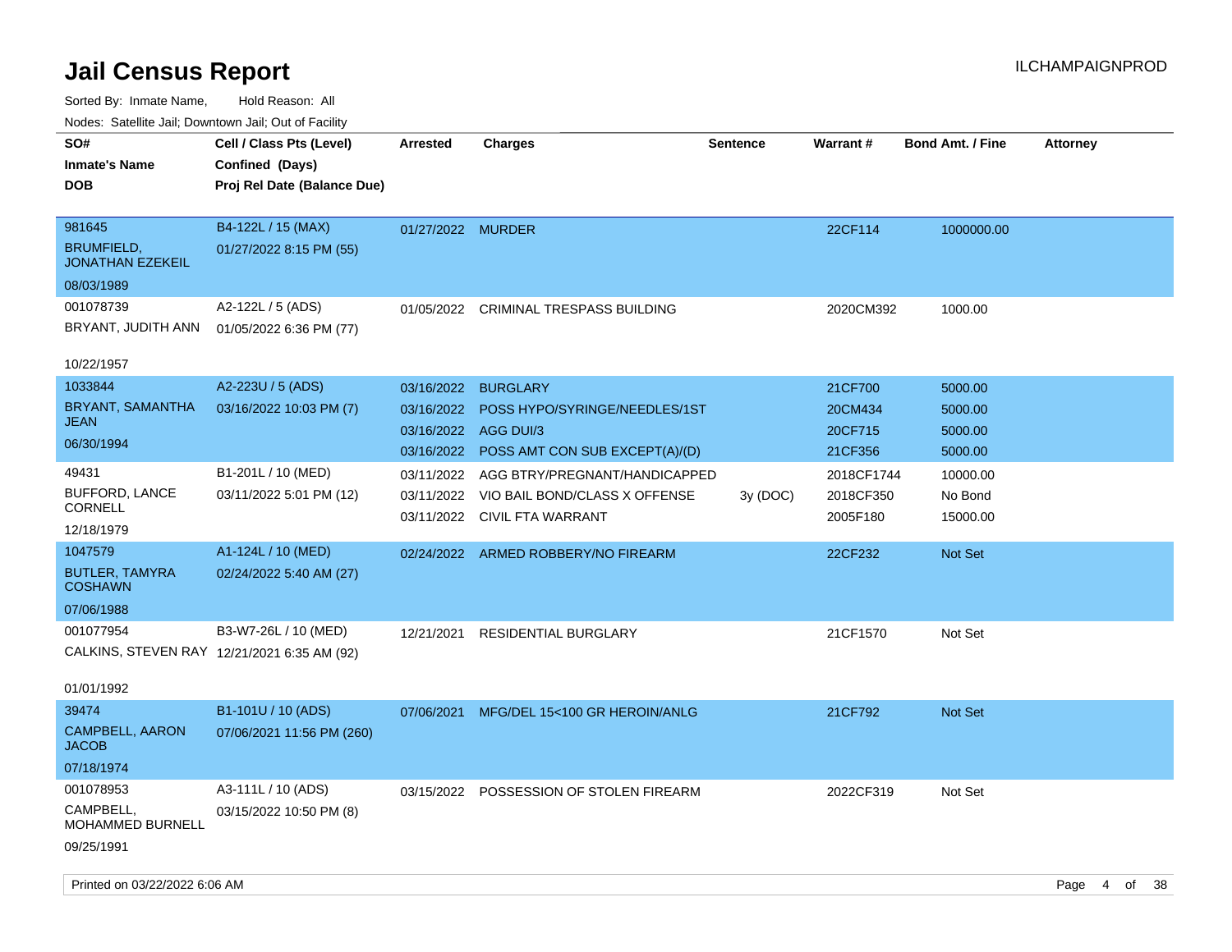# Jail Census Report

ILCHAMPAIGNPROD

Sorted By: Inmate Name, Hold Reason: All

Nodes: Satellite Jail; Downtown Jail; Out of Facility

| SO# / Inmate's Name / DOB | Cell / Class Pts (Level) / Confined (Days) / Proj Rel Date (Balance Due) | Arrested | Charges | Sentence | Warrant # | Bond Amt. / Fine | Attorney |
|---|---|---|---|---|---|---|---|
| 981645<br>BRUMFIELD, JONATHAN EZEKEIL<br>08/03/1989 | B4-122L / 15 (MAX)<br>01/27/2022 8:15 PM (55) | 01/27/2022 | MURDER | | 22CF114 | 1000000.00 | |
| 001078739<br>BRYANT, JUDITH ANN<br>10/22/1957 | A2-122L / 5 (ADS)<br>01/05/2022 6:36 PM (77) | 01/05/2022 | CRIMINAL TRESPASS BUILDING | | 2020CM392 | 1000.00 | |
| 1033844<br>BRYANT, SAMANTHA JEAN<br>06/30/1994 | A2-223U / 5 (ADS)<br>03/16/2022 10:03 PM (7) | 03/16/2022 | BURGLARY | | 21CF700 | 5000.00 | |
| | | 03/16/2022 | POSS HYPO/SYRINGE/NEEDLES/1ST | | 20CM434 | 5000.00 | |
| | | 03/16/2022 | AGG DUI/3 | | 20CF715 | 5000.00 | |
| | | 03/16/2022 | POSS AMT CON SUB EXCEPT(A)/(D) | | 21CF356 | 5000.00 | |
| 49431<br>BUFFORD, LANCE CORNELL<br>12/18/1979 | B1-201L / 10 (MED)<br>03/11/2022 5:01 PM (12) | 03/11/2022 | AGG BTRY/PREGNANT/HANDICAPPED | | 2018CF1744 | 10000.00 | |
| | | 03/11/2022 | VIO BAIL BOND/CLASS X OFFENSE | 3y (DOC) | 2018CF350 | No Bond | |
| | | 03/11/2022 | CIVIL FTA WARRANT | | 2005F180 | 15000.00 | |
| 1047579<br>BUTLER, TAMYRA COSHAWN<br>07/06/1988 | A1-124L / 10 (MED)<br>02/24/2022 5:40 AM (27) | 02/24/2022 | ARMED ROBBERY/NO FIREARM | | 22CF232 | Not Set | |
| 001077954<br>CALKINS, STEVEN RAY<br>01/01/1992 | B3-W7-26L / 10 (MED)<br>12/21/2021 6:35 AM (92) | 12/21/2021 | RESIDENTIAL BURGLARY | | 21CF1570 | Not Set | |
| 39474<br>CAMPBELL, AARON JACOB<br>07/18/1974 | B1-101U / 10 (ADS)<br>07/06/2021 11:56 PM (260) | 07/06/2021 | MFG/DEL 15<100 GR HEROIN/ANLG | | 21CF792 | Not Set | |
| 001078953<br>CAMPBELL, MOHAMMED BURNELL<br>09/25/1991 | A3-111L / 10 (ADS)<br>03/15/2022 10:50 PM (8) | 03/15/2022 | POSSESSION OF STOLEN FIREARM | | 2022CF319 | Not Set | |

Printed on 03/22/2022 6:06 AM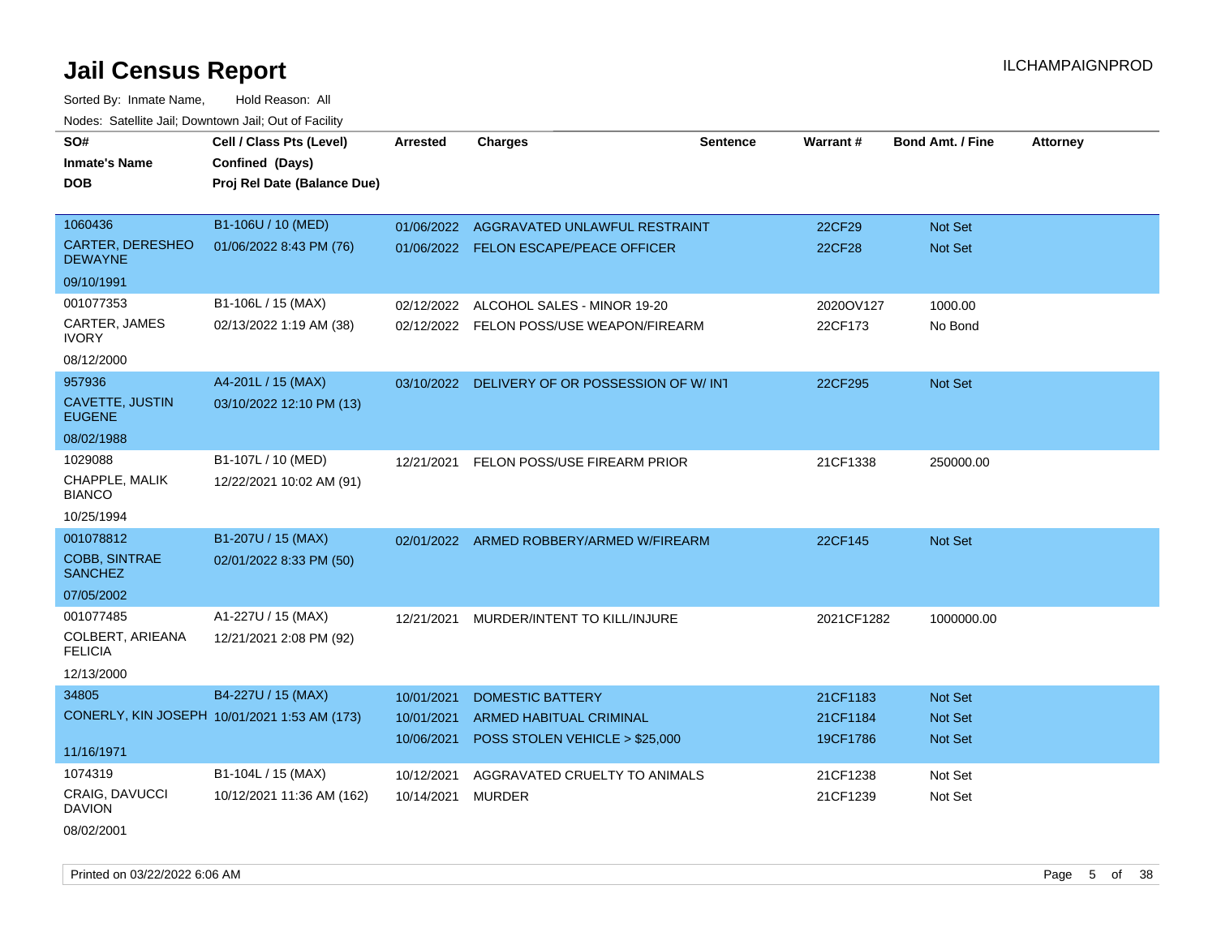# Jail Census Report

ILCHAMPAIGNPROD

Sorted By: Inmate Name, Hold Reason: All

Nodes: Satellite Jail; Downtown Jail; Out of Facility

| SO# / Inmate's Name / DOB | Cell / Class Pts (Level) / Confined (Days) / Proj Rel Date (Balance Due) | Arrested | Charges | Sentence | Warrant # | Bond Amt. / Fine | Attorney |
|---|---|---|---|---|---|---|---|
| 1060436<br>CARTER, DERESHEO DEWAYNE<br>09/10/1991 | B1-106U / 10 (MED)<br>01/06/2022 8:43 PM (76) | 01/06/2022<br>01/06/2022 | AGGRAVATED UNLAWFUL RESTRAINT<br>FELON ESCAPE/PEACE OFFICER | | 22CF29<br>22CF28 | Not Set<br>Not Set | |
| 001077353<br>CARTER, JAMES IVORY<br>08/12/2000 | B1-106L / 15 (MAX)<br>02/13/2022 1:19 AM (38) | 02/12/2022<br>02/12/2022 | ALCOHOL SALES - MINOR 19-20<br>FELON POSS/USE WEAPON/FIREARM | | 2020OV127<br>22CF173 | 1000.00<br>No Bond | |
| 957936<br>CAVETTE, JUSTIN EUGENE<br>08/02/1988 | A4-201L / 15 (MAX)<br>03/10/2022 12:10 PM (13) | 03/10/2022 | DELIVERY OF OR POSSESSION OF W/ INT | | 22CF295 | Not Set | |
| 1029088<br>CHAPPLE, MALIK BIANCO<br>10/25/1994 | B1-107L / 10 (MED)<br>12/22/2021 10:02 AM (91) | 12/21/2021 | FELON POSS/USE FIREARM PRIOR | | 21CF1338 | 250000.00 | |
| 001078812<br>COBB, SINTRAE SANCHEZ<br>07/05/2002 | B1-207U / 15 (MAX)<br>02/01/2022 8:33 PM (50) | 02/01/2022 | ARMED ROBBERY/ARMED W/FIREARM | | 22CF145 | Not Set | |
| 001077485<br>COLBERT, ARIEANA FELICIA<br>12/13/2000 | A1-227U / 15 (MAX)<br>12/21/2021 2:08 PM (92) | 12/21/2021 | MURDER/INTENT TO KILL/INJURE | | 2021CF1282 | 1000000.00 | |
| 34805<br>CONERLY, KIN JOSEPH<br>11/16/1971 | B4-227U / 15 (MAX)<br>10/01/2021 1:53 AM (173) | 10/01/2021<br>10/01/2021<br>10/06/2021 | DOMESTIC BATTERY<br>ARMED HABITUAL CRIMINAL<br>POSS STOLEN VEHICLE > $25,000 | | 21CF1183<br>21CF1184<br>19CF1786 | Not Set<br>Not Set<br>Not Set | |
| 1074319<br>CRAIG, DAVUCCI DAVION<br>08/02/2001 | B1-104L / 15 (MAX)<br>10/12/2021 11:36 AM (162) | 10/12/2021<br>10/14/2021 | AGGRAVATED CRUELTY TO ANIMALS<br>MURDER | | 21CF1238<br>21CF1239 | Not Set<br>Not Set | |

Printed on 03/22/2022 6:06 AM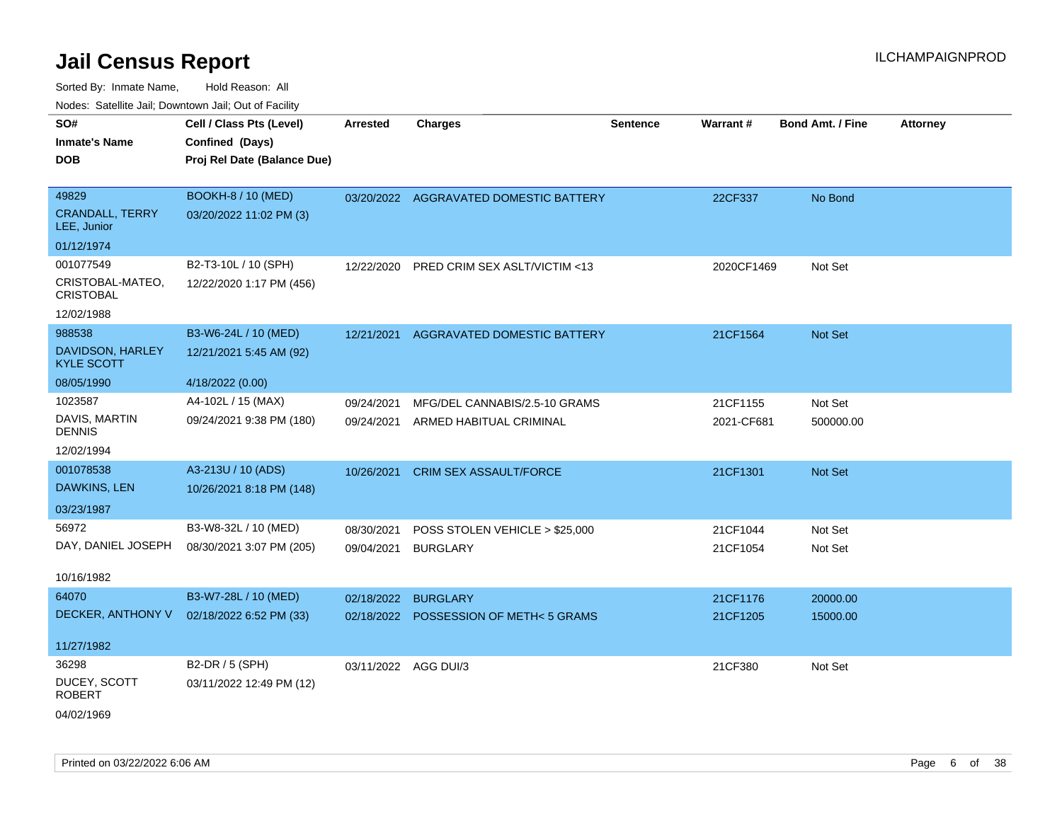# Jail Census Report

Sorted By: Inmate Name, Hold Reason: All

Nodes: Satellite Jail; Downtown Jail; Out of Facility

| SO# / Inmate's Name / DOB | Cell / Class Pts (Level) / Confined (Days) / Proj Rel Date (Balance Due) | Arrested | Charges | Sentence | Warrant # | Bond Amt. / Fine | Attorney |
|---|---|---|---|---|---|---|---|
| 49829<br>CRANDALL, TERRY LEE, Junior<br>01/12/1974 | BOOKH-8 / 10 (MED)<br>03/20/2022 11:02 PM (3) | 03/20/2022 | AGGRAVATED DOMESTIC BATTERY | | 22CF337 | No Bond | |
| 001077549<br>CRISTOBAL-MATEO, CRISTOBAL<br>12/02/1988 | B2-T3-10L / 10 (SPH)<br>12/22/2020 1:17 PM (456) | 12/22/2020 | PRED CRIM SEX ASLT/VICTIM <13 | | 2020CF1469 | Not Set | |
| 988538<br>DAVIDSON, HARLEY KYLE SCOTT<br>08/05/1990 | B3-W6-24L / 10 (MED)<br>12/21/2021 5:45 AM (92)<br>4/18/2022 (0.00) | 12/21/2021 | AGGRAVATED DOMESTIC BATTERY | | 21CF1564 | Not Set | |
| 1023587<br>DAVIS, MARTIN DENNIS<br>12/02/1994 | A4-102L / 15 (MAX)<br>09/24/2021 9:38 PM (180) | 09/24/2021<br>09/24/2021 | MFG/DEL CANNABIS/2.5-10 GRAMS<br>ARMED HABITUAL CRIMINAL | | 21CF1155<br>2021-CF681 | Not Set<br>500000.00 | |
| 001078538<br>DAWKINS, LEN<br>03/23/1987 | A3-213U / 10 (ADS)<br>10/26/2021 8:18 PM (148) | 10/26/2021 | CRIM SEX ASSAULT/FORCE | | 21CF1301 | Not Set | |
| 56972<br>DAY, DANIEL JOSEPH<br>10/16/1982 | B3-W8-32L / 10 (MED)<br>08/30/2021 3:07 PM (205) | 08/30/2021<br>09/04/2021 | POSS STOLEN VEHICLE > $25,000<br>BURGLARY | | 21CF1044<br>21CF1054 | Not Set<br>Not Set | |
| 64070<br>DECKER, ANTHONY V<br>11/27/1982 | B3-W7-28L / 10 (MED)<br>02/18/2022 6:52 PM (33) | 02/18/2022<br>02/18/2022 | BURGLARY<br>POSSESSION OF METH< 5 GRAMS | | 21CF1176<br>21CF1205 | 20000.00<br>15000.00 | |
| 36298<br>DUCEY, SCOTT ROBERT<br>04/02/1969 | B2-DR / 5 (SPH)<br>03/11/2022 12:49 PM (12) | 03/11/2022 | AGG DUI/3 | | 21CF380 | Not Set | |

Printed on 03/22/2022 6:06 AM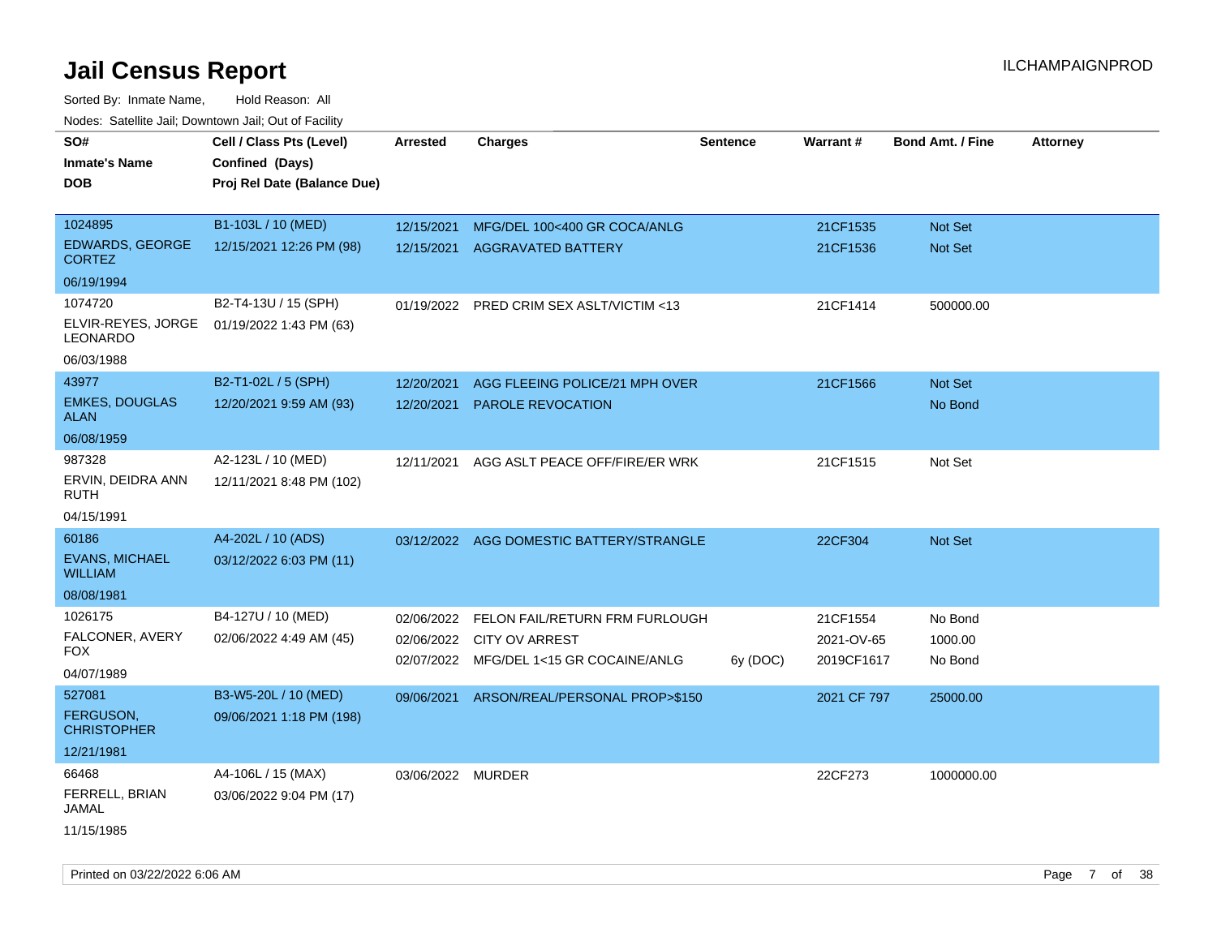# Jail Census Report

ILCHAMPAIGNPROD

Sorted By: Inmate Name, Hold Reason: All

Nodes: Satellite Jail; Downtown Jail; Out of Facility

| SO#<br>Inmate's Name<br>DOB | Cell / Class Pts (Level)<br>Confined (Days)<br>Proj Rel Date (Balance Due) | Arrested | Charges | Sentence | Warrant # | Bond Amt. / Fine | Attorney |
|---|---|---|---|---|---|---|---|
| 1024895<br>EDWARDS, GEORGE CORTEZ<br>06/19/1994 | B1-103L / 10 (MED)<br>12/15/2021 12:26 PM (98) | 12/15/2021<br>12/15/2021 | MFG/DEL 100<400 GR COCA/ANLG<br>AGGRAVATED BATTERY | | 21CF1535<br>21CF1536 | Not Set<br>Not Set | |
| 1074720<br>ELVIR-REYES, JORGE LEONARDO<br>06/03/1988 | B2-T4-13U / 15 (SPH)<br>01/19/2022 1:43 PM (63) | 01/19/2022 | PRED CRIM SEX ASLT/VICTIM <13 | | 21CF1414 | 500000.00 | |
| 43977<br>EMKES, DOUGLAS ALAN<br>06/08/1959 | B2-T1-02L / 5 (SPH)<br>12/20/2021 9:59 AM (93) | 12/20/2021<br>12/20/2021 | AGG FLEEING POLICE/21 MPH OVER<br>PAROLE REVOCATION | | 21CF1566 | Not Set<br>No Bond | |
| 987328<br>ERVIN, DEIDRA ANN RUTH<br>04/15/1991 | A2-123L / 10 (MED)<br>12/11/2021 8:48 PM (102) | 12/11/2021 | AGG ASLT PEACE OFF/FIRE/ER WRK | | 21CF1515 | Not Set | |
| 60186<br>EVANS, MICHAEL WILLIAM<br>08/08/1981 | A4-202L / 10 (ADS)<br>03/12/2022 6:03 PM (11) | 03/12/2022 | AGG DOMESTIC BATTERY/STRANGLE | | 22CF304 | Not Set | |
| 1026175<br>FALCONER, AVERY FOX<br>04/07/1989 | B4-127U / 10 (MED)<br>02/06/2022 4:49 AM (45) | 02/06/2022<br>02/06/2022<br>02/07/2022 | FELON FAIL/RETURN FRM FURLOUGH<br>CITY OV ARREST<br>MFG/DEL 1<15 GR COCAINE/ANLG | <br><br>6y (DOC) | 21CF1554<br>2021-OV-65<br>2019CF1617 | No Bond<br>1000.00<br>No Bond | |
| 527081<br>FERGUSON, CHRISTOPHER<br>12/21/1981 | B3-W5-20L / 10 (MED)<br>09/06/2021 1:18 PM (198) | 09/06/2021 | ARSON/REAL/PERSONAL PROP>$150 | | 2021 CF 797 | 25000.00 | |
| 66468<br>FERRELL, BRIAN JAMAL<br>11/15/1985 | A4-106L / 15 (MAX)<br>03/06/2022 9:04 PM (17) | 03/06/2022 | MURDER | | 22CF273 | 1000000.00 | |

Printed on 03/22/2022 6:06 AM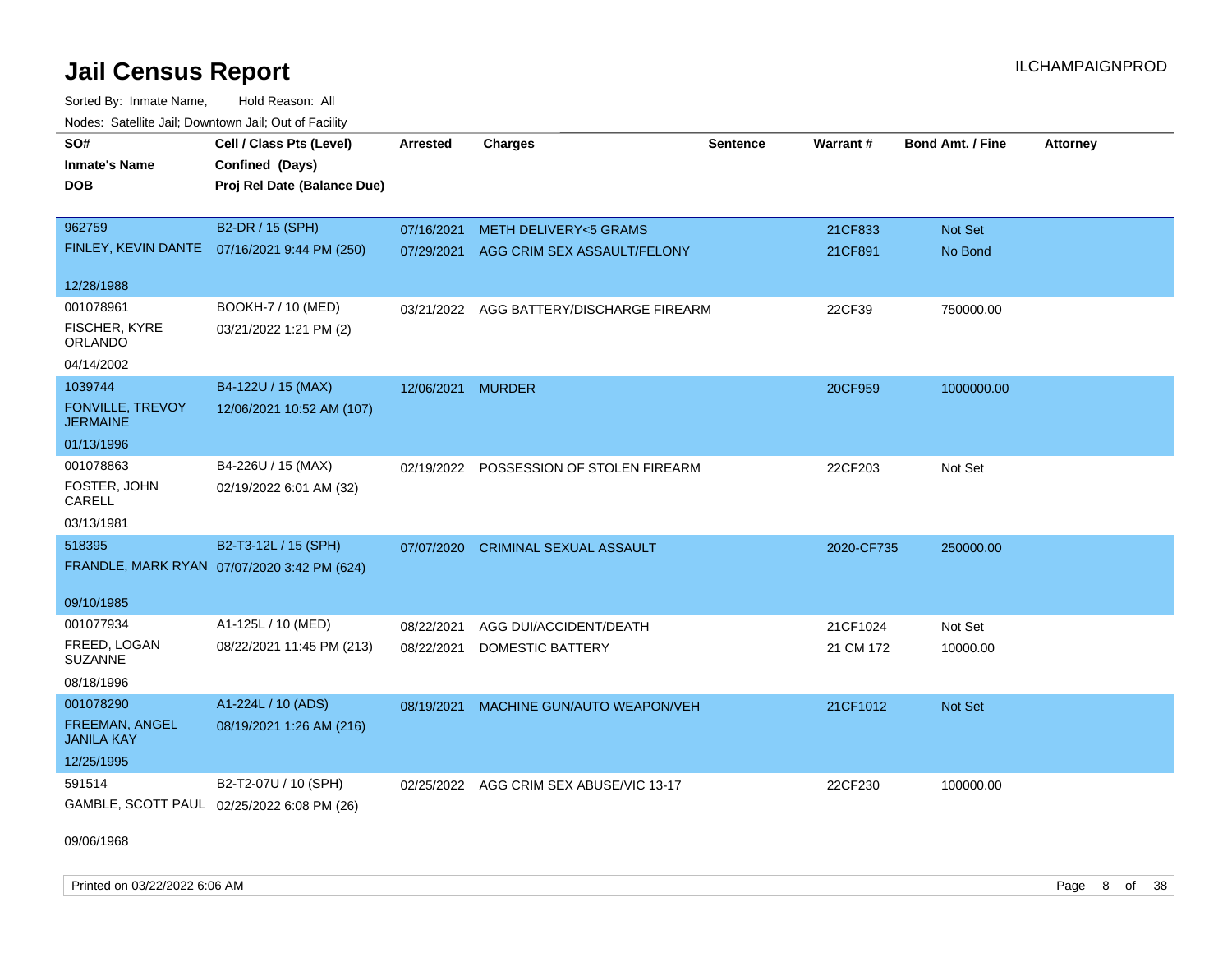# Jail Census Report

ILCHAMPAIGNPROD

Sorted By: Inmate Name, Hold Reason: All

Nodes: Satellite Jail; Downtown Jail; Out of Facility

| SO# / Inmate's Name / DOB | Cell / Class Pts (Level) / Confined (Days) / Proj Rel Date (Balance Due) | Arrested | Charges | Sentence | Warrant # | Bond Amt. / Fine | Attorney |
|---|---|---|---|---|---|---|---|
| 962759<br>FINLEY, KEVIN DANTE<br>12/28/1988 | B2-DR / 15 (SPH)<br>07/16/2021 9:44 PM (250) | 07/16/2021<br>07/29/2021 | METH DELIVERY<5 GRAMS<br>AGG CRIM SEX ASSAULT/FELONY | | 21CF833<br>21CF891 | Not Set<br>No Bond | |
| 001078961<br>FISCHER, KYRE ORLANDO<br>04/14/2002 | BOOKH-7 / 10 (MED)<br>03/21/2022 1:21 PM (2) | 03/21/2022 | AGG BATTERY/DISCHARGE FIREARM | | 22CF39 | 750000.00 | |
| 1039744<br>FONVILLE, TREVOY JERMAINE<br>01/13/1996 | B4-122U / 15 (MAX)<br>12/06/2021 10:52 AM (107) | 12/06/2021 | MURDER | | 20CF959 | 1000000.00 | |
| 001078863<br>FOSTER, JOHN CARELL<br>03/13/1981 | B4-226U / 15 (MAX)<br>02/19/2022 6:01 AM (32) | 02/19/2022 | POSSESSION OF STOLEN FIREARM | | 22CF203 | Not Set | |
| 518395<br>FRANDLE, MARK RYAN<br>09/10/1985 | B2-T3-12L / 15 (SPH)<br>07/07/2020 3:42 PM (624) | 07/07/2020 | CRIMINAL SEXUAL ASSAULT | | 2020-CF735 | 250000.00 | |
| 001077934<br>FREED, LOGAN SUZANNE<br>08/18/1996 | A1-125L / 10 (MED)<br>08/22/2021 11:45 PM (213) | 08/22/2021<br>08/22/2021 | AGG DUI/ACCIDENT/DEATH<br>DOMESTIC BATTERY | | 21CF1024<br>21 CM 172 | Not Set<br>10000.00 | |
| 001078290<br>FREEMAN, ANGEL JANILA KAY<br>12/25/1995 | A1-224L / 10 (ADS)<br>08/19/2021 1:26 AM (216) | 08/19/2021 | MACHINE GUN/AUTO WEAPON/VEH | | 21CF1012 | Not Set | |
| 591514<br>GAMBLE, SCOTT PAUL<br>09/06/1968 | B2-T2-07U / 10 (SPH)<br>02/25/2022 6:08 PM (26) | 02/25/2022 | AGG CRIM SEX ABUSE/VIC 13-17 | | 22CF230 | 100000.00 | |

Printed on 03/22/2022 6:06 AM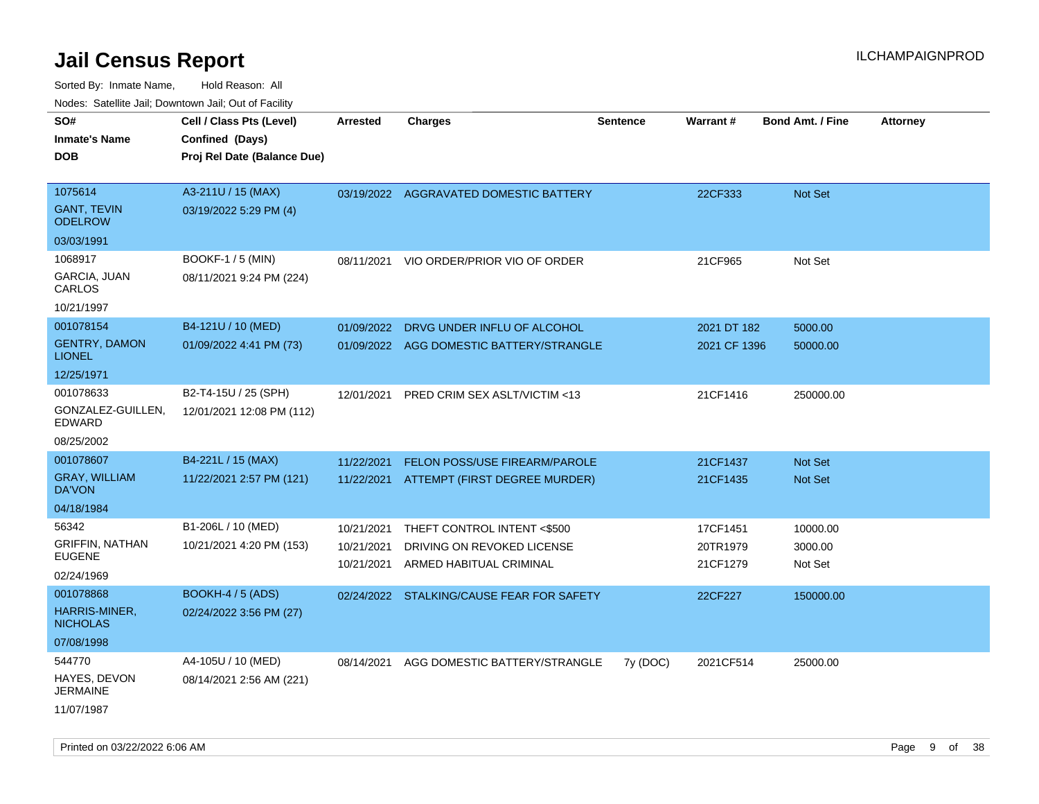# Jail Census Report

ILCHAMPAIGNPROD

Sorted By: Inmate Name, Hold Reason: All

Nodes: Satellite Jail; Downtown Jail; Out of Facility

| SO# / Inmate's Name / DOB | Cell / Class Pts (Level) / Confined (Days) / Proj Rel Date (Balance Due) | Arrested | Charges | Sentence | Warrant # | Bond Amt. / Fine | Attorney |
|---|---|---|---|---|---|---|---|
| 1075614<br>GANT, TEVIN ODELROW<br>03/03/1991 | A3-211U / 15 (MAX)<br>03/19/2022 5:29 PM (4) | 03/19/2022 | AGGRAVATED DOMESTIC BATTERY | | 22CF333 | Not Set | |
| 1068917<br>GARCIA, JUAN CARLOS<br>10/21/1997 | BOOKF-1 / 5 (MIN)<br>08/11/2021 9:24 PM (224) | 08/11/2021 | VIO ORDER/PRIOR VIO OF ORDER | | 21CF965 | Not Set | |
| 001078154<br>GENTRY, DAMON LIONEL<br>12/25/1971 | B4-121U / 10 (MED)<br>01/09/2022 4:41 PM (73) | 01/09/2022<br>01/09/2022 | DRVG UNDER INFLU OF ALCOHOL<br>AGG DOMESTIC BATTERY/STRANGLE | | 2021 DT 182<br>2021 CF 1396 | 5000.00<br>50000.00 | |
| 001078633<br>GONZALEZ-GUILLEN, EDWARD<br>08/25/2002 | B2-T4-15U / 25 (SPH)<br>12/01/2021 12:08 PM (112) | 12/01/2021 | PRED CRIM SEX ASLT/VICTIM <13 | | 21CF1416 | 250000.00 | |
| 001078607<br>GRAY, WILLIAM DA'VON<br>04/18/1984 | B4-221L / 15 (MAX)<br>11/22/2021 2:57 PM (121) | 11/22/2021<br>11/22/2021 | FELON POSS/USE FIREARM/PAROLE<br>ATTEMPT (FIRST DEGREE MURDER) | | 21CF1437<br>21CF1435 | Not Set<br>Not Set | |
| 56342<br>GRIFFIN, NATHAN EUGENE<br>02/24/1969 | B1-206L / 10 (MED)<br>10/21/2021 4:20 PM (153) | 10/21/2021<br>10/21/2021<br>10/21/2021 | THEFT CONTROL INTENT <$500<br>DRIVING ON REVOKED LICENSE<br>ARMED HABITUAL CRIMINAL | | 17CF1451<br>20TR1979<br>21CF1279 | 10000.00<br>3000.00<br>Not Set | |
| 001078868<br>HARRIS-MINER, NICHOLAS<br>07/08/1998 | BOOKH-4 / 5 (ADS)<br>02/24/2022 3:56 PM (27) | 02/24/2022 | STALKING/CAUSE FEAR FOR SAFETY | | 22CF227 | 150000.00 | |
| 544770<br>HAYES, DEVON JERMAINE<br>11/07/1987 | A4-105U / 10 (MED)<br>08/14/2021 2:56 AM (221) | 08/14/2021 | AGG DOMESTIC BATTERY/STRANGLE | 7y (DOC) | 2021CF514 | 25000.00 | |

Printed on 03/22/2022 6:06 AM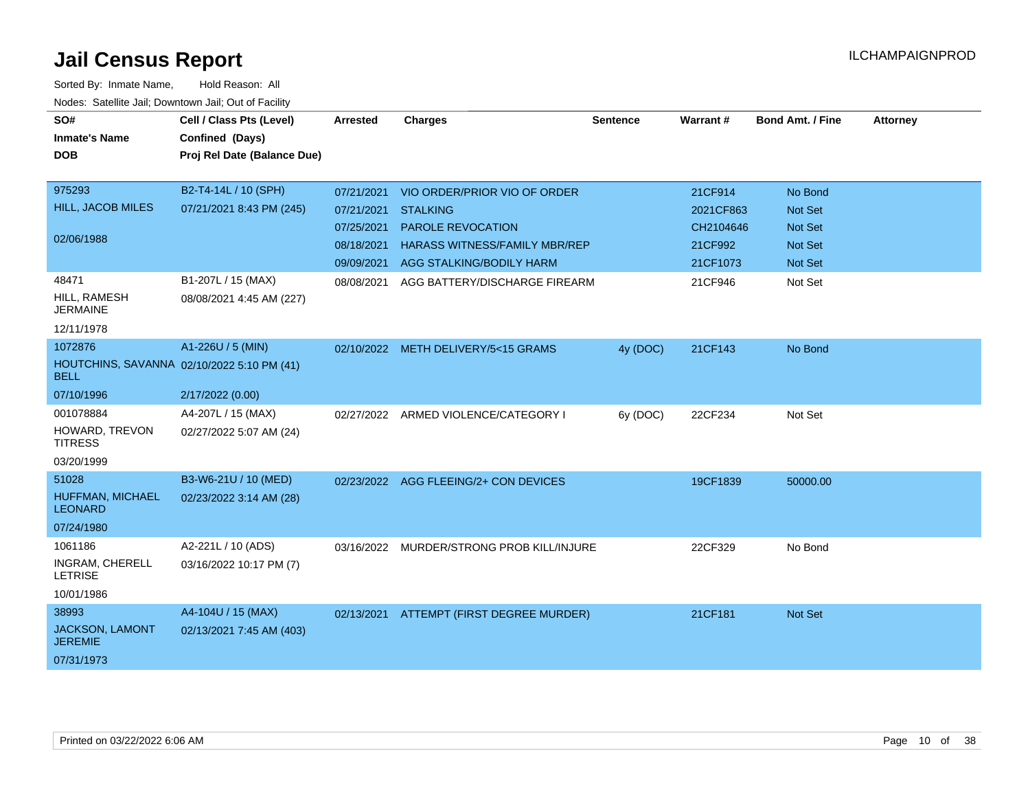# Jail Census Report

Sorted By: Inmate Name, Hold Reason: All

Nodes: Satellite Jail; Downtown Jail; Out of Facility

| SO# / Inmate's Name / DOB | Cell / Class Pts (Level) / Confined (Days) / Proj Rel Date (Balance Due) | Arrested | Charges | Sentence | Warrant # | Bond Amt. / Fine | Attorney |
|---|---|---|---|---|---|---|---|
| 975293 | B2-T4-14L / 10 (SPH) | 07/21/2021 | VIO ORDER/PRIOR VIO OF ORDER | | 21CF914 | No Bond | |
| HILL, JACOB MILES | 07/21/2021 8:43 PM (245) | 07/21/2021 | STALKING | | 2021CF863 | Not Set | |
| 02/06/1988 | | 07/25/2021 | PAROLE REVOCATION | | CH2104646 | Not Set | |
| | | 08/18/2021 | HARASS WITNESS/FAMILY MBR/REP | | 21CF992 | Not Set | |
| | | 09/09/2021 | AGG STALKING/BODILY HARM | | 21CF1073 | Not Set | |
| 48471 | B1-207L / 15 (MAX) | 08/08/2021 | AGG BATTERY/DISCHARGE FIREARM | | 21CF946 | Not Set | |
| HILL, RAMESH JERMAINE | 08/08/2021 4:45 AM (227) | | | | | | |
| 12/11/1978 | | | | | | | |
| 1072876 | A1-226U / 5 (MIN) | 02/10/2022 | METH DELIVERY/5<15 GRAMS | 4y (DOC) | 21CF143 | No Bond | |
| HOUTCHINS, SAVANNA BELL | 02/10/2022 5:10 PM (41) | | | | | | |
| 07/10/1996 | 2/17/2022 (0.00) | | | | | | |
| 001078884 | A4-207L / 15 (MAX) | 02/27/2022 | ARMED VIOLENCE/CATEGORY I | 6y (DOC) | 22CF234 | Not Set | |
| HOWARD, TREVON TITRESS | 02/27/2022 5:07 AM (24) | | | | | | |
| 03/20/1999 | | | | | | | |
| 51028 | B3-W6-21U / 10 (MED) | 02/23/2022 | AGG FLEEING/2+ CON DEVICES | | 19CF1839 | 50000.00 | |
| HUFFMAN, MICHAEL LEONARD | 02/23/2022 3:14 AM (28) | | | | | | |
| 07/24/1980 | | | | | | | |
| 1061186 | A2-221L / 10 (ADS) | 03/16/2022 | MURDER/STRONG PROB KILL/INJURE | | 22CF329 | No Bond | |
| INGRAM, CHERELL LETRISE | 03/16/2022 10:17 PM (7) | | | | | | |
| 10/01/1986 | | | | | | | |
| 38993 | A4-104U / 15 (MAX) | 02/13/2021 | ATTEMPT (FIRST DEGREE MURDER) | | 21CF181 | Not Set | |
| JACKSON, LAMONT JEREMIE | 02/13/2021 7:45 AM (403) | | | | | | |
| 07/31/1973 | | | | | | | |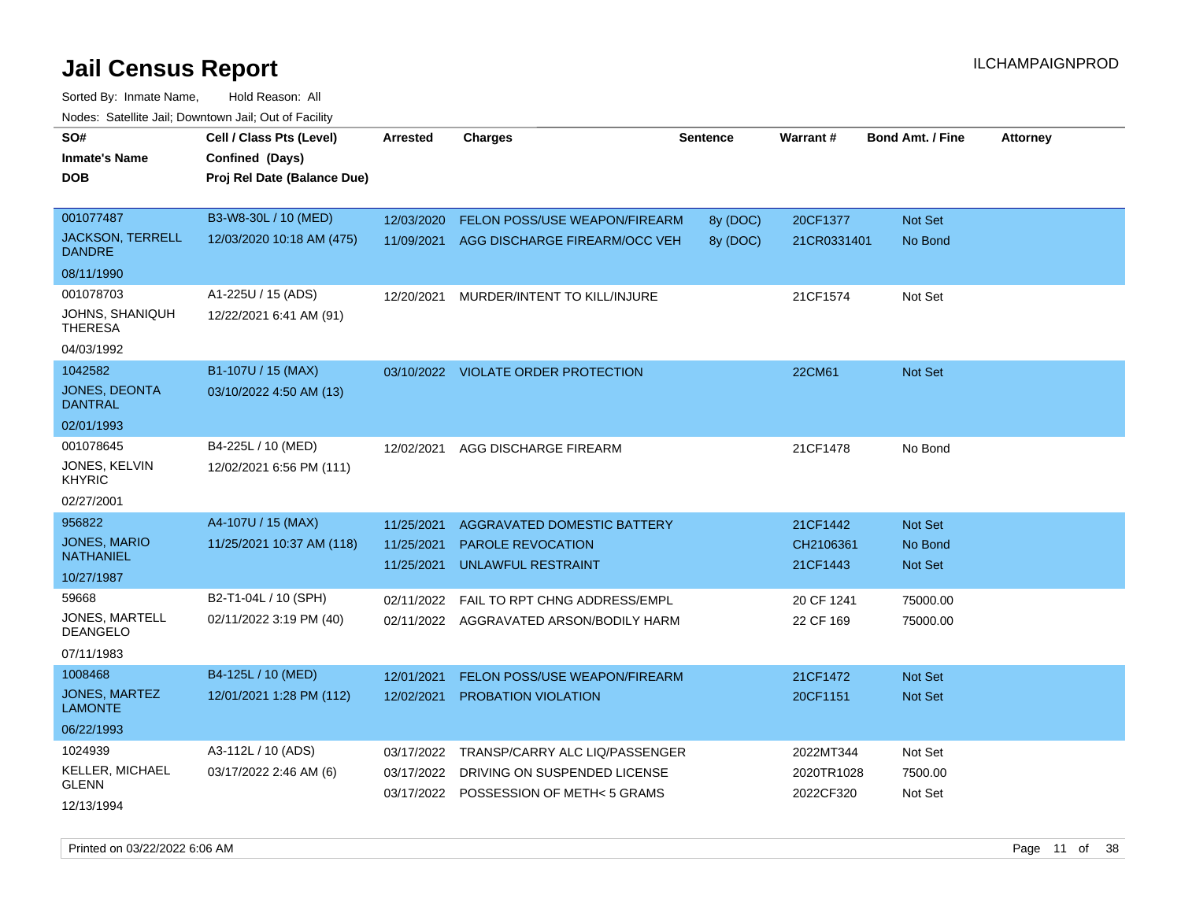# Jail Census Report

ILCHAMPAIGNPROD

Sorted By: Inmate Name, Hold Reason: All

Nodes: Satellite Jail; Downtown Jail; Out of Facility

| SO# / Inmate's Name / DOB | Cell / Class Pts (Level) / Confined (Days) / Proj Rel Date (Balance Due) | Arrested | Charges | Sentence | Warrant # | Bond Amt. / Fine | Attorney |
|---|---|---|---|---|---|---|---|
| 001077487 JACKSON, TERRELL DANDRE 08/11/1990 | B3-W8-30L / 10 (MED) 12/03/2020 10:18 AM (475) | 12/03/2020 | FELON POSS/USE WEAPON/FIREARM | 8y (DOC) | 20CF1377 | Not Set | |
| | | 11/09/2021 | AGG DISCHARGE FIREARM/OCC VEH | 8y (DOC) | 21CR0331401 | No Bond | |
| 001078703 JOHNS, SHANIQUH THERESA 04/03/1992 | A1-225U / 15 (ADS) 12/22/2021 6:41 AM (91) | 12/20/2021 | MURDER/INTENT TO KILL/INJURE | | 21CF1574 | Not Set | |
| 1042582 JONES, DEONTA DANTRAL 02/01/1993 | B1-107U / 15 (MAX) 03/10/2022 4:50 AM (13) | 03/10/2022 | VIOLATE ORDER PROTECTION | | 22CM61 | Not Set | |
| 001078645 JONES, KELVIN KHYRIC 02/27/2001 | B4-225L / 10 (MED) 12/02/2021 6:56 PM (111) | 12/02/2021 | AGG DISCHARGE FIREARM | | 21CF1478 | No Bond | |
| 956822 JONES, MARIO NATHANIEL 10/27/1987 | A4-107U / 15 (MAX) 11/25/2021 10:37 AM (118) | 11/25/2021 | AGGRAVATED DOMESTIC BATTERY | | 21CF1442 | Not Set | |
| | | 11/25/2021 | PAROLE REVOCATION | | CH2106361 | No Bond | |
| | | 11/25/2021 | UNLAWFUL RESTRAINT | | 21CF1443 | Not Set | |
| 59668 JONES, MARTELL DEANGELO 07/11/1983 | B2-T1-04L / 10 (SPH) 02/11/2022 3:19 PM (40) | 02/11/2022 | FAIL TO RPT CHNG ADDRESS/EMPL | | 20 CF 1241 | 75000.00 | |
| | | 02/11/2022 | AGGRAVATED ARSON/BODILY HARM | | 22 CF 169 | 75000.00 | |
| 1008468 JONES, MARTEZ LAMONTE 06/22/1993 | B4-125L / 10 (MED) 12/01/2021 1:28 PM (112) | 12/01/2021 | FELON POSS/USE WEAPON/FIREARM | | 21CF1472 | Not Set | |
| | | 12/02/2021 | PROBATION VIOLATION | | 20CF1151 | Not Set | |
| 1024939 KELLER, MICHAEL GLENN 12/13/1994 | A3-112L / 10 (ADS) 03/17/2022 2:46 AM (6) | 03/17/2022 | TRANSP/CARRY ALC LIQ/PASSENGER | | 2022MT344 | Not Set | |
| | | 03/17/2022 | DRIVING ON SUSPENDED LICENSE | | 2020TR1028 | 7500.00 | |
| | | 03/17/2022 | POSSESSION OF METH< 5 GRAMS | | 2022CF320 | Not Set | |

Printed on 03/22/2022 6:06 AM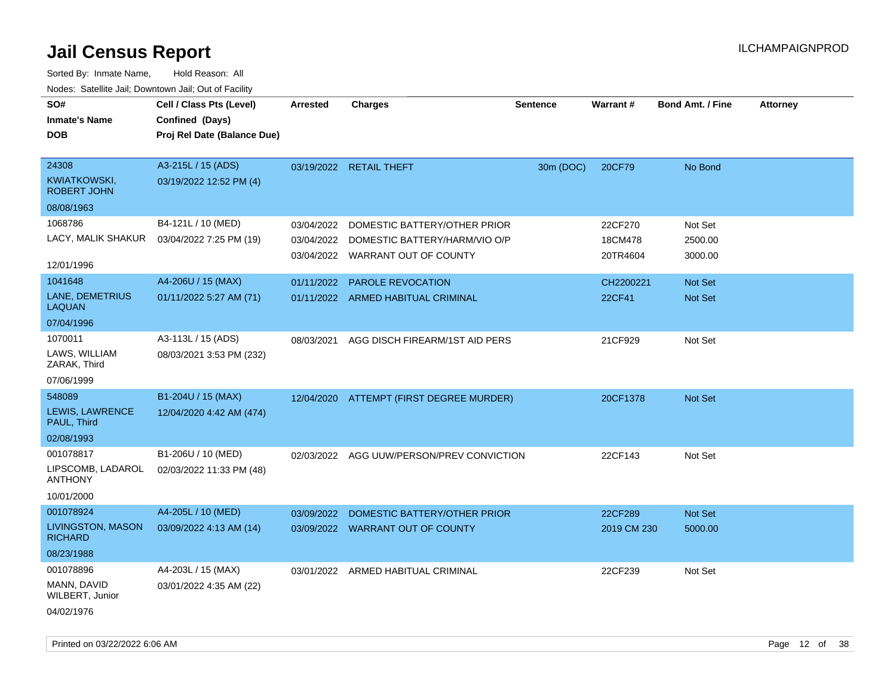# Jail Census Report

Sorted By: Inmate Name, Hold Reason: All

Nodes: Satellite Jail; Downtown Jail; Out of Facility

ILCHAMPAIGNPROD

| SO# / Inmate's Name / DOB | Cell / Class Pts (Level) / Confined (Days) / Proj Rel Date (Balance Due) | Arrested | Charges | Sentence | Warrant # | Bond Amt. / Fine | Attorney |
|---|---|---|---|---|---|---|---|
| 24308<br>KWIATKOWSKI, ROBERT JOHN<br>08/08/1963 | A3-215L / 15 (ADS)<br>03/19/2022 12:52 PM (4) | 03/19/2022 | RETAIL THEFT | 30m (DOC) | 20CF79 | No Bond | |
| 1068786<br>LACY, MALIK SHAKUR<br>12/01/1996 | B4-121L / 10 (MED)<br>03/04/2022 7:25 PM (19) | 03/04/2022<br>03/04/2022<br>03/04/2022 | DOMESTIC BATTERY/OTHER PRIOR<br>DOMESTIC BATTERY/HARM/VIO O/P<br>WARRANT OUT OF COUNTY | | 22CF270<br>18CM478<br>20TR4604 | Not Set<br>2500.00<br>3000.00 | |
| 1041648<br>LANE, DEMETRIUS LAQUAN<br>07/04/1996 | A4-206U / 15 (MAX)<br>01/11/2022 5:27 AM (71) | 01/11/2022<br>01/11/2022 | PAROLE REVOCATION<br>ARMED HABITUAL CRIMINAL | | CH2200221<br>22CF41 | Not Set<br>Not Set | |
| 1070011<br>LAWS, WILLIAM ZARAK, Third<br>07/06/1999 | A3-113L / 15 (ADS)<br>08/03/2021 3:53 PM (232) | 08/03/2021 | AGG DISCH FIREARM/1ST AID PERS | | 21CF929 | Not Set | |
| 548089<br>LEWIS, LAWRENCE PAUL, Third<br>02/08/1993 | B1-204U / 15 (MAX)<br>12/04/2020 4:42 AM (474) | 12/04/2020 | ATTEMPT (FIRST DEGREE MURDER) | | 20CF1378 | Not Set | |
| 001078817<br>LIPSCOMB, LADAROL ANTHONY<br>10/01/2000 | B1-206U / 10 (MED)<br>02/03/2022 11:33 PM (48) | 02/03/2022 | AGG UUW/PERSON/PREV CONVICTION | | 22CF143 | Not Set | |
| 001078924<br>LIVINGSTON, MASON RICHARD<br>08/23/1988 | A4-205L / 10 (MED)<br>03/09/2022 4:13 AM (14) | 03/09/2022<br>03/09/2022 | DOMESTIC BATTERY/OTHER PRIOR<br>WARRANT OUT OF COUNTY | | 22CF289<br>2019 CM 230 | Not Set<br>5000.00 | |
| 001078896<br>MANN, DAVID WILBERT, Junior<br>04/02/1976 | A4-203L / 15 (MAX)<br>03/01/2022 4:35 AM (22) | 03/01/2022 | ARMED HABITUAL CRIMINAL | | 22CF239 | Not Set | |

Printed on 03/22/2022 6:06 AM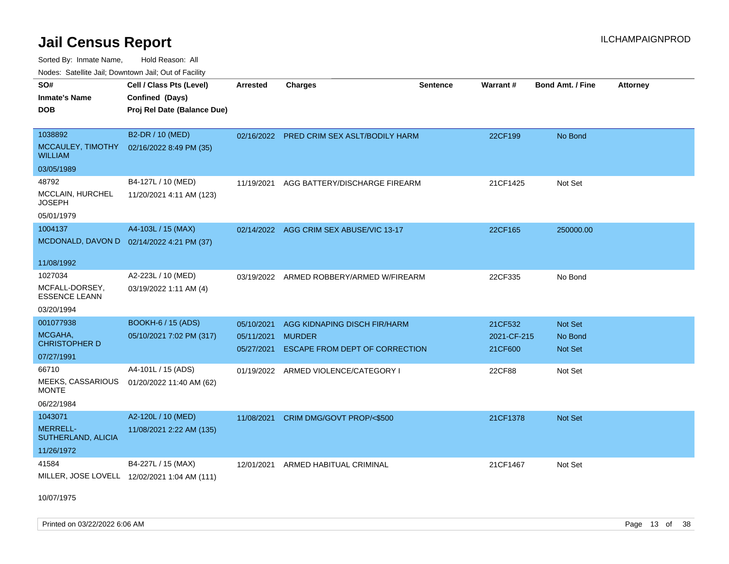# Jail Census Report

Sorted By: Inmate Name, Hold Reason: All

Nodes: Satellite Jail; Downtown Jail; Out of Facility

| SO# / Inmate's Name / DOB | Cell / Class Pts (Level) / Confined (Days) / Proj Rel Date (Balance Due) | Arrested | Charges | Sentence | Warrant # | Bond Amt. / Fine | Attorney |
|---|---|---|---|---|---|---|---|
| 1038892<br>MCCAULEY, TIMOTHY WILLIAM<br>03/05/1989 | B2-DR / 10 (MED)<br>02/16/2022 8:49 PM (35) | 02/16/2022 | PRED CRIM SEX ASLT/BODILY HARM | | 22CF199 | No Bond | |
| 48792<br>MCCLAIN, HURCHEL JOSEPH<br>05/01/1979 | B4-127L / 10 (MED)<br>11/20/2021 4:11 AM (123) | 11/19/2021 | AGG BATTERY/DISCHARGE FIREARM | | 21CF1425 | Not Set | |
| 1004137<br>MCDONALD, DAVON D<br>11/08/1992 | A4-103L / 15 (MAX)<br>02/14/2022 4:21 PM (37) | 02/14/2022 | AGG CRIM SEX ABUSE/VIC 13-17 | | 22CF165 | 250000.00 | |
| 1027034<br>MCFALL-DORSEY, ESSENCE LEANN<br>03/20/1994 | A2-223L / 10 (MED)<br>03/19/2022 1:11 AM (4) | 03/19/2022 | ARMED ROBBERY/ARMED W/FIREARM | | 22CF335 | No Bond | |
| 001077938<br>MCGAHA, CHRISTOPHER D<br>07/27/1991 | BOOKH-6 / 15 (ADS)<br>05/10/2021 7:02 PM (317) | 05/10/2021<br>05/11/2021<br>05/27/2021 | AGG KIDNAPING DISCH FIR/HARM<br>MURDER<br>ESCAPE FROM DEPT OF CORRECTION | | 21CF532<br>2021-CF-215<br>21CF600 | Not Set<br>No Bond<br>Not Set | |
| 66710<br>MEEKS, CASSARIOUS MONTE<br>06/22/1984 | A4-101L / 15 (ADS)<br>01/20/2022 11:40 AM (62) | 01/19/2022 | ARMED VIOLENCE/CATEGORY I | | 22CF88 | Not Set | |
| 1043071<br>MERRELL-SUTHERLAND, ALICIA<br>11/26/1972 | A2-120L / 10 (MED)<br>11/08/2021 2:22 AM (135) | 11/08/2021 | CRIM DMG/GOVT PROP/<$500 | | 21CF1378 | Not Set | |
| 41584<br>MILLER, JOSE LOVELL<br>10/07/1975 | B4-227L / 15 (MAX)<br>12/02/2021 1:04 AM (111) | 12/01/2021 | ARMED HABITUAL CRIMINAL | | 21CF1467 | Not Set | |

Printed on 03/22/2022 6:06 AM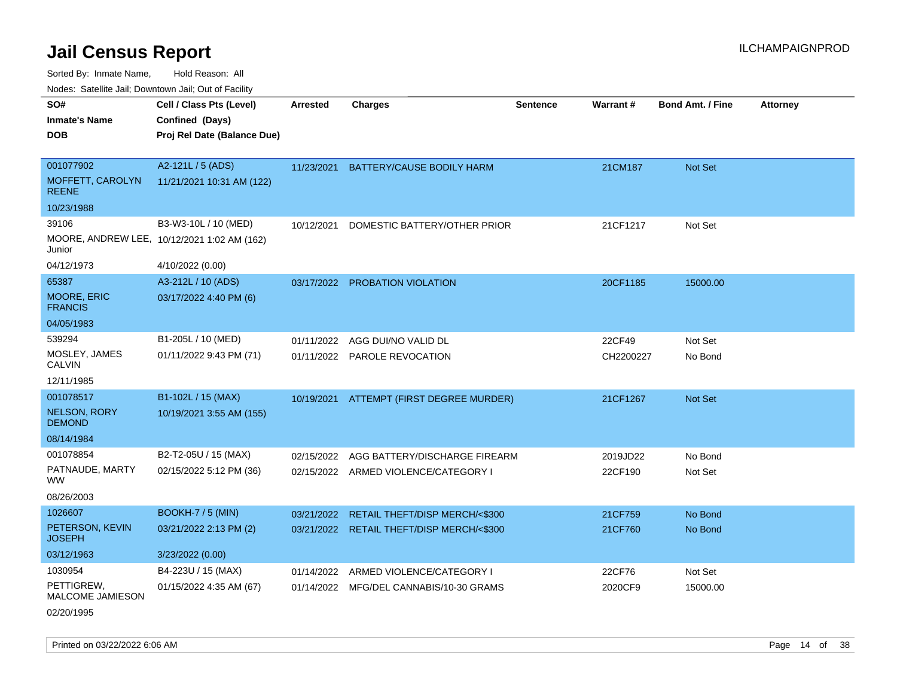# Jail Census Report

ILCHAMPAIGNPROD

Sorted By: Inmate Name, Hold Reason: All

Nodes: Satellite Jail; Downtown Jail; Out of Facility

| SO# / Inmate's Name / DOB | Cell / Class Pts (Level) / Confined (Days) / Proj Rel Date (Balance Due) | Arrested | Charges | Sentence | Warrant # | Bond Amt. / Fine | Attorney |
|---|---|---|---|---|---|---|---|
| 001077902<br>MOFFETT, CAROLYN REENE<br>10/23/1988 | A2-121L / 5 (ADS)<br>11/21/2021 10:31 AM (122) | 11/23/2021 | BATTERY/CAUSE BODILY HARM | | 21CM187 | Not Set | |
| 39106<br>MOORE, ANDREW LEE, Junior<br>04/12/1973 | B3-W3-10L / 10 (MED)<br>10/12/2021 1:02 AM (162)<br>4/10/2022 (0.00) | 10/12/2021 | DOMESTIC BATTERY/OTHER PRIOR | | 21CF1217 | Not Set | |
| 65387<br>MOORE, ERIC FRANCIS<br>04/05/1983 | A3-212L / 10 (ADS)<br>03/17/2022 4:40 PM (6) | 03/17/2022 | PROBATION VIOLATION | | 20CF1185 | 15000.00 | |
| 539294<br>MOSLEY, JAMES CALVIN<br>12/11/1985 | B1-205L / 10 (MED)<br>01/11/2022 9:43 PM (71) | 01/11/2022<br>01/11/2022 | AGG DUI/NO VALID DL<br>PAROLE REVOCATION | | 22CF49<br>CH2200227 | Not Set<br>No Bond | |
| 001078517<br>NELSON, RORY DEMOND<br>08/14/1984 | B1-102L / 15 (MAX)<br>10/19/2021 3:55 AM (155) | 10/19/2021 | ATTEMPT (FIRST DEGREE MURDER) | | 21CF1267 | Not Set | |
| 001078854<br>PATNAUDE, MARTY WW<br>08/26/2003 | B2-T2-05U / 15 (MAX)<br>02/15/2022 5:12 PM (36) | 02/15/2022<br>02/15/2022 | AGG BATTERY/DISCHARGE FIREARM<br>ARMED VIOLENCE/CATEGORY I | | 2019JD22<br>22CF190 | No Bond<br>Not Set | |
| 1026607<br>PETERSON, KEVIN JOSEPH<br>03/12/1963 | BOOKH-7 / 5 (MIN)<br>03/21/2022 2:13 PM (2)<br>3/23/2022 (0.00) | 03/21/2022<br>03/21/2022 | RETAIL THEFT/DISP MERCH/<$300<br>RETAIL THEFT/DISP MERCH/<$300 | | 21CF759<br>21CF760 | No Bond<br>No Bond | |
| 1030954<br>PETTIGREW, MALCOME JAMIESON<br>02/20/1995 | B4-223U / 15 (MAX)<br>01/15/2022 4:35 AM (67) | 01/14/2022<br>01/14/2022 | ARMED VIOLENCE/CATEGORY I<br>MFG/DEL CANNABIS/10-30 GRAMS | | 22CF76<br>2020CF9 | Not Set<br>15000.00 | |

Printed on 03/22/2022 6:06 AM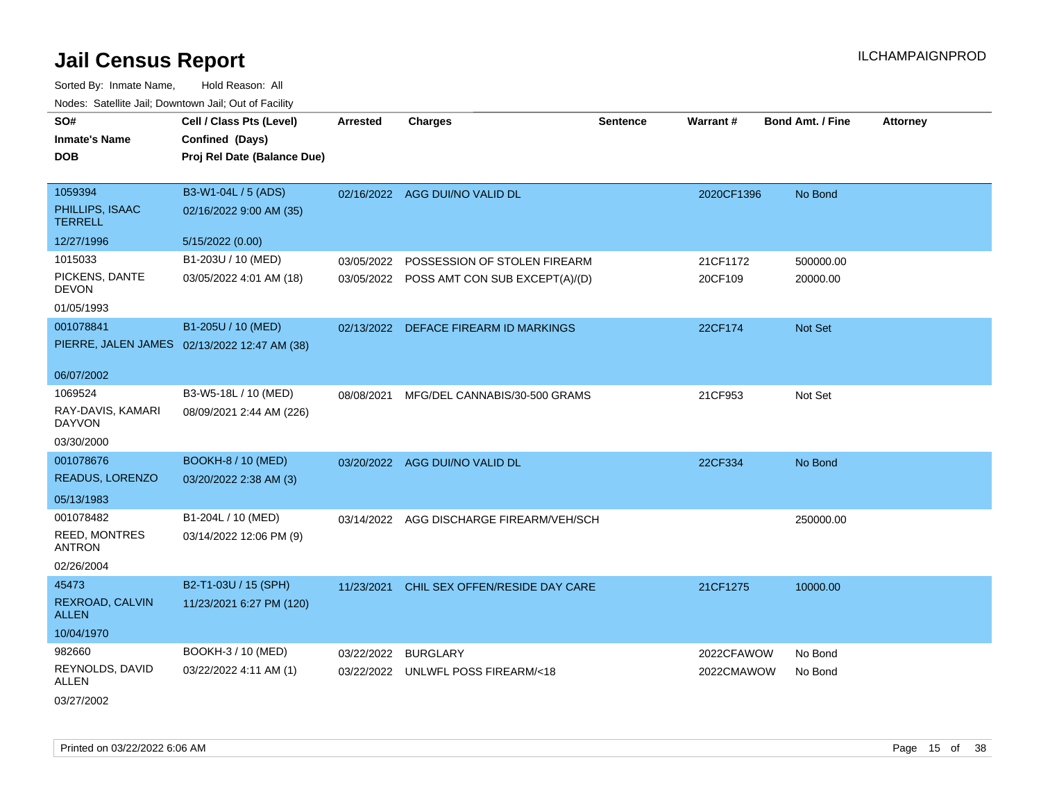# Jail Census Report

Sorted By: Inmate Name, Hold Reason: All

Nodes: Satellite Jail; Downtown Jail; Out of Facility

| SO# / Inmate's Name / DOB | Cell / Class Pts (Level) / Confined (Days) / Proj Rel Date (Balance Due) | Arrested | Charges | Sentence | Warrant # | Bond Amt. / Fine | Attorney |
|---|---|---|---|---|---|---|---|
| 1059394<br>PHILLIPS, ISAAC TERRELL<br>12/27/1996 | B3-W1-04L / 5 (ADS)<br>02/16/2022 9:00 AM (35)<br>5/15/2022 (0.00) | 02/16/2022 | AGG DUI/NO VALID DL | | 2020CF1396 | No Bond | |
| 1015033<br>PICKENS, DANTE DEVON<br>01/05/1993 | B1-203U / 10 (MED)<br>03/05/2022 4:01 AM (18) | 03/05/2022<br>03/05/2022 | POSSESSION OF STOLEN FIREARM<br>POSS AMT CON SUB EXCEPT(A)/(D) | | 21CF1172<br>20CF109 | 500000.00<br>20000.00 | |
| 001078841<br>PIERRE, JALEN JAMES<br>06/07/2002 | B1-205U / 10 (MED)<br>02/13/2022 12:47 AM (38) | 02/13/2022 | DEFACE FIREARM ID MARKINGS | | 22CF174 | Not Set | |
| 1069524<br>RAY-DAVIS, KAMARI DAYVON<br>03/30/2000 | B3-W5-18L / 10 (MED)<br>08/09/2021 2:44 AM (226) | 08/08/2021 | MFG/DEL CANNABIS/30-500 GRAMS | | 21CF953 | Not Set | |
| 001078676<br>READUS, LORENZO<br>05/13/1983 | BOOKH-8 / 10 (MED)<br>03/20/2022 2:38 AM (3) | 03/20/2022 | AGG DUI/NO VALID DL | | 22CF334 | No Bond | |
| 001078482<br>REED, MONTRES ANTRON<br>02/26/2004 | B1-204L / 10 (MED)<br>03/14/2022 12:06 PM (9) | 03/14/2022 | AGG DISCHARGE FIREARM/VEH/SCH | | | 250000.00 | |
| 45473<br>REXROAD, CALVIN ALLEN<br>10/04/1970 | B2-T1-03U / 15 (SPH)<br>11/23/2021 6:27 PM (120) | 11/23/2021 | CHIL SEX OFFEN/RESIDE DAY CARE | | 21CF1275 | 10000.00 | |
| 982660<br>REYNOLDS, DAVID ALLEN<br>03/27/2002 | BOOKH-3 / 10 (MED)<br>03/22/2022 4:11 AM (1) | 03/22/2022<br>03/22/2022 | BURGLARY<br>UNLWFL POSS FIREARM/<18 | | 2022CFAWOW<br>2022CMAWOW | No Bond<br>No Bond | |

Printed on 03/22/2022 6:06 AM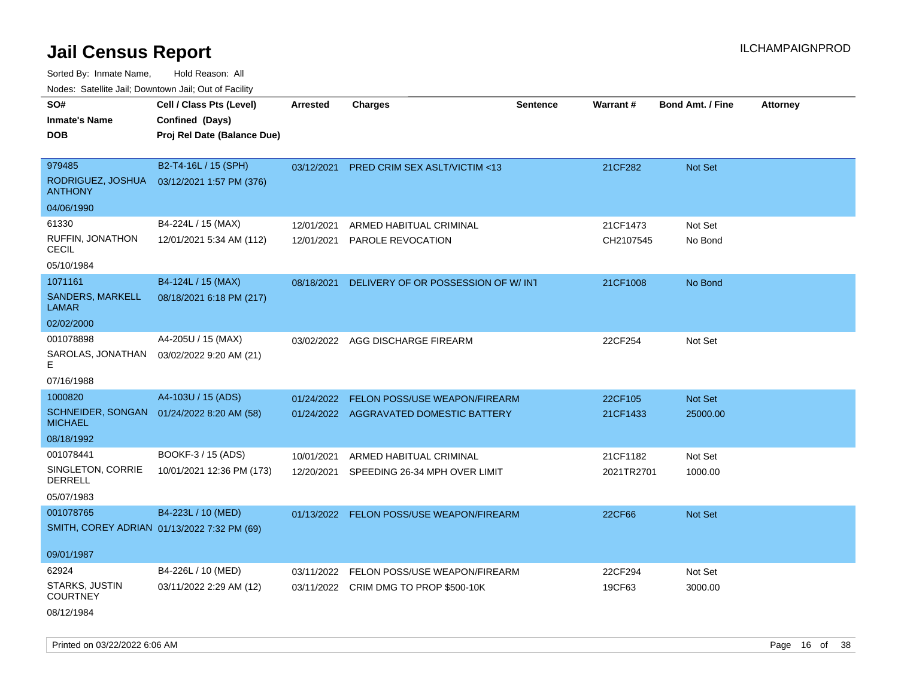# Jail Census Report

ILCHAMPAIGNPROD

Sorted By: Inmate Name, Hold Reason: All

Nodes: Satellite Jail; Downtown Jail; Out of Facility

| SO# / Inmate's Name / DOB | Cell / Class Pts (Level) / Confined (Days) / Proj Rel Date (Balance Due) | Arrested | Charges | Sentence | Warrant # | Bond Amt. / Fine | Attorney |
|---|---|---|---|---|---|---|---|
| 979485<br>RODRIGUEZ, JOSHUA ANTHONY<br>04/06/1990 | B2-T4-16L / 15 (SPH)<br>03/12/2021 1:57 PM (376) | 03/12/2021 | PRED CRIM SEX ASLT/VICTIM <13 | | 21CF282 | Not Set | |
| 61330<br>RUFFIN, JONATHON CECIL<br>05/10/1984 | B4-224L / 15 (MAX)<br>12/01/2021 5:34 AM (112) | 12/01/2021<br>12/01/2021 | ARMED HABITUAL CRIMINAL<br>PAROLE REVOCATION | | 21CF1473<br>CH2107545 | Not Set<br>No Bond | |
| 1071161<br>SANDERS, MARKELL LAMAR<br>02/02/2000 | B4-124L / 15 (MAX)<br>08/18/2021 6:18 PM (217) | 08/18/2021 | DELIVERY OF OR POSSESSION OF W/ INT | | 21CF1008 | No Bond | |
| 001078898<br>SAROLAS, JONATHAN E<br>07/16/1988 | A4-205U / 15 (MAX)<br>03/02/2022 9:20 AM (21) | 03/02/2022 | AGG DISCHARGE FIREARM | | 22CF254 | Not Set | |
| 1000820<br>SCHNEIDER, SONGAN MICHAEL<br>08/18/1992 | A4-103U / 15 (ADS)<br>01/24/2022 8:20 AM (58) | 01/24/2022<br>01/24/2022 | FELON POSS/USE WEAPON/FIREARM<br>AGGRAVATED DOMESTIC BATTERY | | 22CF105<br>21CF1433 | Not Set<br>25000.00 | |
| 001078441<br>SINGLETON, CORRIE DERRELL<br>05/07/1983 | BOOKF-3 / 15 (ADS)<br>10/01/2021 12:36 PM (173) | 10/01/2021<br>12/20/2021 | ARMED HABITUAL CRIMINAL<br>SPEEDING 26-34 MPH OVER LIMIT | | 21CF1182<br>2021TR2701 | Not Set<br>1000.00 | |
| 001078765<br>SMITH, COREY ADRIAN<br>09/01/1987 | B4-223L / 10 (MED)<br>01/13/2022 7:32 PM (69) | 01/13/2022 | FELON POSS/USE WEAPON/FIREARM | | 22CF66 | Not Set | |
| 62924<br>STARKS, JUSTIN COURTNEY<br>08/12/1984 | B4-226L / 10 (MED)<br>03/11/2022 2:29 AM (12) | 03/11/2022<br>03/11/2022 | FELON POSS/USE WEAPON/FIREARM<br>CRIM DMG TO PROP $500-10K | | 22CF294<br>19CF63 | Not Set<br>3000.00 | |

Printed on 03/22/2022 6:06 AM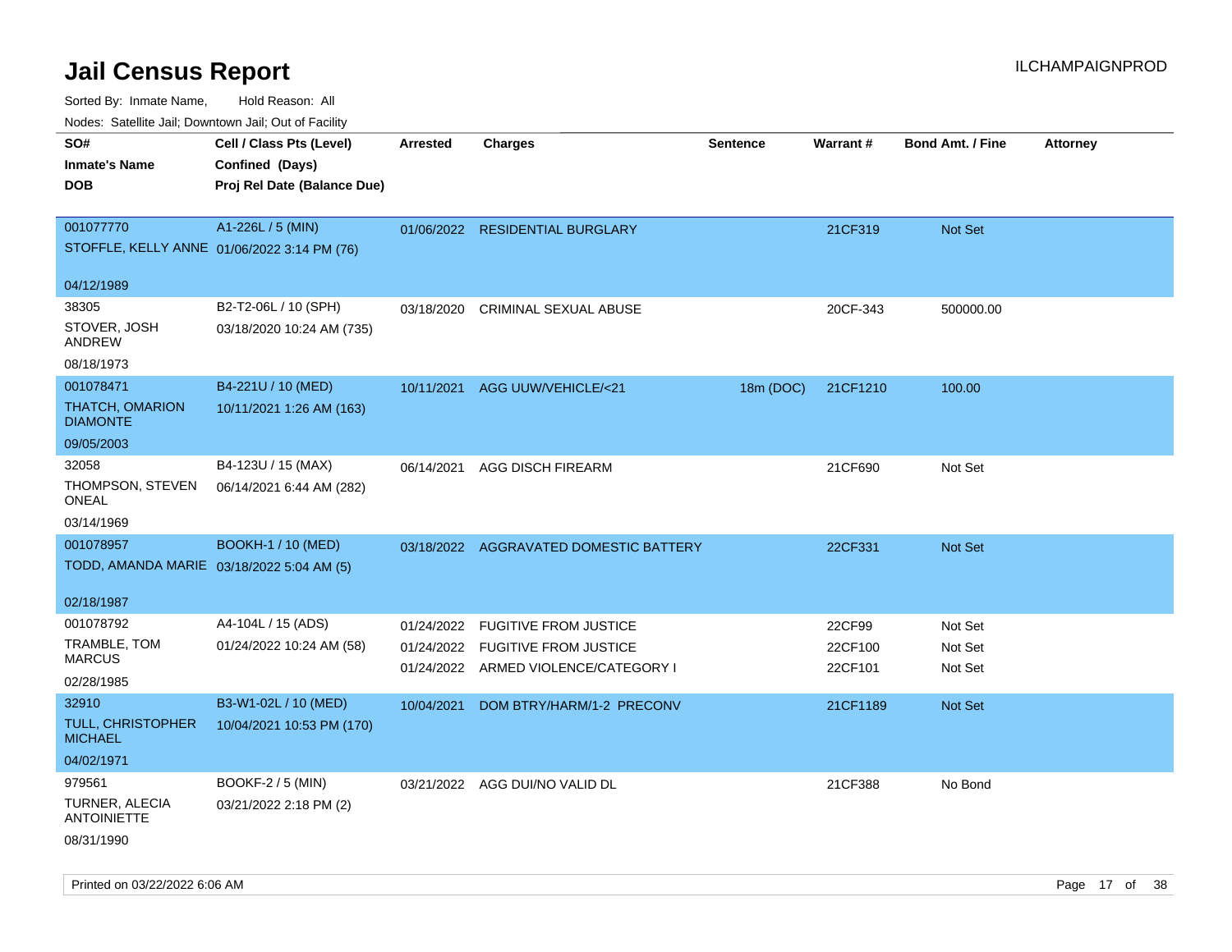# Jail Census Report

ILCHAMPAIGNPROD

Sorted By: Inmate Name, Hold Reason: All

Nodes: Satellite Jail; Downtown Jail; Out of Facility

| SO# / Inmate's Name / DOB | Cell / Class Pts (Level) / Confined (Days) / Proj Rel Date (Balance Due) | Arrested | Charges | Sentence | Warrant # | Bond Amt. / Fine | Attorney |
|---|---|---|---|---|---|---|---|
| 001077770 STOFFLE, KELLY ANNE 04/12/1989 | A1-226L / 5 (MIN) 01/06/2022 3:14 PM (76) | 01/06/2022 | RESIDENTIAL BURGLARY | | 21CF319 | Not Set | |
| 38305 STOVER, JOSH ANDREW 08/18/1973 | B2-T2-06L / 10 (SPH) 03/18/2020 10:24 AM (735) | 03/18/2020 | CRIMINAL SEXUAL ABUSE | | 20CF-343 | 500000.00 | |
| 001078471 THATCH, OMARION DIAMONTE 09/05/2003 | B4-221U / 10 (MED) 10/11/2021 1:26 AM (163) | 10/11/2021 | AGG UUW/VEHICLE/<21 | 18m (DOC) | 21CF1210 | 100.00 | |
| 32058 THOMPSON, STEVEN ONEAL 03/14/1969 | B4-123U / 15 (MAX) 06/14/2021 6:44 AM (282) | 06/14/2021 | AGG DISCH FIREARM | | 21CF690 | Not Set | |
| 001078957 TODD, AMANDA MARIE 02/18/1987 | BOOKH-1 / 10 (MED) 03/18/2022 5:04 AM (5) | 03/18/2022 | AGGRAVATED DOMESTIC BATTERY | | 22CF331 | Not Set | |
| 001078792 TRAMBLE, TOM MARCUS 02/28/1985 | A4-104L / 15 (ADS) 01/24/2022 10:24 AM (58) | 01/24/2022 | FUGITIVE FROM JUSTICE | | 22CF99 | Not Set | |
| | | 01/24/2022 | FUGITIVE FROM JUSTICE | | 22CF100 | Not Set | |
| | | 01/24/2022 | ARMED VIOLENCE/CATEGORY I | | 22CF101 | Not Set | |
| 32910 TULL, CHRISTOPHER MICHAEL 04/02/1971 | B3-W1-02L / 10 (MED) 10/04/2021 10:53 PM (170) | 10/04/2021 | DOM BTRY/HARM/1-2 PRECONV | | 21CF1189 | Not Set | |
| 979561 TURNER, ALECIA ANTOINIETTE 08/31/1990 | BOOKF-2 / 5 (MIN) 03/21/2022 2:18 PM (2) | 03/21/2022 | AGG DUI/NO VALID DL | | 21CF388 | No Bond | |

Printed on 03/22/2022 6:06 AM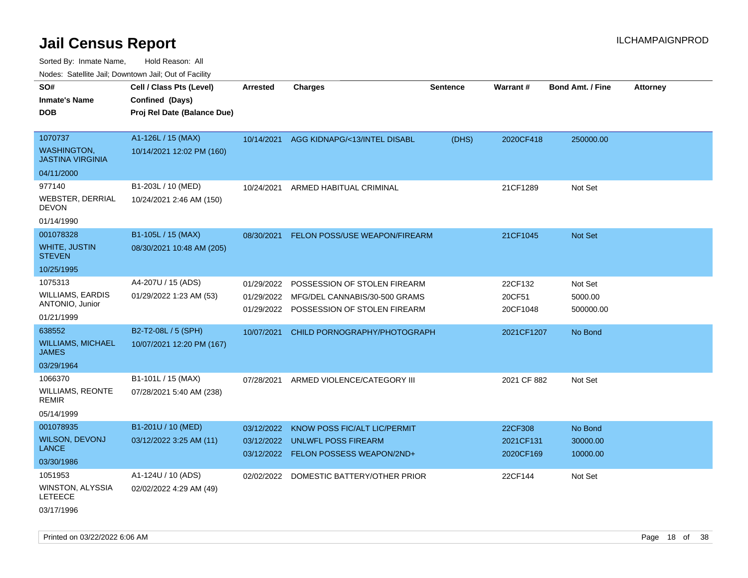# Jail Census Report

ILCHAMPAIGNPROD

Sorted By: Inmate Name, Hold Reason: All

Nodes: Satellite Jail; Downtown Jail; Out of Facility

| SO# / Inmate's Name / DOB | Cell / Class Pts (Level) / Confined (Days) / Proj Rel Date (Balance Due) | Arrested | Charges | Sentence | Warrant # | Bond Amt. / Fine | Attorney |
|---|---|---|---|---|---|---|---|
| 1070737<br>WASHINGTON, JASTINA VIRGINIA<br>04/11/2000 | A1-126L / 15 (MAX)<br>10/14/2021 12:02 PM (160) | 10/14/2021 | AGG KIDNAPG/<13/INTEL DISABL | (DHS) | 2020CF418 | 250000.00 | |
| 977140<br>WEBSTER, DERRIAL DEVON<br>01/14/1990 | B1-203L / 10 (MED)<br>10/24/2021 2:46 AM (150) | 10/24/2021 | ARMED HABITUAL CRIMINAL | | 21CF1289 | Not Set | |
| 001078328<br>WHITE, JUSTIN STEVEN<br>10/25/1995 | B1-105L / 15 (MAX)<br>08/30/2021 10:48 AM (205) | 08/30/2021 | FELON POSS/USE WEAPON/FIREARM | | 21CF1045 | Not Set | |
| 1075313<br>WILLIAMS, EARDIS ANTONIO, Junior<br>01/21/1999 | A4-207U / 15 (ADS)<br>01/29/2022 1:23 AM (53) | 01/29/2022<br>01/29/2022<br>01/29/2022 | POSSESSION OF STOLEN FIREARM<br>MFG/DEL CANNABIS/30-500 GRAMS<br>POSSESSION OF STOLEN FIREARM | | 22CF132<br>20CF51<br>20CF1048 | Not Set<br>5000.00<br>500000.00 | |
| 638552<br>WILLIAMS, MICHAEL JAMES<br>03/29/1964 | B2-T2-08L / 5 (SPH)<br>10/07/2021 12:20 PM (167) | 10/07/2021 | CHILD PORNOGRAPHY/PHOTOGRAPH | | 2021CF1207 | No Bond | |
| 1066370<br>WILLIAMS, REONTE REMIR<br>05/14/1999 | B1-101L / 15 (MAX)<br>07/28/2021 5:40 AM (238) | 07/28/2021 | ARMED VIOLENCE/CATEGORY III | | 2021 CF 882 | Not Set | |
| 001078935<br>WILSON, DEVONJ LANCE<br>03/30/1986 | B1-201U / 10 (MED)<br>03/12/2022 3:25 AM (11) | 03/12/2022<br>03/12/2022<br>03/12/2022 | KNOW POSS FIC/ALT LIC/PERMIT<br>UNLWFL POSS FIREARM<br>FELON POSSESS WEAPON/2ND+ | | 22CF308<br>2021CF131<br>2020CF169 | No Bond<br>30000.00<br>10000.00 | |
| 1051953<br>WINSTON, ALYSSIA LETEECE<br>03/17/1996 | A1-124U / 10 (ADS)<br>02/02/2022 4:29 AM (49) | 02/02/2022 | DOMESTIC BATTERY/OTHER PRIOR | | 22CF144 | Not Set | |

Printed on 03/22/2022 6:06 AM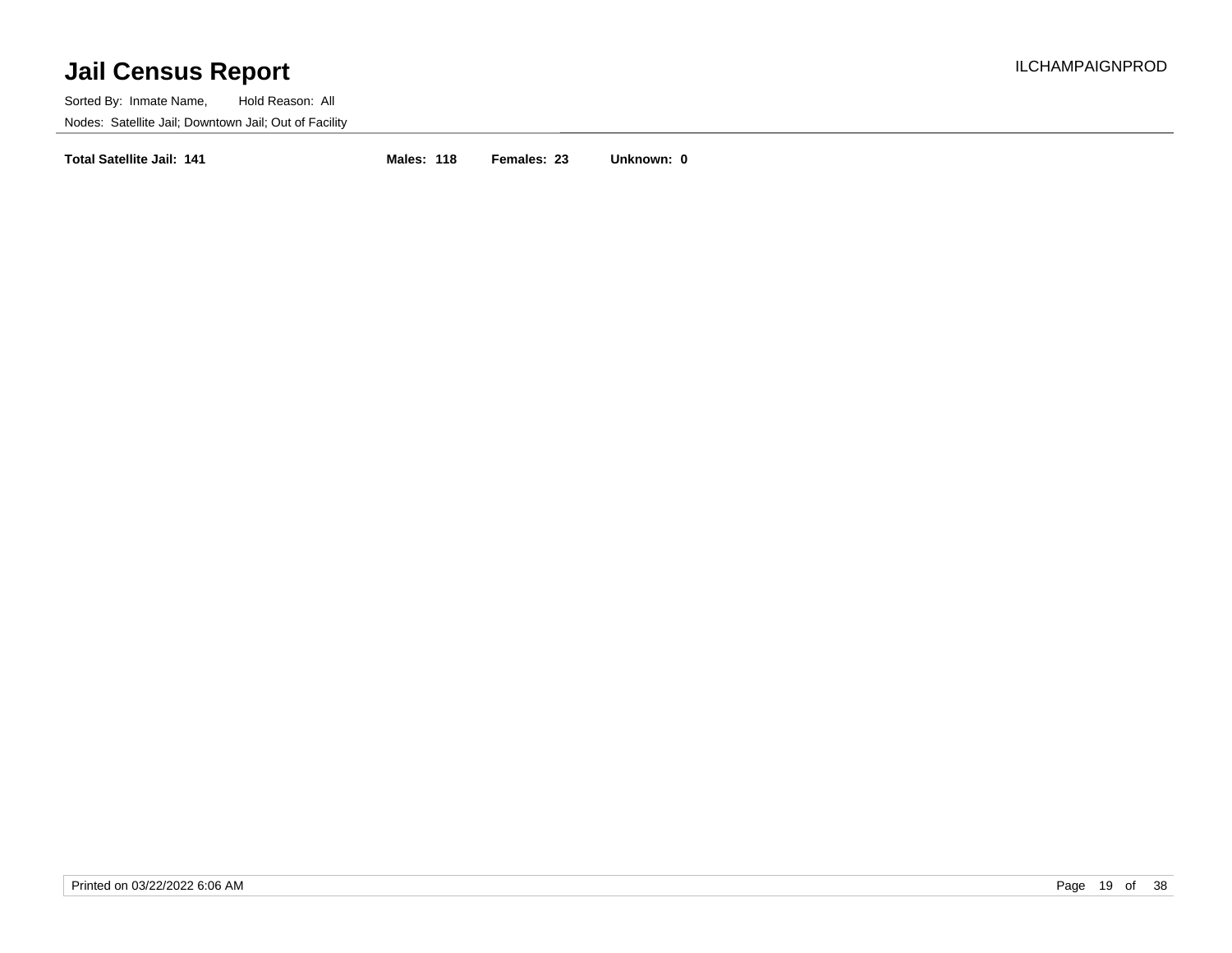# Jail Census Report

Sorted By: Inmate Name,     Hold Reason: All

Nodes: Satellite Jail; Downtown Jail; Out of Facility

**Total Satellite Jail: 141**     **Males: 118**     **Females: 23**     **Unknown: 0**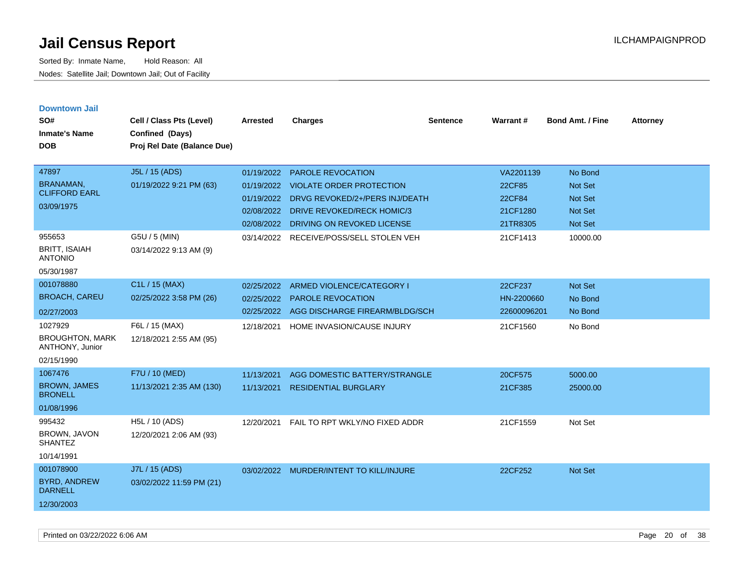# Jail Census Report

Sorted By: Inmate Name, Hold Reason: All

Nodes: Satellite Jail; Downtown Jail; Out of Facility

## Downtown Jail

| SO# / Inmate's Name / DOB | Cell / Class Pts (Level) / Confined (Days) / Proj Rel Date (Balance Due) | Arrested | Charges | Sentence | Warrant # | Bond Amt. / Fine | Attorney |
|---|---|---|---|---|---|---|---|
| 47897<br>BRANAMAN, CLIFFORD EARL<br>03/09/1975 | J5L / 15 (ADS)<br>01/19/2022 9:21 PM (63) | 01/19/2022 | PAROLE REVOCATION | | VA2201139 | No Bond | |
| | | 01/19/2022 | VIOLATE ORDER PROTECTION | | 22CF85 | Not Set | |
| | | 01/19/2022 | DRVG REVOKED/2+/PERS INJ/DEATH | | 22CF84 | Not Set | |
| | | 02/08/2022 | DRIVE REVOKED/RECK HOMIC/3 | | 21CF1280 | Not Set | |
| | | 02/08/2022 | DRIVING ON REVOKED LICENSE | | 21TR8305 | Not Set | |
| 955653<br>BRITT, ISAIAH ANTONIO<br>05/30/1987 | G5U / 5 (MIN)<br>03/14/2022 9:13 AM (9) | 03/14/2022 | RECEIVE/POSS/SELL STOLEN VEH | | 21CF1413 | 10000.00 | |
| 001078880<br>BROACH, CAREU<br>02/27/2003 | C1L / 15 (MAX)<br>02/25/2022 3:58 PM (26) | 02/25/2022 | ARMED VIOLENCE/CATEGORY I | | 22CF237 | Not Set | |
| | | 02/25/2022 | PAROLE REVOCATION | | HN-2200660 | No Bond | |
| | | 02/25/2022 | AGG DISCHARGE FIREARM/BLDG/SCH | | 22600096201 | No Bond | |
| 1027929<br>BROUGHTON, MARK ANTHONY, Junior<br>02/15/1990 | F6L / 15 (MAX)<br>12/18/2021 2:55 AM (95) | 12/18/2021 | HOME INVASION/CAUSE INJURY | | 21CF1560 | No Bond | |
| 1067476<br>BROWN, JAMES BRONELL<br>01/08/1996 | F7U / 10 (MED)<br>11/13/2021 2:35 AM (130) | 11/13/2021 | AGG DOMESTIC BATTERY/STRANGLE | | 20CF575 | 5000.00 | |
| | | 11/13/2021 | RESIDENTIAL BURGLARY | | 21CF385 | 25000.00 | |
| 995432<br>BROWN, JAVON SHANTEZ<br>10/14/1991 | H5L / 10 (ADS)<br>12/20/2021 2:06 AM (93) | 12/20/2021 | FAIL TO RPT WKLY/NO FIXED ADDR | | 21CF1559 | Not Set | |
| 001078900<br>BYRD, ANDREW DARNELL<br>12/30/2003 | J7L / 15 (ADS)<br>03/02/2022 11:59 PM (21) | 03/02/2022 | MURDER/INTENT TO KILL/INJURE | | 22CF252 | Not Set | |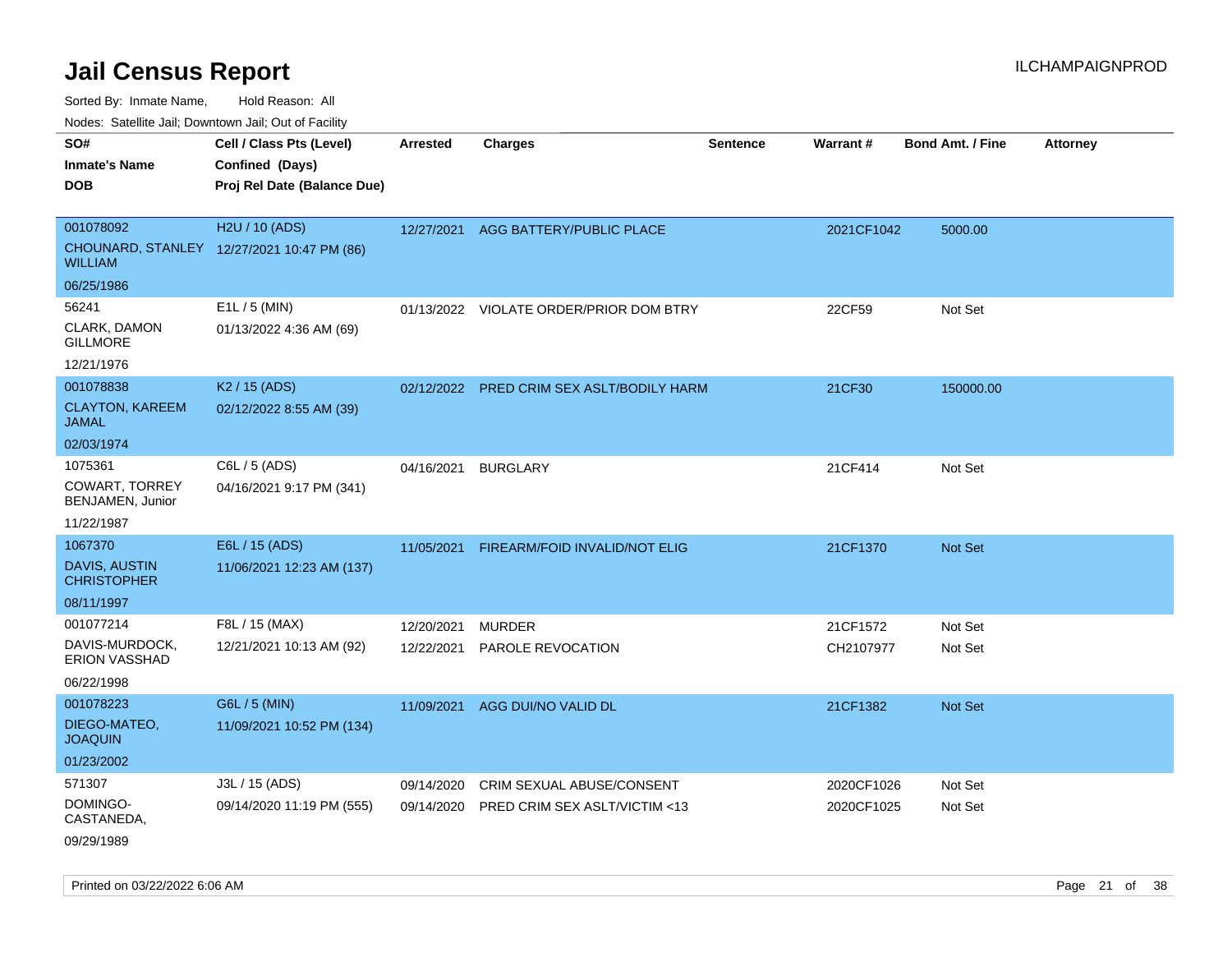# Jail Census Report

ILCHAMPAIGNPROD

Sorted By: Inmate Name, Hold Reason: All

Nodes: Satellite Jail; Downtown Jail; Out of Facility

| SO# / Inmate's Name / DOB | Cell / Class Pts (Level) / Confined (Days) / Proj Rel Date (Balance Due) | Arrested | Charges | Sentence | Warrant # | Bond Amt. / Fine | Attorney |
|---|---|---|---|---|---|---|---|
| 001078092<br>CHOUNARD, STANLEY WILLIAM<br>06/25/1986 | H2U / 10 (ADS)<br>12/27/2021 10:47 PM (86) | 12/27/2021 | AGG BATTERY/PUBLIC PLACE | | 2021CF1042 | 5000.00 | |
| 56241<br>CLARK, DAMON GILLMORE<br>12/21/1976 | E1L / 5 (MIN)<br>01/13/2022 4:36 AM (69) | 01/13/2022 | VIOLATE ORDER/PRIOR DOM BTRY | | 22CF59 | Not Set | |
| 001078838<br>CLAYTON, KAREEM JAMAL<br>02/03/1974 | K2 / 15 (ADS)<br>02/12/2022 8:55 AM (39) | 02/12/2022 | PRED CRIM SEX ASLT/BODILY HARM | | 21CF30 | 150000.00 | |
| 1075361<br>COWART, TORREY BENJAMEN, Junior<br>11/22/1987 | C6L / 5 (ADS)<br>04/16/2021 9:17 PM (341) | 04/16/2021 | BURGLARY | | 21CF414 | Not Set | |
| 1067370<br>DAVIS, AUSTIN CHRISTOPHER<br>08/11/1997 | E6L / 15 (ADS)<br>11/06/2021 12:23 AM (137) | 11/05/2021 | FIREARM/FOID INVALID/NOT ELIG | | 21CF1370 | Not Set | |
| 001077214<br>DAVIS-MURDOCK, ERION VASSHAD<br>06/22/1998 | F8L / 15 (MAX)<br>12/21/2021 10:13 AM (92) | 12/20/2021<br>12/22/2021 | MURDER<br>PAROLE REVOCATION | | 21CF1572<br>CH2107977 | Not Set<br>Not Set | |
| 001078223<br>DIEGO-MATEO, JOAQUIN<br>01/23/2002 | G6L / 5 (MIN)<br>11/09/2021 10:52 PM (134) | 11/09/2021 | AGG DUI/NO VALID DL | | 21CF1382 | Not Set | |
| 571307<br>DOMINGO-CASTANEDA,<br>09/29/1989 | J3L / 15 (ADS)<br>09/14/2020 11:19 PM (555) | 09/14/2020<br>09/14/2020 | CRIM SEXUAL ABUSE/CONSENT<br>PRED CRIM SEX ASLT/VICTIM <13 | | 2020CF1026<br>2020CF1025 | Not Set<br>Not Set | |

Printed on 03/22/2022 6:06 AM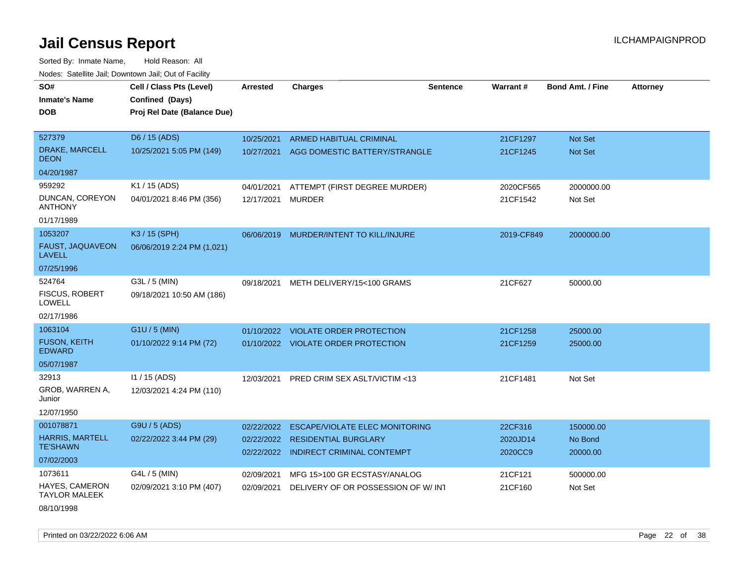# Jail Census Report

ILCHAMPAIGNPROD

Sorted By: Inmate Name, Hold Reason: All

Nodes: Satellite Jail; Downtown Jail; Out of Facility

| SO# / Inmate's Name / DOB | Cell / Class Pts (Level) / Confined (Days) / Proj Rel Date (Balance Due) | Arrested | Charges | Sentence | Warrant # | Bond Amt. / Fine | Attorney |
|---|---|---|---|---|---|---|---|
| 527379<br>DRAKE, MARCELL DEON<br>04/20/1987 | D6 / 15 (ADS)<br>10/25/2021 5:05 PM (149) | 10/25/2021<br>10/27/2021 | ARMED HABITUAL CRIMINAL<br>AGG DOMESTIC BATTERY/STRANGLE | | 21CF1297<br>21CF1245 | Not Set<br>Not Set | |
| 959292<br>DUNCAN, COREYON ANTHONY<br>01/17/1989 | K1 / 15 (ADS)<br>04/01/2021 8:46 PM (356) | 04/01/2021<br>12/17/2021 | ATTEMPT (FIRST DEGREE MURDER)<br>MURDER | | 2020CF565<br>21CF1542 | 2000000.00<br>Not Set | |
| 1053207<br>FAUST, JAQUAVEON LAVELL<br>07/25/1996 | K3 / 15 (SPH)<br>06/06/2019 2:24 PM (1,021) | 06/06/2019 | MURDER/INTENT TO KILL/INJURE | | 2019-CF849 | 2000000.00 | |
| 524764<br>FISCUS, ROBERT LOWELL<br>02/17/1986 | G3L / 5 (MIN)<br>09/18/2021 10:50 AM (186) | 09/18/2021 | METH DELIVERY/15<100 GRAMS | | 21CF627 | 50000.00 | |
| 1063104<br>FUSON, KEITH EDWARD<br>05/07/1987 | G1U / 5 (MIN)<br>01/10/2022 9:14 PM (72) | 01/10/2022<br>01/10/2022 | VIOLATE ORDER PROTECTION<br>VIOLATE ORDER PROTECTION | | 21CF1258<br>21CF1259 | 25000.00<br>25000.00 | |
| 32913<br>GROB, WARREN A, Junior<br>12/07/1950 | I1 / 15 (ADS)<br>12/03/2021 4:24 PM (110) | 12/03/2021 | PRED CRIM SEX ASLT/VICTIM <13 | | 21CF1481 | Not Set | |
| 001078871<br>HARRIS, MARTELL TE'SHAWN<br>07/02/2003 | G9U / 5 (ADS)<br>02/22/2022 3:44 PM (29) | 02/22/2022<br>02/22/2022<br>02/22/2022 | ESCAPE/VIOLATE ELEC MONITORING<br>RESIDENTIAL BURGLARY<br>INDIRECT CRIMINAL CONTEMPT | | 22CF316<br>2020JD14<br>2020CC9 | 150000.00<br>No Bond<br>20000.00 | |
| 1073611<br>HAYES, CAMERON TAYLOR MALEEK<br>08/10/1998 | G4L / 5 (MIN)<br>02/09/2021 3:10 PM (407) | 02/09/2021<br>02/09/2021 | MFG 15>100 GR ECSTASY/ANALOG<br>DELIVERY OF OR POSSESSION OF W/ INT | | 21CF121<br>21CF160 | 500000.00<br>Not Set | |

Printed on 03/22/2022 6:06 AM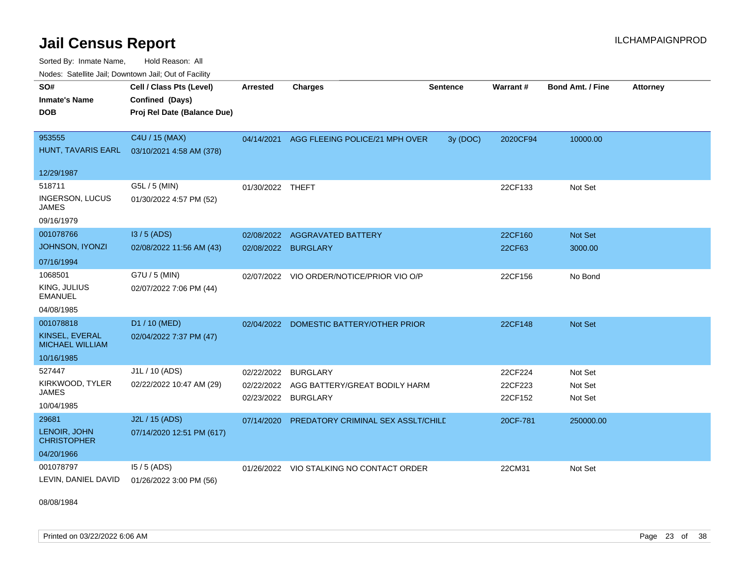# Jail Census Report

Sorted By: Inmate Name, Hold Reason: All

Nodes: Satellite Jail; Downtown Jail; Out of Facility

| SO# / Inmate's Name / DOB | Cell / Class Pts (Level) / Confined (Days) / Proj Rel Date (Balance Due) | Arrested | Charges | Sentence | Warrant # | Bond Amt. / Fine | Attorney |
|---|---|---|---|---|---|---|---|
| 953555<br>HUNT, TAVARIS EARL<br>12/29/1987 | C4U / 15 (MAX)<br>03/10/2021 4:58 AM (378) | 04/14/2021 | AGG FLEEING POLICE/21 MPH OVER | 3y (DOC) | 2020CF94 | 10000.00 | |
| 518711<br>INGERSON, LUCUS JAMES<br>09/16/1979 | G5L / 5 (MIN)<br>01/30/2022 4:57 PM (52) | 01/30/2022 | THEFT | | 22CF133 | Not Set | |
| 001078766<br>JOHNSON, IYONZI<br>07/16/1994 | I3 / 5 (ADS)<br>02/08/2022 11:56 AM (43) | 02/08/2022<br>02/08/2022 | AGGRAVATED BATTERY<br>BURGLARY | | 22CF160<br>22CF63 | Not Set<br>3000.00 | |
| 1068501<br>KING, JULIUS EMANUEL<br>04/08/1985 | G7U / 5 (MIN)<br>02/07/2022 7:06 PM (44) | 02/07/2022 | VIO ORDER/NOTICE/PRIOR VIO O/P | | 22CF156 | No Bond | |
| 001078818<br>KINSEL, EVERAL MICHAEL WILLIAM<br>10/16/1985 | D1 / 10 (MED)<br>02/04/2022 7:37 PM (47) | 02/04/2022 | DOMESTIC BATTERY/OTHER PRIOR | | 22CF148 | Not Set | |
| 527447<br>KIRKWOOD, TYLER JAMES<br>10/04/1985 | J1L / 10 (ADS)<br>02/22/2022 10:47 AM (29) | 02/22/2022<br>02/22/2022<br>02/23/2022 | BURGLARY<br>AGG BATTERY/GREAT BODILY HARM<br>BURGLARY | | 22CF224<br>22CF223<br>22CF152 | Not Set<br>Not Set<br>Not Set | |
| 29681<br>LENOIR, JOHN CHRISTOPHER<br>04/20/1966 | J2L / 15 (ADS)<br>07/14/2020 12:51 PM (617) | 07/14/2020 | PREDATORY CRIMINAL SEX ASSLT/CHILD | | 20CF-781 | 250000.00 | |
| 001078797<br>LEVIN, DANIEL DAVID<br>08/08/1984 | I5 / 5 (ADS)<br>01/26/2022 3:00 PM (56) | 01/26/2022 | VIO STALKING NO CONTACT ORDER | | 22CM31 | Not Set | |

Printed on 03/22/2022 6:06 AM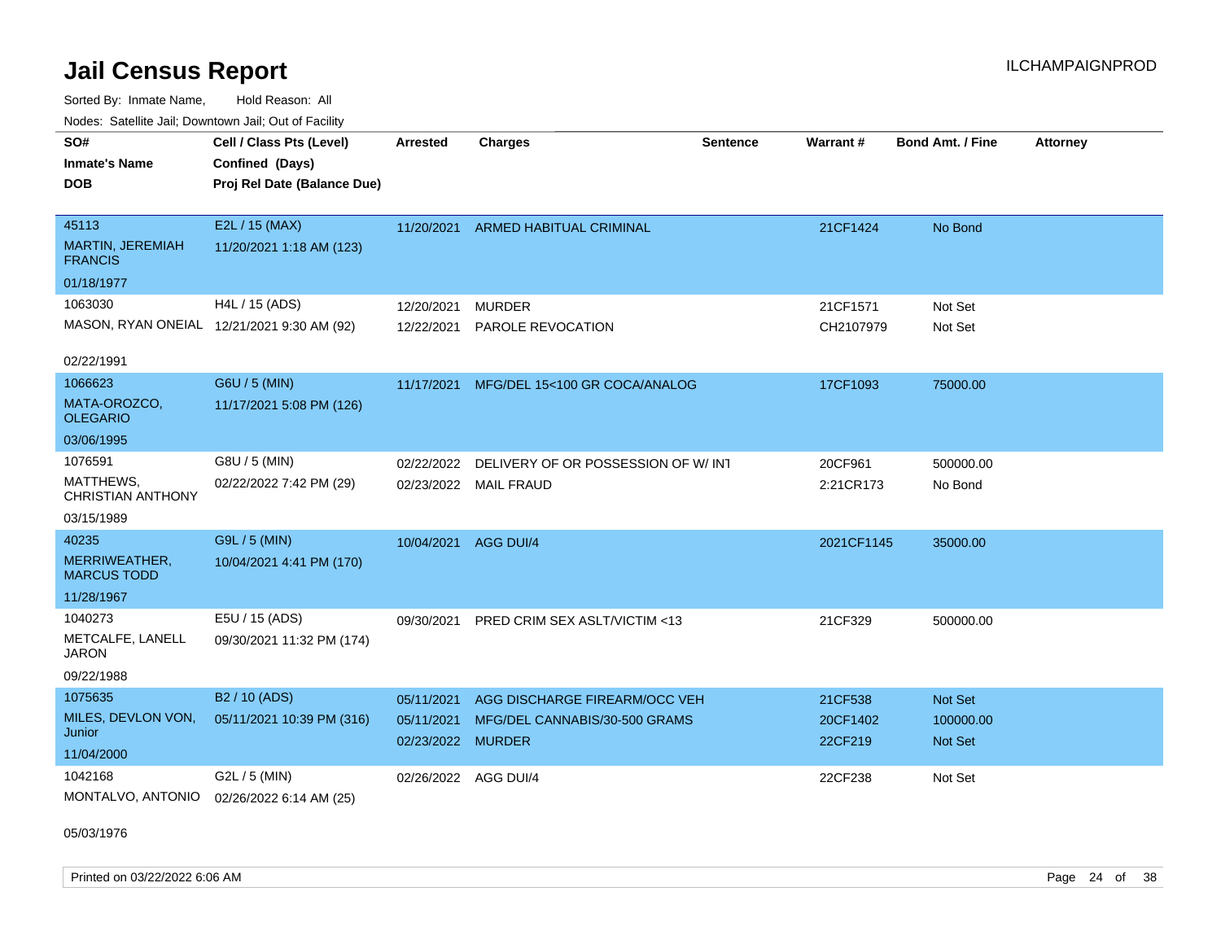# Jail Census Report

Sorted By: Inmate Name, Hold Reason: All

Nodes: Satellite Jail; Downtown Jail; Out of Facility

| SO# / Inmate's Name / DOB | Cell / Class Pts (Level) / Confined (Days) / Proj Rel Date (Balance Due) | Arrested | Charges | Sentence | Warrant # | Bond Amt. / Fine | Attorney |
|---|---|---|---|---|---|---|---|
| 45113<br>MARTIN, JEREMIAH FRANCIS<br>01/18/1977 | E2L / 15 (MAX)<br>11/20/2021 1:18 AM (123) | 11/20/2021 | ARMED HABITUAL CRIMINAL | | 21CF1424 | No Bond | |
| 1063030<br>MASON, RYAN ONEIAL<br>02/22/1991 | H4L / 15 (ADS)<br>12/21/2021 9:30 AM (92) | 12/20/2021<br>12/22/2021 | MURDER<br>PAROLE REVOCATION | | 21CF1571<br>CH2107979 | Not Set<br>Not Set | |
| 1066623<br>MATA-OROZCO, OLEGARIO<br>03/06/1995 | G6U / 5 (MIN)<br>11/17/2021 5:08 PM (126) | 11/17/2021 | MFG/DEL 15<100 GR COCA/ANALOG | | 17CF1093 | 75000.00 | |
| 1076591<br>MATTHEWS, CHRISTIAN ANTHONY<br>03/15/1989 | G8U / 5 (MIN)<br>02/22/2022 7:42 PM (29) | 02/22/2022<br>02/23/2022 | DELIVERY OF OR POSSESSION OF W/ INT<br>MAIL FRAUD | | 20CF961<br>2:21CR173 | 500000.00<br>No Bond | |
| 40235<br>MERRIWEATHER, MARCUS TODD<br>11/28/1967 | G9L / 5 (MIN)<br>10/04/2021 4:41 PM (170) | 10/04/2021 | AGG DUI/4 | | 2021CF1145 | 35000.00 | |
| 1040273<br>METCALFE, LANELL JARON<br>09/22/1988 | E5U / 15 (ADS)<br>09/30/2021 11:32 PM (174) | 09/30/2021 | PRED CRIM SEX ASLT/VICTIM <13 | | 21CF329 | 500000.00 | |
| 1075635<br>MILES, DEVLON VON, Junior<br>11/04/2000 | B2 / 10 (ADS)<br>05/11/2021 10:39 PM (316) | 05/11/2021<br>05/11/2021<br>02/23/2022 | AGG DISCHARGE FIREARM/OCC VEH<br>MFG/DEL CANNABIS/30-500 GRAMS<br>MURDER | | 21CF538<br>20CF1402<br>22CF219 | Not Set<br>100000.00<br>Not Set | |
| 1042168<br>MONTALVO, ANTONIO<br>05/03/1976 | G2L / 5 (MIN)<br>02/26/2022 6:14 AM (25) | 02/26/2022 | AGG DUI/4 | | 22CF238 | Not Set | |

Printed on 03/22/2022 6:06 AM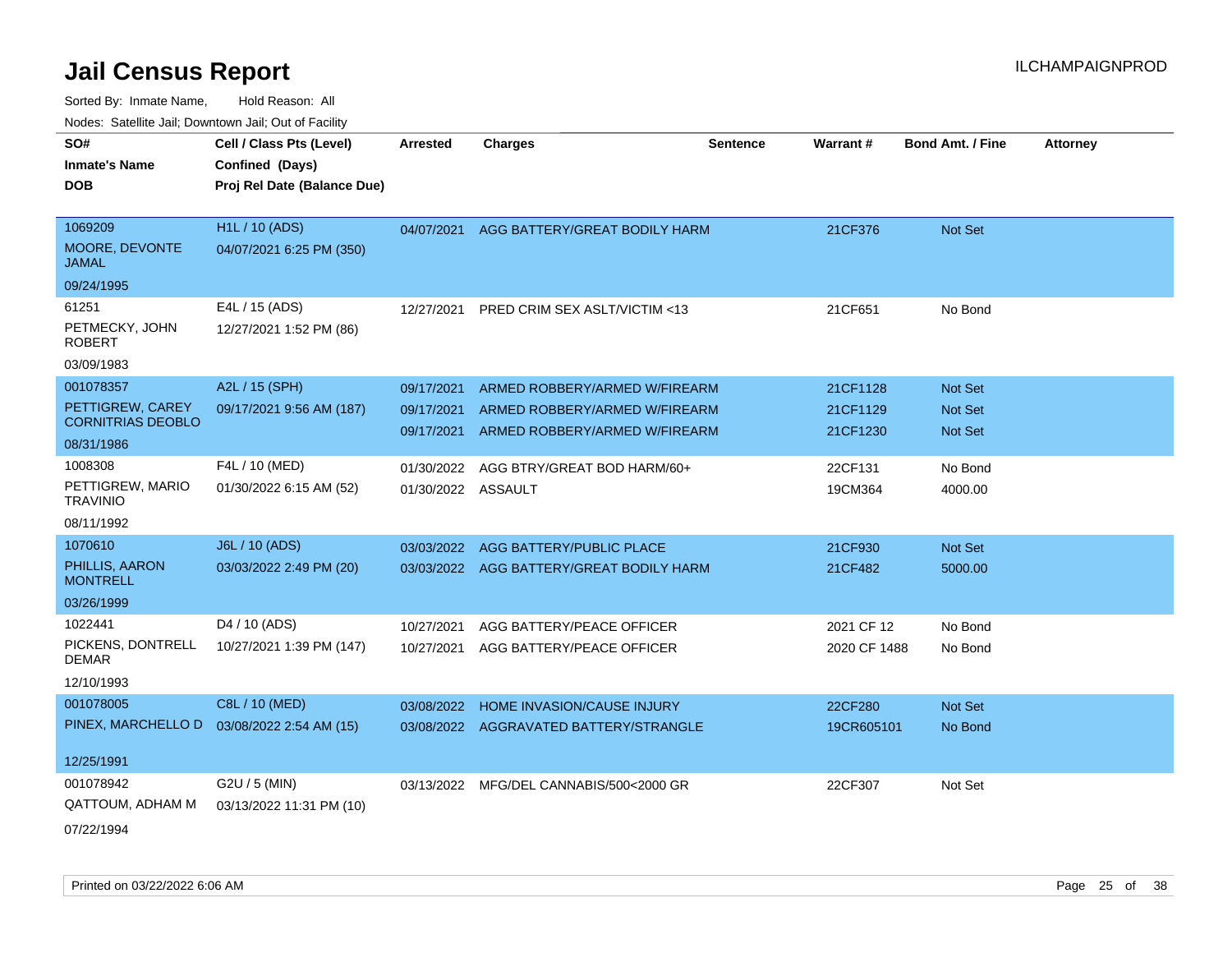# Jail Census Report

Sorted By: Inmate Name, Hold Reason: All

Nodes: Satellite Jail; Downtown Jail; Out of Facility

| SO# / Inmate's Name / DOB | Cell / Class Pts (Level) / Confined (Days) / Proj Rel Date (Balance Due) | Arrested | Charges | Sentence | Warrant # | Bond Amt. / Fine | Attorney |
|---|---|---|---|---|---|---|---|
| 1069209<br>MOORE, DEVONTE JAMAL<br>09/24/1995 | H1L / 10 (ADS)<br>04/07/2021 6:25 PM (350) | 04/07/2021 | AGG BATTERY/GREAT BODILY HARM | | 21CF376 | Not Set | |
| 61251<br>PETMECKY, JOHN ROBERT<br>03/09/1983 | E4L / 15 (ADS)<br>12/27/2021 1:52 PM (86) | 12/27/2021 | PRED CRIM SEX ASLT/VICTIM <13 | | 21CF651 | No Bond | |
| 001078357<br>PETTIGREW, CAREY CORNITRIAS DEOBLO<br>08/31/1986 | A2L / 15 (SPH)<br>09/17/2021 9:56 AM (187) | 09/17/2021<br>09/17/2021<br>09/17/2021 | ARMED ROBBERY/ARMED W/FIREARM<br>ARMED ROBBERY/ARMED W/FIREARM<br>ARMED ROBBERY/ARMED W/FIREARM | | 21CF1128<br>21CF1129<br>21CF1230 | Not Set<br>Not Set<br>Not Set | |
| 1008308<br>PETTIGREW, MARIO TRAVINIO<br>08/11/1992 | F4L / 10 (MED)<br>01/30/2022 6:15 AM (52) | 01/30/2022<br>01/30/2022 | AGG BTRY/GREAT BOD HARM/60+<br>ASSAULT | | 22CF131<br>19CM364 | No Bond<br>4000.00 | |
| 1070610<br>PHILLIS, AARON MONTRELL<br>03/26/1999 | J6L / 10 (ADS)<br>03/03/2022 2:49 PM (20) | 03/03/2022<br>03/03/2022 | AGG BATTERY/PUBLIC PLACE<br>AGG BATTERY/GREAT BODILY HARM | | 21CF930<br>21CF482 | Not Set<br>5000.00 | |
| 1022441<br>PICKENS, DONTRELL DEMAR<br>12/10/1993 | D4 / 10 (ADS)<br>10/27/2021 1:39 PM (147) | 10/27/2021<br>10/27/2021 | AGG BATTERY/PEACE OFFICER<br>AGG BATTERY/PEACE OFFICER | | 2021 CF 12<br>2020 CF 1488 | No Bond<br>No Bond | |
| 001078005<br>PINEX, MARCHELLO D<br>12/25/1991 | C8L / 10 (MED)<br>03/08/2022 2:54 AM (15) | 03/08/2022<br>03/08/2022 | HOME INVASION/CAUSE INJURY<br>AGGRAVATED BATTERY/STRANGLE | | 22CF280<br>19CR605101 | Not Set<br>No Bond | |
| 001078942<br>QATTOUM, ADHAM M<br>07/22/1994 | G2U / 5 (MIN)<br>03/13/2022 11:31 PM (10) | 03/13/2022 | MFG/DEL CANNABIS/500<2000 GR | | 22CF307 | Not Set | |

Printed on 03/22/2022 6:06 AM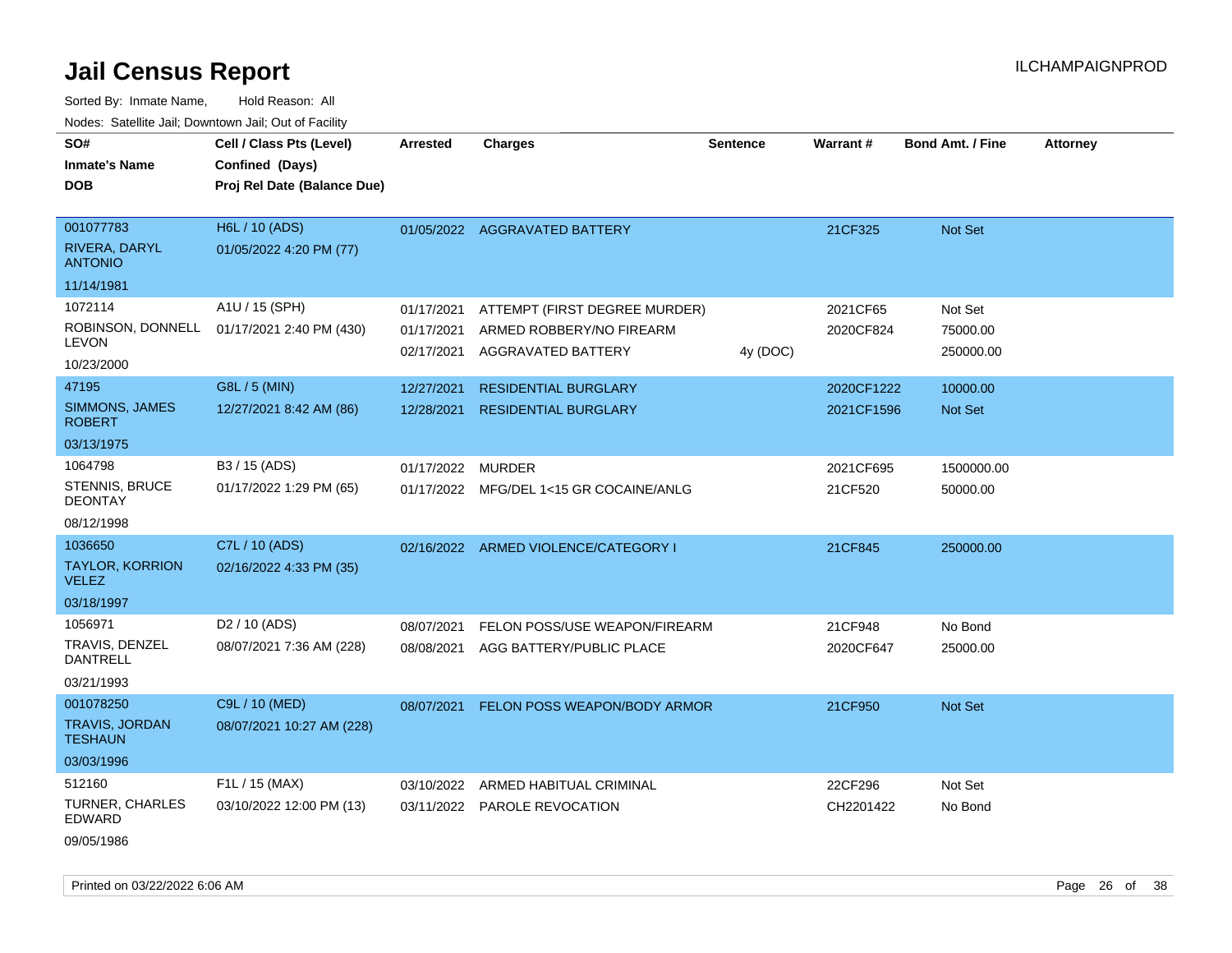# Jail Census Report

Sorted By: Inmate Name, Hold Reason: All

Nodes: Satellite Jail; Downtown Jail; Out of Facility

| SO# / Inmate's Name / DOB | Cell / Class Pts (Level) / Confined (Days) / Proj Rel Date (Balance Due) | Arrested | Charges | Sentence | Warrant # | Bond Amt. / Fine | Attorney |
|---|---|---|---|---|---|---|---|
| 001077783 RIVERA, DARYL ANTONIO 11/14/1981 | H6L / 10 (ADS) 01/05/2022 4:20 PM (77) | 01/05/2022 | AGGRAVATED BATTERY | | 21CF325 | Not Set | |
| 1072114 ROBINSON, DONNELL LEVON 10/23/2000 | A1U / 15 (SPH) 01/17/2021 2:40 PM (430) | 01/17/2021 | ATTEMPT (FIRST DEGREE MURDER) | | 2021CF65 | Not Set | |
| | | 01/17/2021 | ARMED ROBBERY/NO FIREARM | | 2020CF824 | 75000.00 | |
| | | 02/17/2021 | AGGRAVATED BATTERY | 4y (DOC) | | 250000.00 | |
| 47195 SIMMONS, JAMES ROBERT 03/13/1975 | G8L / 5 (MIN) 12/27/2021 8:42 AM (86) | 12/27/2021 | RESIDENTIAL BURGLARY | | 2020CF1222 | 10000.00 | |
| | | 12/28/2021 | RESIDENTIAL BURGLARY | | 2021CF1596 | Not Set | |
| 1064798 STENNIS, BRUCE DEONTAY 08/12/1998 | B3 / 15 (ADS) 01/17/2022 1:29 PM (65) | 01/17/2022 | MURDER | | 2021CF695 | 1500000.00 | |
| | | 01/17/2022 | MFG/DEL 1<15 GR COCAINE/ANLG | | 21CF520 | 50000.00 | |
| 1036650 TAYLOR, KORRION VELEZ 03/18/1997 | C7L / 10 (ADS) 02/16/2022 4:33 PM (35) | 02/16/2022 | ARMED VIOLENCE/CATEGORY I | | 21CF845 | 250000.00 | |
| 1056971 TRAVIS, DENZEL DANTRELL 03/21/1993 | D2 / 10 (ADS) 08/07/2021 7:36 AM (228) | 08/07/2021 | FELON POSS/USE WEAPON/FIREARM | | 21CF948 | No Bond | |
| | | 08/08/2021 | AGG BATTERY/PUBLIC PLACE | | 2020CF647 | 25000.00 | |
| 001078250 TRAVIS, JORDAN TESHAUN 03/03/1996 | C9L / 10 (MED) 08/07/2021 10:27 AM (228) | 08/07/2021 | FELON POSS WEAPON/BODY ARMOR | | 21CF950 | Not Set | |
| 512160 TURNER, CHARLES EDWARD 09/05/1986 | F1L / 15 (MAX) 03/10/2022 12:00 PM (13) | 03/10/2022 | ARMED HABITUAL CRIMINAL | | 22CF296 | Not Set | |
| | | 03/11/2022 | PAROLE REVOCATION | | CH2201422 | No Bond | |

Printed on 03/22/2022 6:06 AM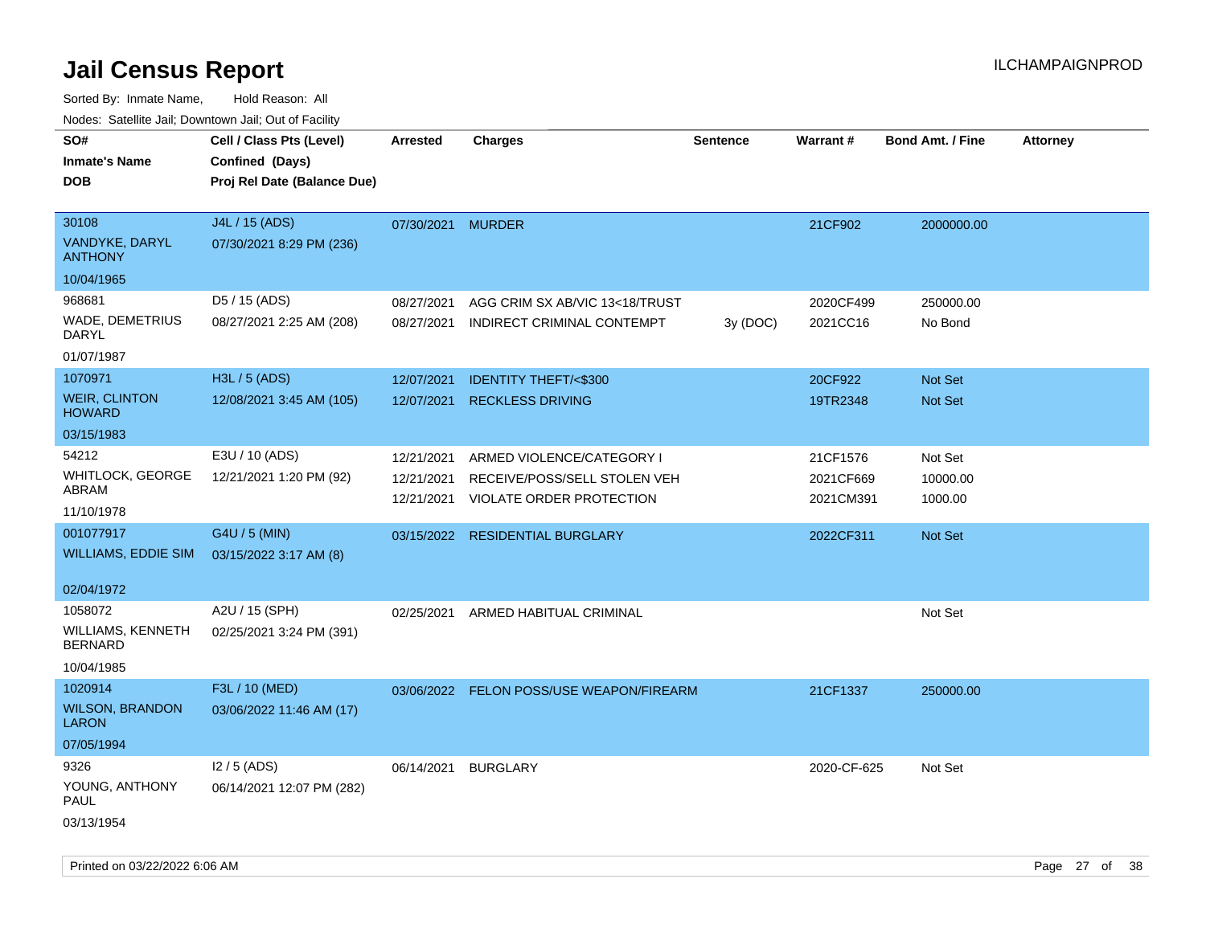# Jail Census Report

Sorted By: Inmate Name, Hold Reason: All

Nodes: Satellite Jail; Downtown Jail; Out of Facility

| SO# / Inmate's Name / DOB | Cell / Class Pts (Level) / Confined (Days) / Proj Rel Date (Balance Due) | Arrested | Charges | Sentence | Warrant # | Bond Amt. / Fine | Attorney |
|---|---|---|---|---|---|---|---|
| 30108<br>VANDYKE, DARYL ANTHONY<br>10/04/1965 | J4L / 15 (ADS)<br>07/30/2021 8:29 PM (236) | 07/30/2021 | MURDER | | 21CF902 | 2000000.00 | |
| 968681<br>WADE, DEMETRIUS DARYL<br>01/07/1987 | D5 / 15 (ADS)<br>08/27/2021 2:25 AM (208) | 08/27/2021 | AGG CRIM SX AB/VIC 13<18/TRUST | | 2020CF499 | 250000.00 | |
| | | 08/27/2021 | INDIRECT CRIMINAL CONTEMPT | 3y (DOC) | 2021CC16 | No Bond | |
| 1070971<br>WEIR, CLINTON HOWARD<br>03/15/1983 | H3L / 5 (ADS)<br>12/08/2021 3:45 AM (105) | 12/07/2021 | IDENTITY THEFT/<$300 | | 20CF922 | Not Set | |
| | | 12/07/2021 | RECKLESS DRIVING | | 19TR2348 | Not Set | |
| 54212<br>WHITLOCK, GEORGE ABRAM<br>11/10/1978 | E3U / 10 (ADS)<br>12/21/2021 1:20 PM (92) | 12/21/2021 | ARMED VIOLENCE/CATEGORY I | | 21CF1576 | Not Set | |
| | | 12/21/2021 | RECEIVE/POSS/SELL STOLEN VEH | | 2021CF669 | 10000.00 | |
| | | 12/21/2021 | VIOLATE ORDER PROTECTION | | 2021CM391 | 1000.00 | |
| 001077917<br>WILLIAMS, EDDIE SIM<br>02/04/1972 | G4U / 5 (MIN)<br>03/15/2022 3:17 AM (8) | 03/15/2022 | RESIDENTIAL BURGLARY | | 2022CF311 | Not Set | |
| 1058072<br>WILLIAMS, KENNETH BERNARD<br>10/04/1985 | A2U / 15 (SPH)<br>02/25/2021 3:24 PM (391) | 02/25/2021 | ARMED HABITUAL CRIMINAL | | | Not Set | |
| 1020914<br>WILSON, BRANDON LARON<br>07/05/1994 | F3L / 10 (MED)<br>03/06/2022 11:46 AM (17) | 03/06/2022 | FELON POSS/USE WEAPON/FIREARM | | 21CF1337 | 250000.00 | |
| 9326<br>YOUNG, ANTHONY PAUL<br>03/13/1954 | I2 / 5 (ADS)<br>06/14/2021 12:07 PM (282) | 06/14/2021 | BURGLARY | | 2020-CF-625 | Not Set | |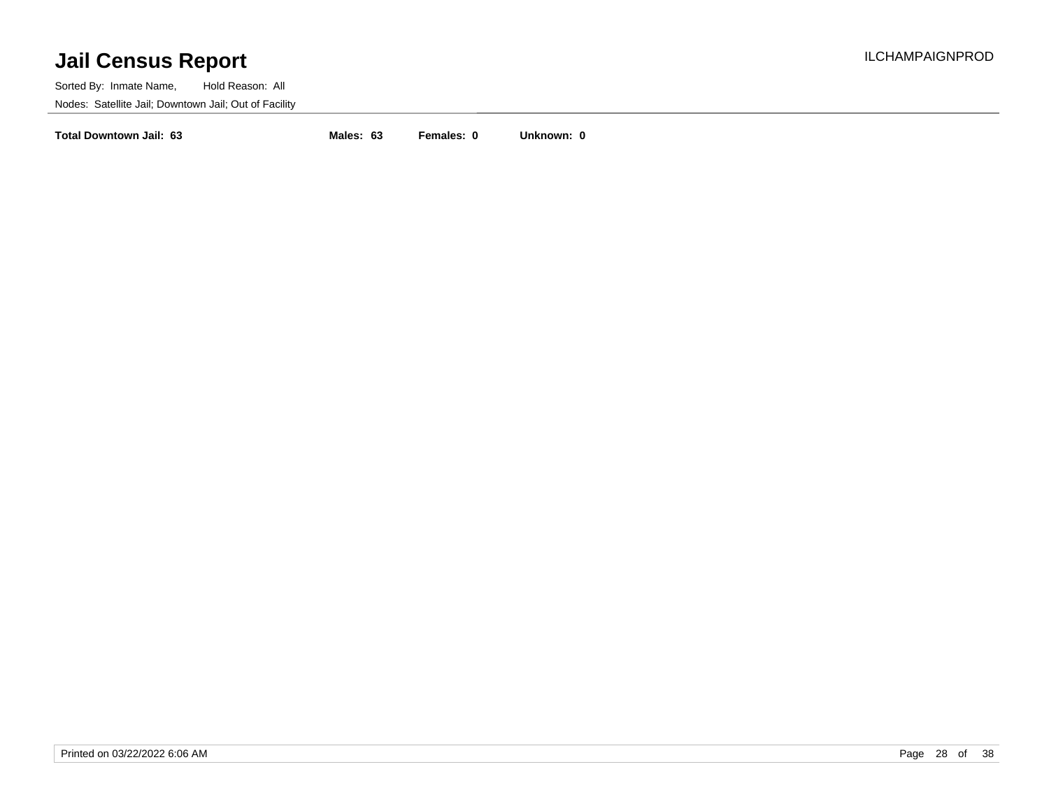# Jail Census Report

ILCHAMPAIGNPROD

Sorted By: Inmate Name, Hold Reason: All

Nodes: Satellite Jail; Downtown Jail; Out of Facility

**Total Downtown Jail: 63** **Males: 63** **Females: 0** **Unknown: 0**

Printed on 03/22/2022 6:06 AM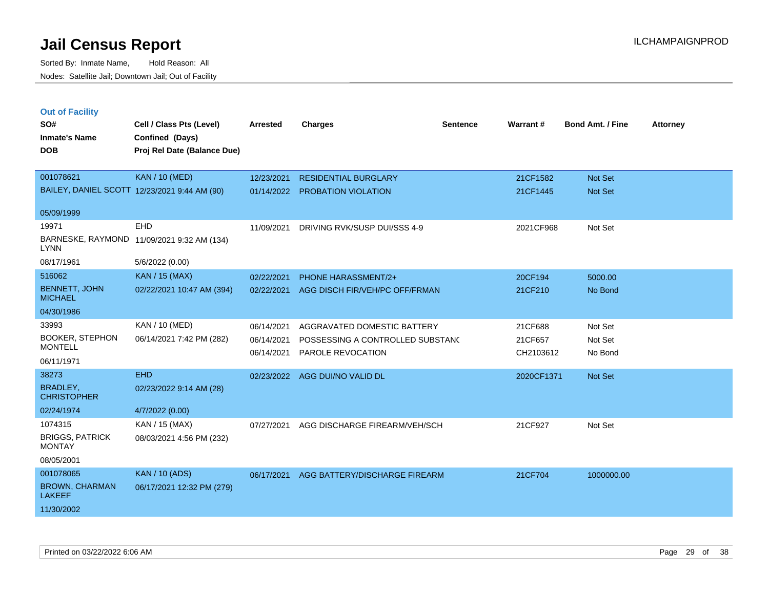# Jail Census Report

Sorted By: Inmate Name, Hold Reason: All

Nodes: Satellite Jail; Downtown Jail; Out of Facility

## Out of Facility

| SO# / Inmate's Name / DOB | Cell / Class Pts (Level) / Confined (Days) / Proj Rel Date (Balance Due) | Arrested | Charges | Sentence | Warrant # | Bond Amt. / Fine | Attorney |
|---|---|---|---|---|---|---|---|
| 001078621<br>BAILEY, DANIEL SCOTT<br>05/09/1999 | KAN / 10 (MED)<br>12/23/2021 9:44 AM (90) | 12/23/2021<br>01/14/2022 | RESIDENTIAL BURGLARY<br>PROBATION VIOLATION | | 21CF1582<br>21CF1445 | Not Set<br>Not Set | |
| 19971<br>BARNESKE, RAYMOND LYNN<br>08/17/1961 | EHD<br>11/09/2021 9:32 AM (134)<br>5/6/2022 (0.00) | 11/09/2021 | DRIVING RVK/SUSP DUI/SSS 4-9 | | 2021CF968 | Not Set | |
| 516062<br>BENNETT, JOHN MICHAEL<br>04/30/1986 | KAN / 15 (MAX)<br>02/22/2021 10:47 AM (394) | 02/22/2021<br>02/22/2021 | PHONE HARASSMENT/2+<br>AGG DISCH FIR/VEH/PC OFF/FRMAN | | 20CF194<br>21CF210 | 5000.00<br>No Bond | |
| 33993<br>BOOKER, STEPHON MONTELL<br>06/11/1971 | KAN / 10 (MED)<br>06/14/2021 7:42 PM (282) | 06/14/2021<br>06/14/2021<br>06/14/2021 | AGGRAVATED DOMESTIC BATTERY<br>POSSESSING A CONTROLLED SUBSTANC<br>PAROLE REVOCATION | | 21CF688<br>21CF657<br>CH2103612 | Not Set<br>Not Set<br>No Bond | |
| 38273<br>BRADLEY, CHRISTOPHER<br>02/24/1974 | EHD<br>02/23/2022 9:14 AM (28)<br>4/7/2022 (0.00) | 02/23/2022 | AGG DUI/NO VALID DL | | 2020CF1371 | Not Set | |
| 1074315<br>BRIGGS, PATRICK MONTAY<br>08/05/2001 | KAN / 15 (MAX)<br>08/03/2021 4:56 PM (232) | 07/27/2021 | AGG DISCHARGE FIREARM/VEH/SCH | | 21CF927 | Not Set | |
| 001078065<br>BROWN, CHARMAN LAKEEF<br>11/30/2002 | KAN / 10 (ADS)<br>06/17/2021 12:32 PM (279) | 06/17/2021 | AGG BATTERY/DISCHARGE FIREARM | | 21CF704 | 1000000.00 | |

Printed on 03/22/2022 6:06 AM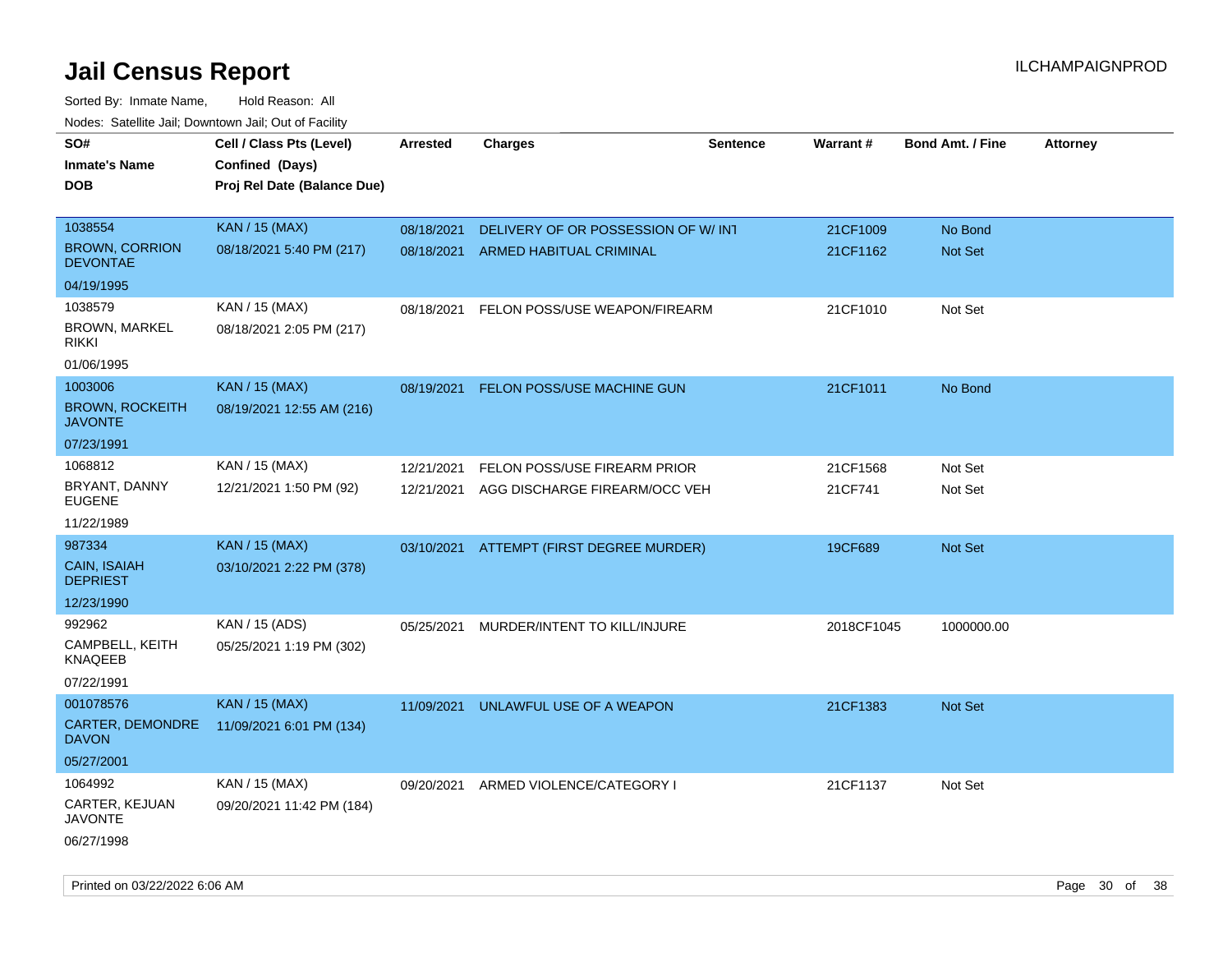# Jail Census Report

ILCHAMPAIGNPROD

Sorted By: Inmate Name, Hold Reason: All

Nodes: Satellite Jail; Downtown Jail; Out of Facility

| SO# / Inmate's Name / DOB | Cell / Class Pts (Level) / Confined (Days) / Proj Rel Date (Balance Due) | Arrested | Charges | Sentence | Warrant # | Bond Amt. / Fine | Attorney |
|---|---|---|---|---|---|---|---|
| 1038554<br>BROWN, CORRION DEVONTAE<br>04/19/1995 | KAN / 15 (MAX)<br>08/18/2021 5:40 PM (217) | 08/18/2021<br>08/18/2021 | DELIVERY OF OR POSSESSION OF W/ INT<br>ARMED HABITUAL CRIMINAL | | 21CF1009<br>21CF1162 | No Bond<br>Not Set | |
| 1038579<br>BROWN, MARKEL RIKKI<br>01/06/1995 | KAN / 15 (MAX)<br>08/18/2021 2:05 PM (217) | 08/18/2021 | FELON POSS/USE WEAPON/FIREARM | | 21CF1010 | Not Set | |
| 1003006<br>BROWN, ROCKEITH JAVONTE<br>07/23/1991 | KAN / 15 (MAX)<br>08/19/2021 12:55 AM (216) | 08/19/2021 | FELON POSS/USE MACHINE GUN | | 21CF1011 | No Bond | |
| 1068812<br>BRYANT, DANNY EUGENE<br>11/22/1989 | KAN / 15 (MAX)<br>12/21/2021 1:50 PM (92) | 12/21/2021<br>12/21/2021 | FELON POSS/USE FIREARM PRIOR<br>AGG DISCHARGE FIREARM/OCC VEH | | 21CF1568<br>21CF741 | Not Set<br>Not Set | |
| 987334<br>CAIN, ISAIAH DEPRIEST<br>12/23/1990 | KAN / 15 (MAX)<br>03/10/2021 2:22 PM (378) | 03/10/2021 | ATTEMPT (FIRST DEGREE MURDER) | | 19CF689 | Not Set | |
| 992962<br>CAMPBELL, KEITH KNAQEEB<br>07/22/1991 | KAN / 15 (ADS)<br>05/25/2021 1:19 PM (302) | 05/25/2021 | MURDER/INTENT TO KILL/INJURE | | 2018CF1045 | 1000000.00 | |
| 001078576<br>CARTER, DEMONDRE DAVON<br>05/27/2001 | KAN / 15 (MAX)<br>11/09/2021 6:01 PM (134) | 11/09/2021 | UNLAWFUL USE OF A WEAPON | | 21CF1383 | Not Set | |
| 1064992<br>CARTER, KEJUAN JAVONTE<br>06/27/1998 | KAN / 15 (MAX)<br>09/20/2021 11:42 PM (184) | 09/20/2021 | ARMED VIOLENCE/CATEGORY I | | 21CF1137 | Not Set | |

Printed on 03/22/2022 6:06 AM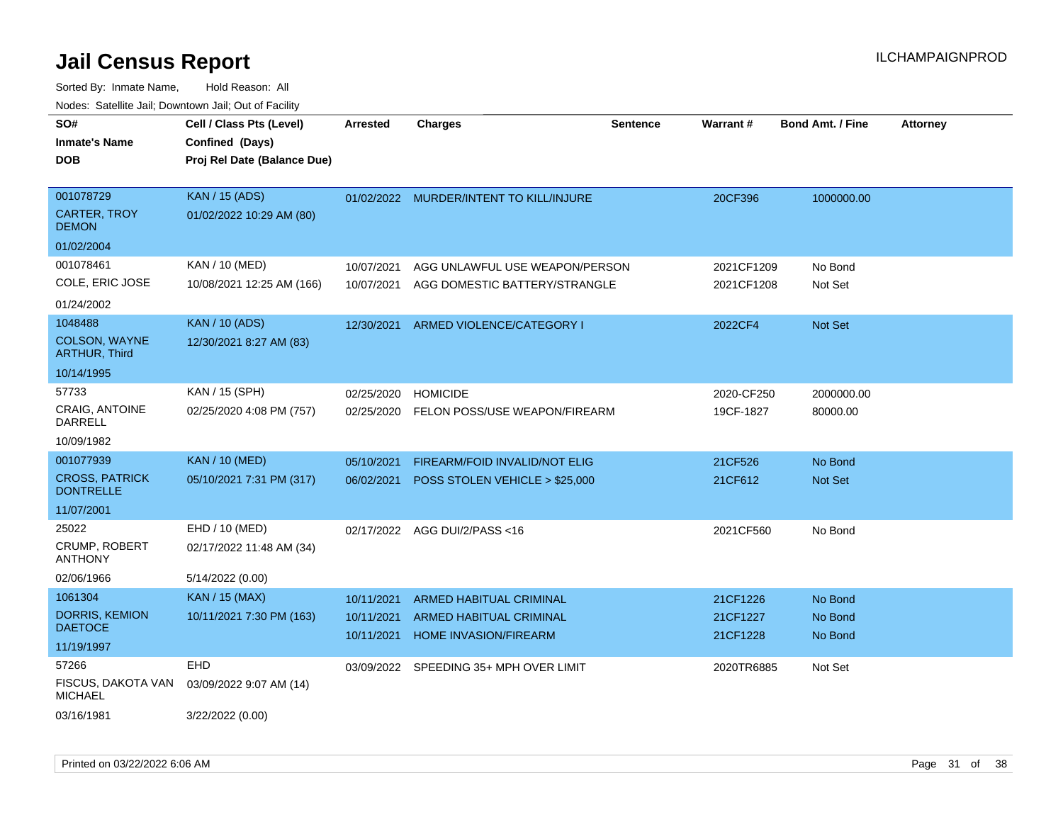# Jail Census Report

ILCHAMPAIGNPROD

Sorted By: Inmate Name, Hold Reason: All

Nodes: Satellite Jail; Downtown Jail; Out of Facility

| SO# / Inmate's Name / DOB | Cell / Class Pts (Level) / Confined (Days) / Proj Rel Date (Balance Due) | Arrested | Charges | Sentence | Warrant # | Bond Amt. / Fine | Attorney |
|---|---|---|---|---|---|---|---|
| 001078729<br>CARTER, TROY DEMON<br>01/02/2004 | KAN / 15 (ADS)<br>01/02/2022 10:29 AM (80) | 01/02/2022 | MURDER/INTENT TO KILL/INJURE | | 20CF396 | 1000000.00 | |
| 001078461<br>COLE, ERIC JOSE<br>01/24/2002 | KAN / 10 (MED)<br>10/08/2021 12:25 AM (166) | 10/07/2021<br>10/07/2021 | AGG UNLAWFUL USE WEAPON/PERSON<br>AGG DOMESTIC BATTERY/STRANGLE | | 2021CF1209<br>2021CF1208 | No Bond<br>Not Set | |
| 1048488<br>COLSON, WAYNE ARTHUR, Third<br>10/14/1995 | KAN / 10 (ADS)<br>12/30/2021 8:27 AM (83) | 12/30/2021 | ARMED VIOLENCE/CATEGORY I | | 2022CF4 | Not Set | |
| 57733<br>CRAIG, ANTOINE DARRELL<br>10/09/1982 | KAN / 15 (SPH)<br>02/25/2020 4:08 PM (757) | 02/25/2020<br>02/25/2020 | HOMICIDE<br>FELON POSS/USE WEAPON/FIREARM | | 2020-CF250<br>19CF-1827 | 2000000.00<br>80000.00 | |
| 001077939<br>CROSS, PATRICK DONTRELLE<br>11/07/2001 | KAN / 10 (MED)<br>05/10/2021 7:31 PM (317) | 05/10/2021<br>06/02/2021 | FIREARM/FOID INVALID/NOT ELIG<br>POSS STOLEN VEHICLE > $25,000 | | 21CF526<br>21CF612 | No Bond<br>Not Set | |
| 25022<br>CRUMP, ROBERT ANTHONY<br>02/06/1966 | EHD / 10 (MED)<br>02/17/2022 11:48 AM (34)<br>5/14/2022 (0.00) | 02/17/2022 | AGG DUI/2/PASS <16 | | 2021CF560 | No Bond | |
| 1061304<br>DORRIS, KEMION DAETOCE<br>11/19/1997 | KAN / 15 (MAX)<br>10/11/2021 7:30 PM (163) | 10/11/2021<br>10/11/2021<br>10/11/2021 | ARMED HABITUAL CRIMINAL<br>ARMED HABITUAL CRIMINAL<br>HOME INVASION/FIREARM | | 21CF1226<br>21CF1227<br>21CF1228 | No Bond<br>No Bond<br>No Bond | |
| 57266<br>FISCUS, DAKOTA VAN MICHAEL<br>03/16/1981 | EHD<br>03/09/2022 9:07 AM (14)<br>3/22/2022 (0.00) | 03/09/2022 | SPEEDING 35+ MPH OVER LIMIT | | 2020TR6885 | Not Set | |

Printed on 03/22/2022 6:06 AM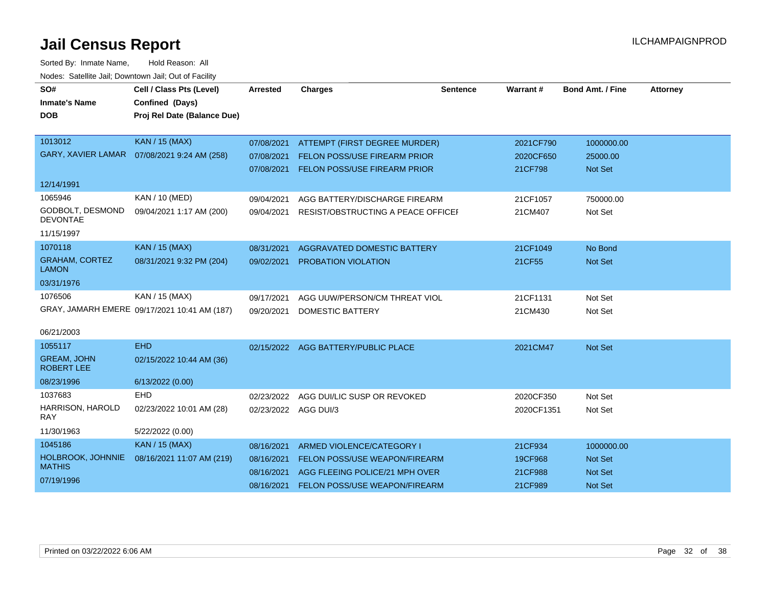# Jail Census Report

ILCHAMPAIGNPROD

Sorted By: Inmate Name, Hold Reason: All

Nodes: Satellite Jail; Downtown Jail; Out of Facility

| SO# / Inmate's Name / DOB | Cell / Class Pts (Level) / Confined (Days) / Proj Rel Date (Balance Due) | Arrested | Charges | Sentence | Warrant # | Bond Amt. / Fine | Attorney |
|---|---|---|---|---|---|---|---|
| 1013012 | KAN / 15 (MAX) | 07/08/2021 | ATTEMPT (FIRST DEGREE MURDER) | | 2021CF790 | 1000000.00 | |
| GARY, XAVIER LAMAR | 07/08/2021 9:24 AM (258) | 07/08/2021 | FELON POSS/USE FIREARM PRIOR | | 2020CF650 | 25000.00 | |
| 12/14/1991 | | 07/08/2021 | FELON POSS/USE FIREARM PRIOR | | 21CF798 | Not Set | |
| 1065946 | KAN / 10 (MED) | 09/04/2021 | AGG BATTERY/DISCHARGE FIREARM | | 21CF1057 | 750000.00 | |
| GODBOLT, DESMOND DEVONTAE | 09/04/2021 1:17 AM (200) | 09/04/2021 | RESIST/OBSTRUCTING A PEACE OFFICEI | | 21CM407 | Not Set | |
| 11/15/1997 | | | | | | | |
| 1070118 | KAN / 15 (MAX) | 08/31/2021 | AGGRAVATED DOMESTIC BATTERY | | 21CF1049 | No Bond | |
| GRAHAM, CORTEZ LAMON | 08/31/2021 9:32 PM (204) | 09/02/2021 | PROBATION VIOLATION | | 21CF55 | Not Set | |
| 03/31/1976 | | | | | | | |
| 1076506 | KAN / 15 (MAX) | 09/17/2021 | AGG UUW/PERSON/CM THREAT VIOL | | 21CF1131 | Not Set | |
| GRAY, JAMARH EMERE | 09/17/2021 10:41 AM (187) | 09/20/2021 | DOMESTIC BATTERY | | 21CM430 | Not Set | |
| 06/21/2003 | | | | | | | |
| 1055117 | EHD | 02/15/2022 | AGG BATTERY/PUBLIC PLACE | | 2021CM47 | Not Set | |
| GREAM, JOHN ROBERT LEE | 02/15/2022 10:44 AM (36) | | | | | | |
| 08/23/1996 | 6/13/2022 (0.00) | | | | | | |
| 1037683 | EHD | 02/23/2022 | AGG DUI/LIC SUSP OR REVOKED | | 2020CF350 | Not Set | |
| HARRISON, HAROLD RAY | 02/23/2022 10:01 AM (28) | 02/23/2022 | AGG DUI/3 | | 2020CF1351 | Not Set | |
| 11/30/1963 | 5/22/2022 (0.00) | | | | | | |
| 1045186 | KAN / 15 (MAX) | 08/16/2021 | ARMED VIOLENCE/CATEGORY I | | 21CF934 | 1000000.00 | |
| HOLBROOK, JOHNNIE MATHIS | 08/16/2021 11:07 AM (219) | 08/16/2021 | FELON POSS/USE WEAPON/FIREARM | | 19CF968 | Not Set | |
| 07/19/1996 | | 08/16/2021 | AGG FLEEING POLICE/21 MPH OVER | | 21CF988 | Not Set | |
| | | 08/16/2021 | FELON POSS/USE WEAPON/FIREARM | | 21CF989 | Not Set | |

Printed on 03/22/2022 6:06 AM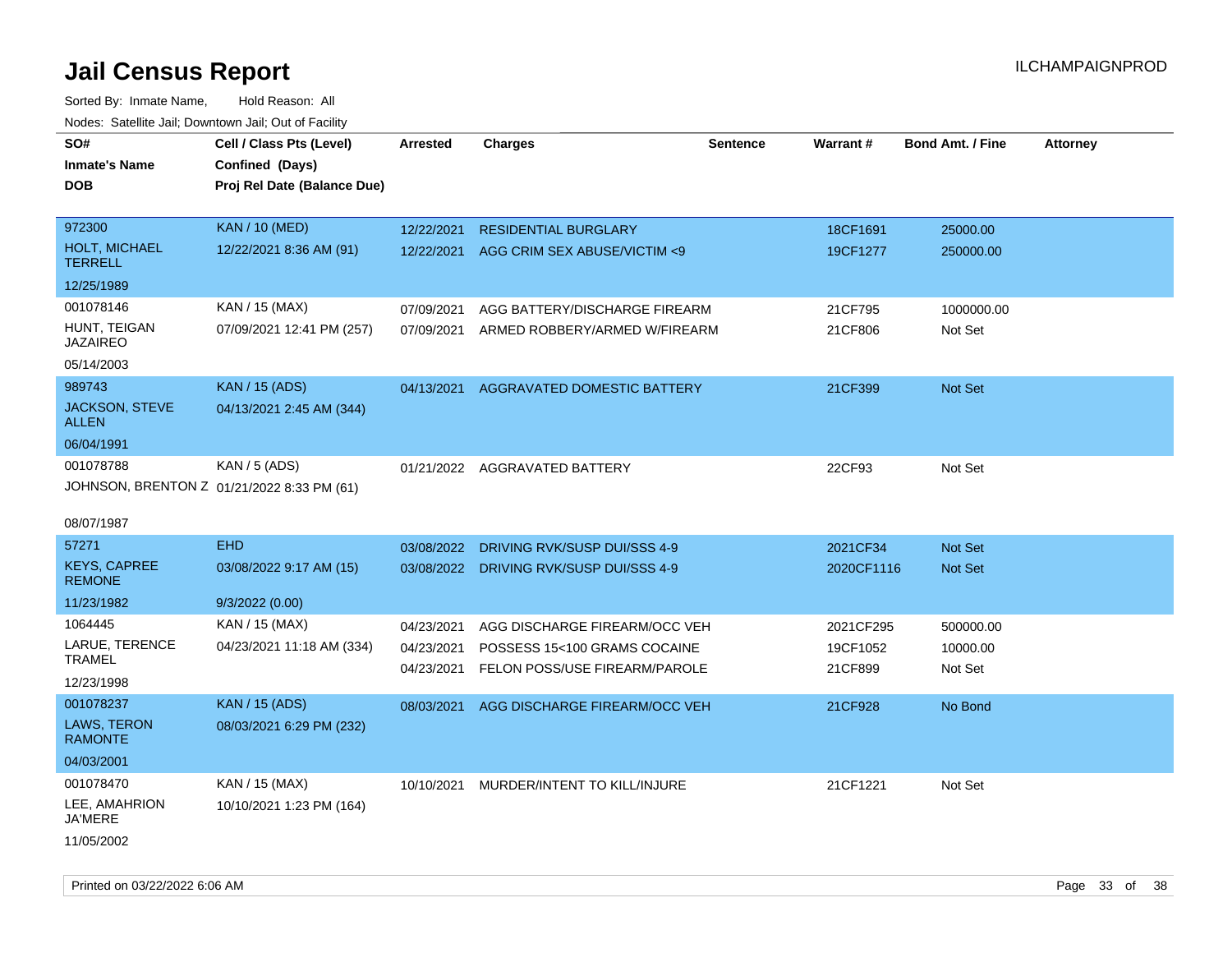# Jail Census Report

ILCHAMPAIGNPROD

Sorted By: Inmate Name, Hold Reason: All

Nodes: Satellite Jail; Downtown Jail; Out of Facility

| SO# / Inmate's Name / DOB | Cell / Class Pts (Level) / Confined (Days) / Proj Rel Date (Balance Due) | Arrested | Charges | Sentence | Warrant # | Bond Amt. / Fine | Attorney |
|---|---|---|---|---|---|---|---|
| 972300<br>HOLT, MICHAEL TERRELL<br>12/25/1989 | KAN / 10 (MED)<br>12/22/2021 8:36 AM (91) | 12/22/2021 | RESIDENTIAL BURGLARY | | 18CF1691 | 25000.00 | |
| | | 12/22/2021 | AGG CRIM SEX ABUSE/VICTIM <9 | | 19CF1277 | 250000.00 | |
| 001078146<br>HUNT, TEIGAN JAZAIREO<br>05/14/2003 | KAN / 15 (MAX)<br>07/09/2021 12:41 PM (257) | 07/09/2021 | AGG BATTERY/DISCHARGE FIREARM | | 21CF795 | 1000000.00 | |
| | | 07/09/2021 | ARMED ROBBERY/ARMED W/FIREARM | | 21CF806 | Not Set | |
| 989743<br>JACKSON, STEVE ALLEN<br>06/04/1991 | KAN / 15 (ADS)<br>04/13/2021 2:45 AM (344) | 04/13/2021 | AGGRAVATED DOMESTIC BATTERY | | 21CF399 | Not Set | |
| 001078788<br>JOHNSON, BRENTON Z<br>08/07/1987 | KAN / 5 (ADS)<br>01/21/2022 8:33 PM (61) | 01/21/2022 | AGGRAVATED BATTERY | | 22CF93 | Not Set | |
| 57271<br>KEYS, CAPREE REMONE<br>11/23/1982 | EHD<br>03/08/2022 9:17 AM (15)<br>9/3/2022 (0.00) | 03/08/2022 | DRIVING RVK/SUSP DUI/SSS 4-9 | | 2021CF34 | Not Set | |
| | | 03/08/2022 | DRIVING RVK/SUSP DUI/SSS 4-9 | | 2020CF1116 | Not Set | |
| 1064445<br>LARUE, TERENCE TRAMEL<br>12/23/1998 | KAN / 15 (MAX)<br>04/23/2021 11:18 AM (334) | 04/23/2021 | AGG DISCHARGE FIREARM/OCC VEH | | 2021CF295 | 500000.00 | |
| | | 04/23/2021 | POSSESS 15<100 GRAMS COCAINE | | 19CF1052 | 10000.00 | |
| | | 04/23/2021 | FELON POSS/USE FIREARM/PAROLE | | 21CF899 | Not Set | |
| 001078237<br>LAWS, TERON RAMONTE<br>04/03/2001 | KAN / 15 (ADS)<br>08/03/2021 6:29 PM (232) | 08/03/2021 | AGG DISCHARGE FIREARM/OCC VEH | | 21CF928 | No Bond | |
| 001078470<br>LEE, AMAHRION JA'MERE<br>11/05/2002 | KAN / 15 (MAX)<br>10/10/2021 1:23 PM (164) | 10/10/2021 | MURDER/INTENT TO KILL/INJURE | | 21CF1221 | Not Set | |

Printed on 03/22/2022 6:06 AM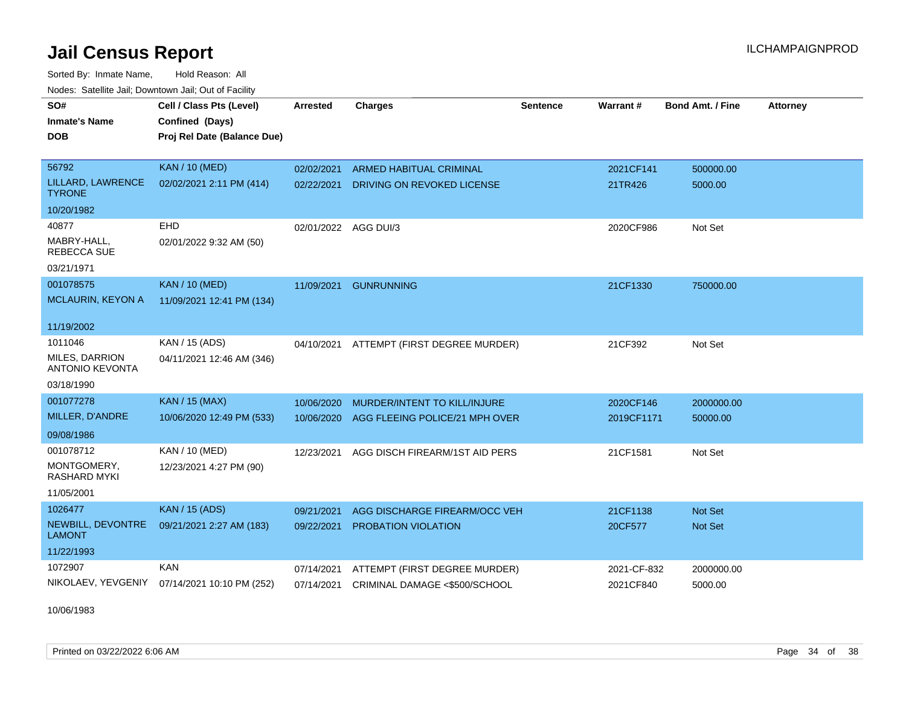# Jail Census Report

ILCHAMPAIGNPROD

Sorted By: Inmate Name, Hold Reason: All

Nodes: Satellite Jail; Downtown Jail; Out of Facility

| SO# / Inmate's Name / DOB | Cell / Class Pts (Level) / Confined (Days) / Proj Rel Date (Balance Due) | Arrested | Charges | Sentence | Warrant # | Bond Amt. / Fine | Attorney |
|---|---|---|---|---|---|---|---|
| 56792<br>LILLARD, LAWRENCE TYRONE<br>10/20/1982 | KAN / 10 (MED)<br>02/02/2021 2:11 PM (414) | 02/02/2021<br>02/22/2021 | ARMED HABITUAL CRIMINAL<br>DRIVING ON REVOKED LICENSE | | 2021CF141<br>21TR426 | 500000.00<br>5000.00 | |
| 40877<br>MABRY-HALL, REBECCA SUE<br>03/21/1971 | EHD<br>02/01/2022 9:32 AM (50) | 02/01/2022 | AGG DUI/3 | | 2020CF986 | Not Set | |
| 001078575<br>MCLAURIN, KEYON A<br>11/19/2002 | KAN / 10 (MED)<br>11/09/2021 12:41 PM (134) | 11/09/2021 | GUNRUNNING | | 21CF1330 | 750000.00 | |
| 1011046<br>MILES, DARRION ANTONIO KEVONTA<br>03/18/1990 | KAN / 15 (ADS)<br>04/11/2021 12:46 AM (346) | 04/10/2021 | ATTEMPT (FIRST DEGREE MURDER) | | 21CF392 | Not Set | |
| 001077278<br>MILLER, D'ANDRE<br>09/08/1986 | KAN / 15 (MAX)<br>10/06/2020 12:49 PM (533) | 10/06/2020<br>10/06/2020 | MURDER/INTENT TO KILL/INJURE<br>AGG FLEEING POLICE/21 MPH OVER | | 2020CF146<br>2019CF1171 | 2000000.00<br>50000.00 | |
| 001078712<br>MONTGOMERY, RASHARD MYKI<br>11/05/2001 | KAN / 10 (MED)<br>12/23/2021 4:27 PM (90) | 12/23/2021 | AGG DISCH FIREARM/1ST AID PERS | | 21CF1581 | Not Set | |
| 1026477<br>NEWBILL, DEVONTRE LAMONT<br>11/22/1993 | KAN / 15 (ADS)<br>09/21/2021 2:27 AM (183) | 09/21/2021<br>09/22/2021 | AGG DISCHARGE FIREARM/OCC VEH<br>PROBATION VIOLATION | | 21CF1138<br>20CF577 | Not Set<br>Not Set | |
| 1072907<br>NIKOLAEV, YEVGENIY<br>10/06/1983 | KAN<br>07/14/2021 10:10 PM (252) | 07/14/2021<br>07/14/2021 | ATTEMPT (FIRST DEGREE MURDER)<br>CRIMINAL DAMAGE <$500/SCHOOL | | 2021-CF-832<br>2021CF840 | 2000000.00<br>5000.00 | |

Printed on 03/22/2022 6:06 AM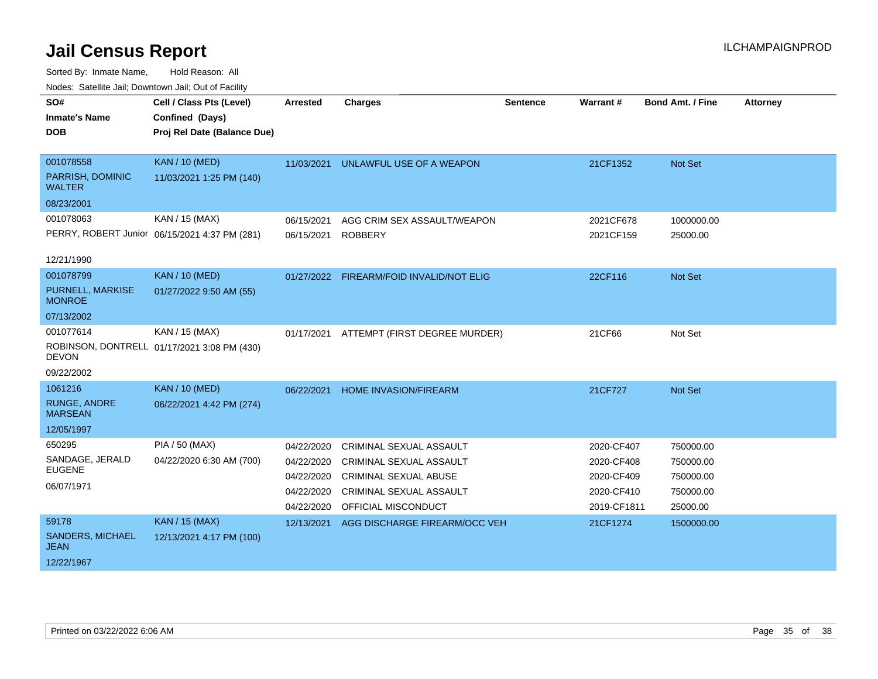# Jail Census Report

Sorted By: Inmate Name, Hold Reason: All

Nodes: Satellite Jail; Downtown Jail; Out of Facility

ILCHAMPAIGNPROD

| SO# / Inmate's Name / DOB | Cell / Class Pts (Level) / Confined (Days) / Proj Rel Date (Balance Due) | Arrested | Charges | Sentence | Warrant # | Bond Amt. / Fine | Attorney |
|---|---|---|---|---|---|---|---|
| 001078558 PARRISH, DOMINIC WALTER 08/23/2001 | KAN / 10 (MED) 11/03/2021 1:25 PM (140) | 11/03/2021 | UNLAWFUL USE OF A WEAPON | | 21CF1352 | Not Set | |
| 001078063 PERRY, ROBERT Junior 12/21/1990 | KAN / 15 (MAX) 06/15/2021 4:37 PM (281) | 06/15/2021 | AGG CRIM SEX ASSAULT/WEAPON | | 2021CF678 | 1000000.00 | |
| | | 06/15/2021 | ROBBERY | | 2021CF159 | 25000.00 | |
| 001078799 PURNELL, MARKISE MONROE 07/13/2002 | KAN / 10 (MED) 01/27/2022 9:50 AM (55) | 01/27/2022 | FIREARM/FOID INVALID/NOT ELIG | | 22CF116 | Not Set | |
| 001077614 ROBINSON, DONTRELL DEVON 09/22/2002 | KAN / 15 (MAX) 01/17/2021 3:08 PM (430) | 01/17/2021 | ATTEMPT (FIRST DEGREE MURDER) | | 21CF66 | Not Set | |
| 1061216 RUNGE, ANDRE MARSEAN 12/05/1997 | KAN / 10 (MED) 06/22/2021 4:42 PM (274) | 06/22/2021 | HOME INVASION/FIREARM | | 21CF727 | Not Set | |
| 650295 SANDAGE, JERALD EUGENE 06/07/1971 | PIA / 50 (MAX) 04/22/2020 6:30 AM (700) | 04/22/2020 | CRIMINAL SEXUAL ASSAULT | | 2020-CF407 | 750000.00 | |
| | | 04/22/2020 | CRIMINAL SEXUAL ASSAULT | | 2020-CF408 | 750000.00 | |
| | | 04/22/2020 | CRIMINAL SEXUAL ABUSE | | 2020-CF409 | 750000.00 | |
| | | 04/22/2020 | CRIMINAL SEXUAL ASSAULT | | 2020-CF410 | 750000.00 | |
| | | 04/22/2020 | OFFICIAL MISCONDUCT | | 2019-CF1811 | 25000.00 | |
| 59178 SANDERS, MICHAEL JEAN 12/22/1967 | KAN / 15 (MAX) 12/13/2021 4:17 PM (100) | 12/13/2021 | AGG DISCHARGE FIREARM/OCC VEH | | 21CF1274 | 1500000.00 | |

Printed on 03/22/2022 6:06 AM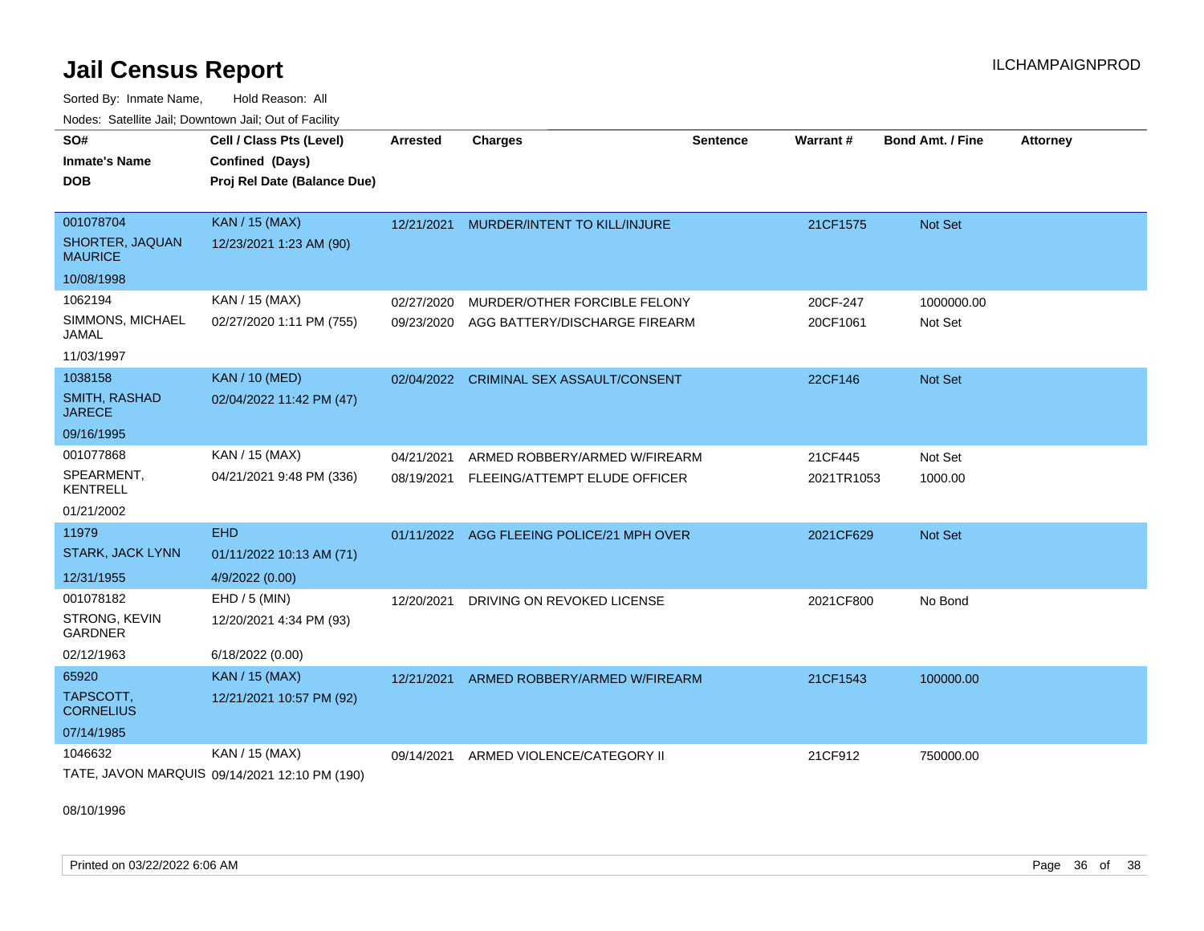# Jail Census Report

ILCHAMPAIGNPROD

Sorted By: Inmate Name, Hold Reason: All

Nodes: Satellite Jail; Downtown Jail; Out of Facility

| SO# / Inmate's Name / DOB | Cell / Class Pts (Level) / Confined (Days) / Proj Rel Date (Balance Due) | Arrested | Charges | Sentence | Warrant # | Bond Amt. / Fine | Attorney |
|---|---|---|---|---|---|---|---|
| 001078704 SHORTER, JAQUAN MAURICE 10/08/1998 | KAN / 15 (MAX) 12/23/2021 1:23 AM (90) | 12/21/2021 | MURDER/INTENT TO KILL/INJURE | | 21CF1575 | Not Set | |
| 1062194 SIMMONS, MICHAEL JAMAL 11/03/1997 | KAN / 15 (MAX) 02/27/2020 1:11 PM (755) | 02/27/2020 | MURDER/OTHER FORCIBLE FELONY | | 20CF-247 | 1000000.00 | |
| | | 09/23/2020 | AGG BATTERY/DISCHARGE FIREARM | | 20CF1061 | Not Set | |
| 1038158 SMITH, RASHAD JARECE 09/16/1995 | KAN / 10 (MED) 02/04/2022 11:42 PM (47) | 02/04/2022 | CRIMINAL SEX ASSAULT/CONSENT | | 22CF146 | Not Set | |
| 001077868 SPEARMENT, KENTRELL 01/21/2002 | KAN / 15 (MAX) 04/21/2021 9:48 PM (336) | 04/21/2021 | ARMED ROBBERY/ARMED W/FIREARM | | 21CF445 | Not Set | |
| | | 08/19/2021 | FLEEING/ATTEMPT ELUDE OFFICER | | 2021TR1053 | 1000.00 | |
| 11979 STARK, JACK LYNN 12/31/1955 | EHD 01/11/2022 10:13 AM (71) 4/9/2022 (0.00) | 01/11/2022 | AGG FLEEING POLICE/21 MPH OVER | | 2021CF629 | Not Set | |
| 001078182 STRONG, KEVIN GARDNER 02/12/1963 | EHD / 5 (MIN) 12/20/2021 4:34 PM (93) 6/18/2022 (0.00) | 12/20/2021 | DRIVING ON REVOKED LICENSE | | 2021CF800 | No Bond | |
| 65920 TAPSCOTT, CORNELIUS 07/14/1985 | KAN / 15 (MAX) 12/21/2021 10:57 PM (92) | 12/21/2021 | ARMED ROBBERY/ARMED W/FIREARM | | 21CF1543 | 100000.00 | |
| 1046632 TATE, JAVON MARQUIS 08/10/1996 | KAN / 15 (MAX) 09/14/2021 12:10 PM (190) | 09/14/2021 | ARMED VIOLENCE/CATEGORY II | | 21CF912 | 750000.00 | |

Printed on 03/22/2022 6:06 AM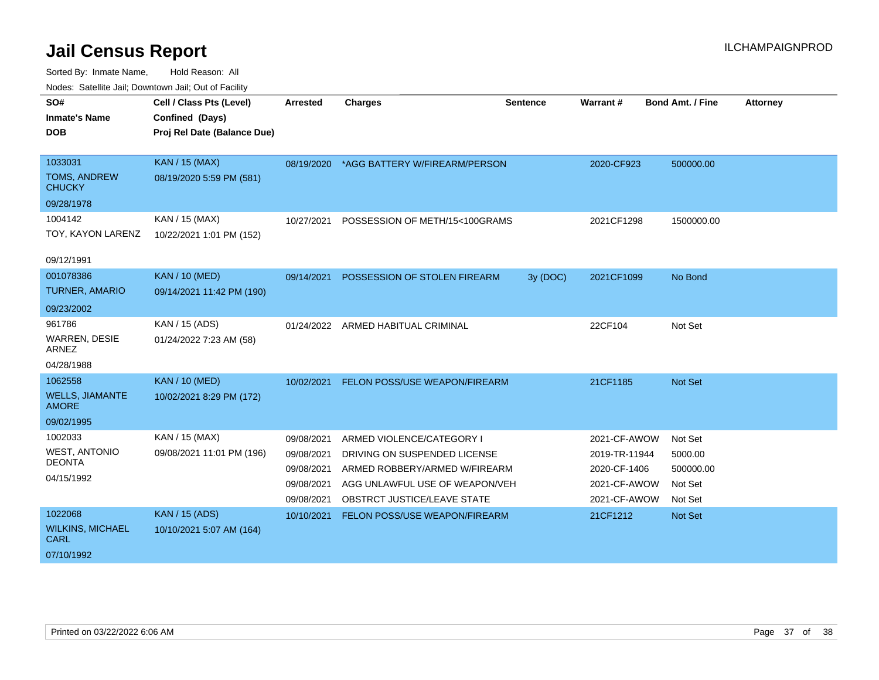# Jail Census Report

ILCHAMPAIGNPROD

Sorted By: Inmate Name, Hold Reason: All

Nodes: Satellite Jail; Downtown Jail; Out of Facility

| SO# / Inmate's Name / DOB | Cell / Class Pts (Level) / Confined (Days) / Proj Rel Date (Balance Due) | Arrested | Charges | Sentence | Warrant # | Bond Amt. / Fine | Attorney |
|---|---|---|---|---|---|---|---|
| 1033031 TOMS, ANDREW CHUCKY 09/28/1978 | KAN / 15 (MAX) 08/19/2020 5:59 PM (581) | 08/19/2020 | *AGG BATTERY W/FIREARM/PERSON | | 2020-CF923 | 500000.00 | |
| 1004142 TOY, KAYON LARENZ 09/12/1991 | KAN / 15 (MAX) 10/22/2021 1:01 PM (152) | 10/27/2021 | POSSESSION OF METH/15<100GRAMS | | 2021CF1298 | 1500000.00 | |
| 001078386 TURNER, AMARIO 09/23/2002 | KAN / 10 (MED) 09/14/2021 11:42 PM (190) | 09/14/2021 | POSSESSION OF STOLEN FIREARM | 3y (DOC) | 2021CF1099 | No Bond | |
| 961786 WARREN, DESIE ARNEZ 04/28/1988 | KAN / 15 (ADS) 01/24/2022 7:23 AM (58) | 01/24/2022 | ARMED HABITUAL CRIMINAL | | 22CF104 | Not Set | |
| 1062558 WELLS, JIAMANTE AMORE 09/02/1995 | KAN / 10 (MED) 10/02/2021 8:29 PM (172) | 10/02/2021 | FELON POSS/USE WEAPON/FIREARM | | 21CF1185 | Not Set | |
| 1002033 WEST, ANTONIO DEONTA 04/15/1992 | KAN / 15 (MAX) 09/08/2021 11:01 PM (196) | 09/08/2021 | ARMED VIOLENCE/CATEGORY I | | 2021-CF-AWOW | Not Set | |
| | | 09/08/2021 | DRIVING ON SUSPENDED LICENSE | | 2019-TR-11944 | 5000.00 | |
| | | 09/08/2021 | ARMED ROBBERY/ARMED W/FIREARM | | 2020-CF-1406 | 500000.00 | |
| | | 09/08/2021 | AGG UNLAWFUL USE OF WEAPON/VEH | | 2021-CF-AWOW | Not Set | |
| | | 09/08/2021 | OBSTRCT JUSTICE/LEAVE STATE | | 2021-CF-AWOW | Not Set | |
| 1022068 WILKINS, MICHAEL CARL 07/10/1992 | KAN / 15 (ADS) 10/10/2021 5:07 AM (164) | 10/10/2021 | FELON POSS/USE WEAPON/FIREARM | | 21CF1212 | Not Set | |

Printed on 03/22/2022 6:06 AM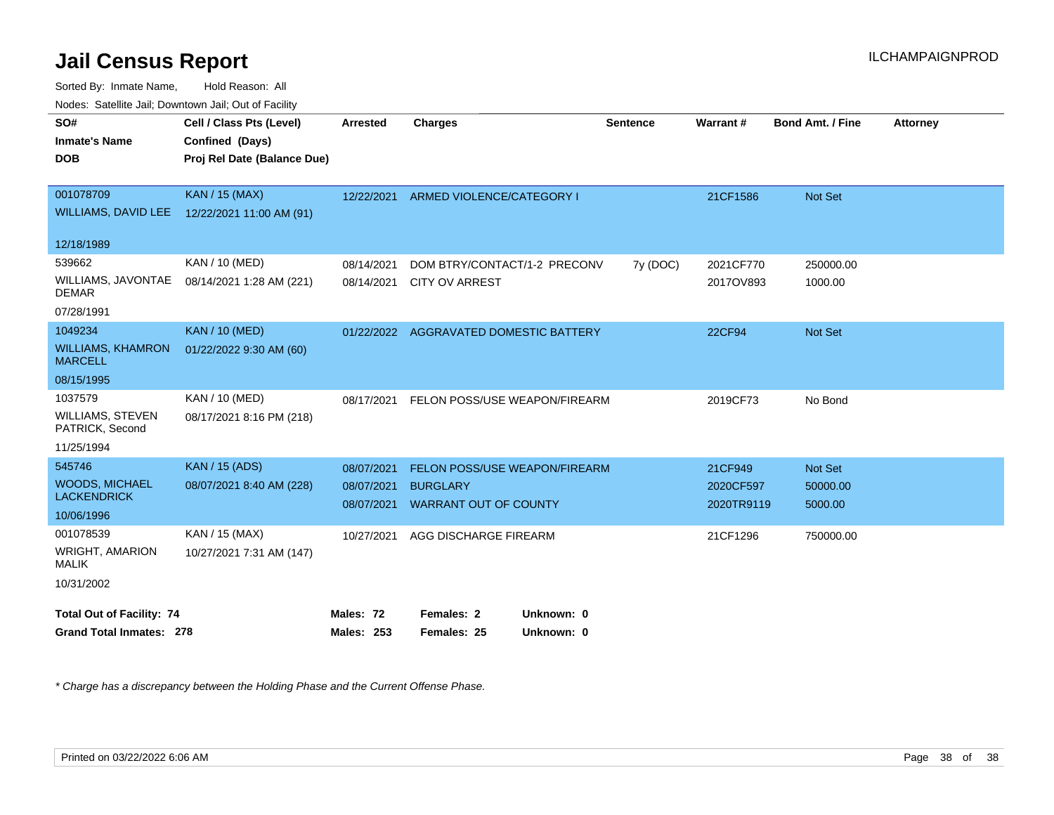# Jail Census Report

ILCHAMPAIGNPROD

Sorted By: Inmate Name, Hold Reason: All

Nodes: Satellite Jail; Downtown Jail; Out of Facility

| SO# / Inmate's Name / DOB | Cell / Class Pts (Level) / Confined (Days) / Proj Rel Date (Balance Due) | Arrested | Charges | Sentence | Warrant # | Bond Amt. / Fine | Attorney |
|---|---|---|---|---|---|---|---|
| 001078709<br>WILLIAMS, DAVID LEE<br>12/18/1989 | KAN / 15 (MAX)<br>12/22/2021 11:00 AM (91) | 12/22/2021 | ARMED VIOLENCE/CATEGORY I | | 21CF1586 | Not Set | |
| 539662<br>WILLIAMS, JAVONTAE DEMAR<br>07/28/1991 | KAN / 10 (MED)<br>08/14/2021 1:28 AM (221) | 08/14/2021<br>08/14/2021 | DOM BTRY/CONTACT/1-2 PRECONV<br>CITY OV ARREST | 7y (DOC) | 2021CF770<br>2017OV893 | 250000.00<br>1000.00 | |
| 1049234<br>WILLIAMS, KHAMRON MARCELL<br>08/15/1995 | KAN / 10 (MED)<br>01/22/2022 9:30 AM (60) | 01/22/2022 | AGGRAVATED DOMESTIC BATTERY | | 22CF94 | Not Set | |
| 1037579<br>WILLIAMS, STEVEN PATRICK, Second<br>11/25/1994 | KAN / 10 (MED)<br>08/17/2021 8:16 PM (218) | 08/17/2021 | FELON POSS/USE WEAPON/FIREARM | | 2019CF73 | No Bond | |
| 545746<br>WOODS, MICHAEL LACKENDRICK<br>10/06/1996 | KAN / 15 (ADS)<br>08/07/2021 8:40 AM (228) | 08/07/2021<br>08/07/2021<br>08/07/2021 | FELON POSS/USE WEAPON/FIREARM<br>BURGLARY<br>WARRANT OUT OF COUNTY | | 21CF949<br>2020CF597<br>2020TR9119 | Not Set<br>50000.00<br>5000.00 | |
| 001078539<br>WRIGHT, AMARION MALIK<br>10/31/2002 | KAN / 15 (MAX)<br>10/27/2021 7:31 AM (147) | 10/27/2021 | AGG DISCHARGE FIREARM | | 21CF1296 | 750000.00 | |

| | | | |
|---|---|---|---|
| **Total Out of Facility: 74** | **Males: 72** | **Females: 2** | **Unknown: 0** |
| **Grand Total Inmates: 278** | **Males: 253** | **Females: 25** | **Unknown: 0** |

*\* Charge has a discrepancy between the Holding Phase and the Current Offense Phase.*

Printed on 03/22/2022 6:06 AM